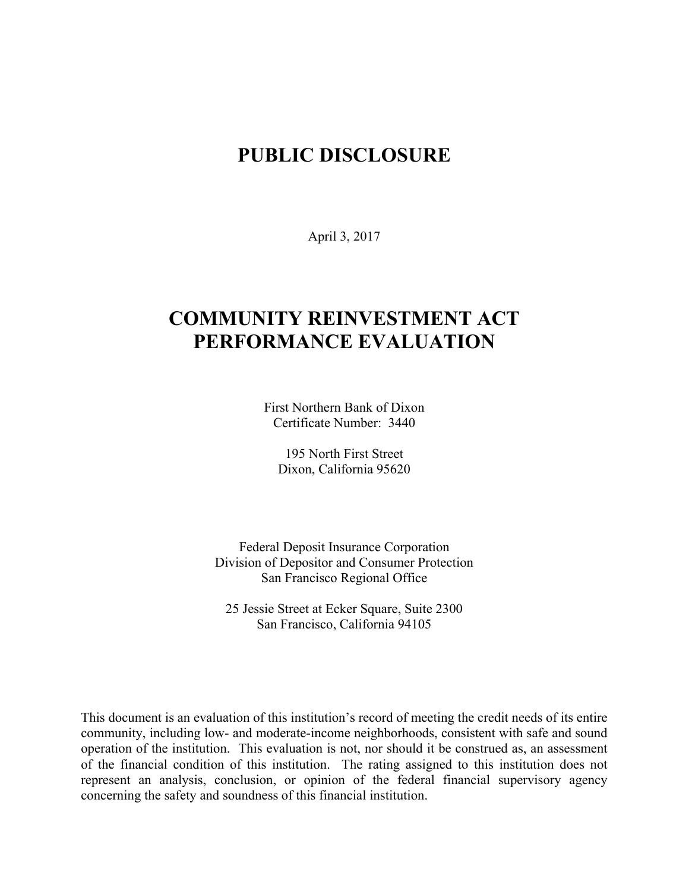# PUBLIC DISCLOSURE

April 3, 2017

# COMMUNITY REINVESTMENT ACT PERFORMANCE EVALUATION

First Northern Bank of Dixon
Certificate Number: 3440

195 North First Street
Dixon, California 95620

Federal Deposit Insurance Corporation
Division of Depositor and Consumer Protection
San Francisco Regional Office

25 Jessie Street at Ecker Square, Suite 2300
San Francisco, California 94105

This document is an evaluation of this institution's record of meeting the credit needs of its entire community, including low- and moderate-income neighborhoods, consistent with safe and sound operation of the institution. This evaluation is not, nor should it be construed as, an assessment of the financial condition of this institution. The rating assigned to this institution does not represent an analysis, conclusion, or opinion of the federal financial supervisory agency concerning the safety and soundness of this financial institution.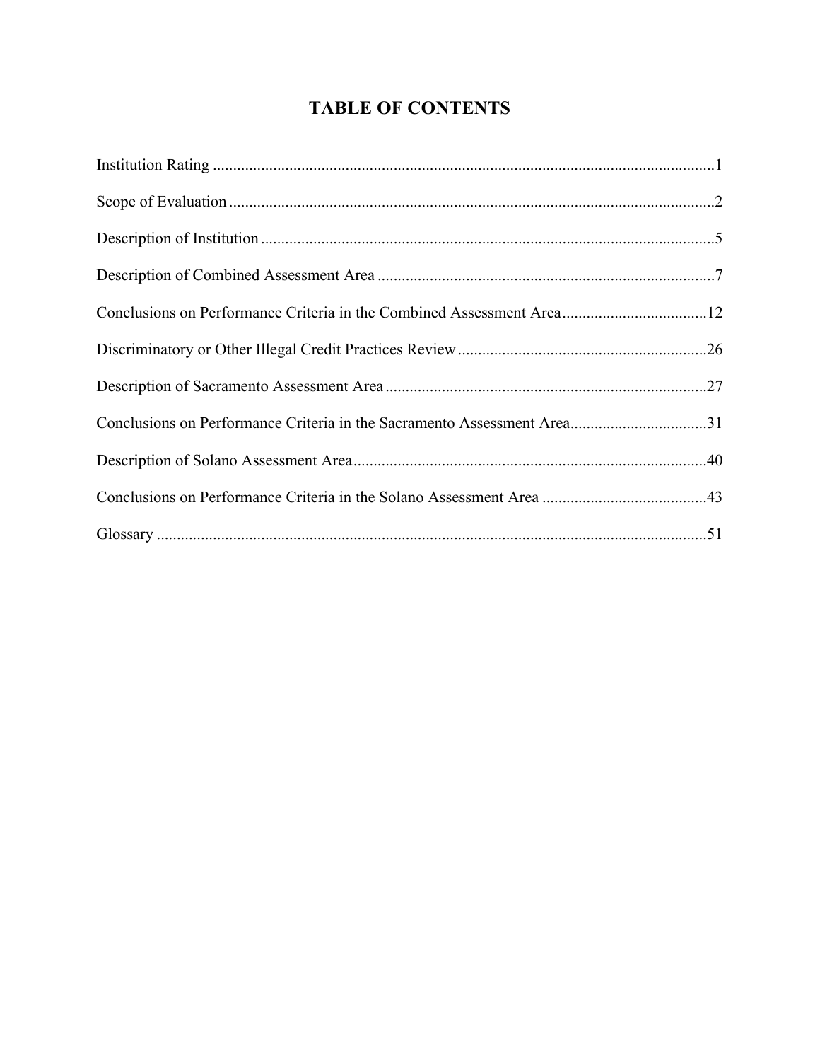# TABLE OF CONTENTS

Institution Rating ............................................................................................................................1

Scope of Evaluation ..........................................................................................................................2

Description of Institution ..................................................................................................................5

Description of Combined Assessment Area ......................................................................................7

Conclusions on Performance Criteria in the Combined Assessment Area......................................12

Discriminatory or Other Illegal Credit Practices Review ...............................................................26

Description of Sacramento Assessment Area .................................................................................27

Conclusions on Performance Criteria in the Sacramento Assessment Area...................................31

Description of Solano Assessment Area.........................................................................................40

Conclusions on Performance Criteria in the Solano Assessment Area ..........................................43

Glossary ..........................................................................................................................................51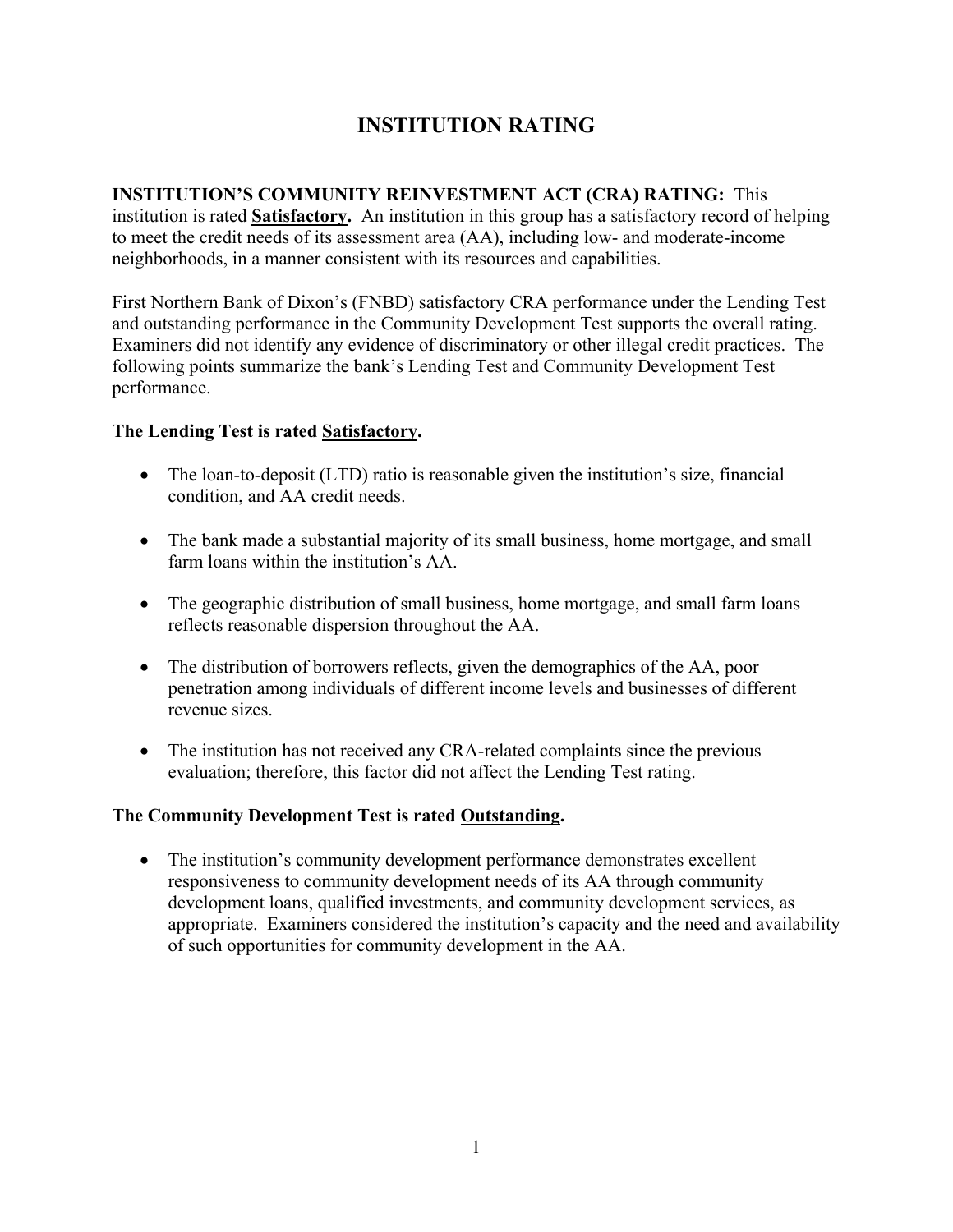# INSTITUTION RATING

**INSTITUTION'S COMMUNITY REINVESTMENT ACT (CRA) RATING:** This institution is rated **<u>Satisfactory</u>.** An institution in this group has a satisfactory record of helping to meet the credit needs of its assessment area (AA), including low- and moderate-income neighborhoods, in a manner consistent with its resources and capabilities.

First Northern Bank of Dixon's (FNBD) satisfactory CRA performance under the Lending Test and outstanding performance in the Community Development Test supports the overall rating. Examiners did not identify any evidence of discriminatory or other illegal credit practices. The following points summarize the bank's Lending Test and Community Development Test performance.

**The Lending Test is rated <u>Satisfactory</u>.**

- The loan-to-deposit (LTD) ratio is reasonable given the institution's size, financial condition, and AA credit needs.
- The bank made a substantial majority of its small business, home mortgage, and small farm loans within the institution's AA.
- The geographic distribution of small business, home mortgage, and small farm loans reflects reasonable dispersion throughout the AA.
- The distribution of borrowers reflects, given the demographics of the AA, poor penetration among individuals of different income levels and businesses of different revenue sizes.
- The institution has not received any CRA-related complaints since the previous evaluation; therefore, this factor did not affect the Lending Test rating.

**The Community Development Test is rated <u>Outstanding</u>.**

- The institution's community development performance demonstrates excellent responsiveness to community development needs of its AA through community development loans, qualified investments, and community development services, as appropriate. Examiners considered the institution's capacity and the need and availability of such opportunities for community development in the AA.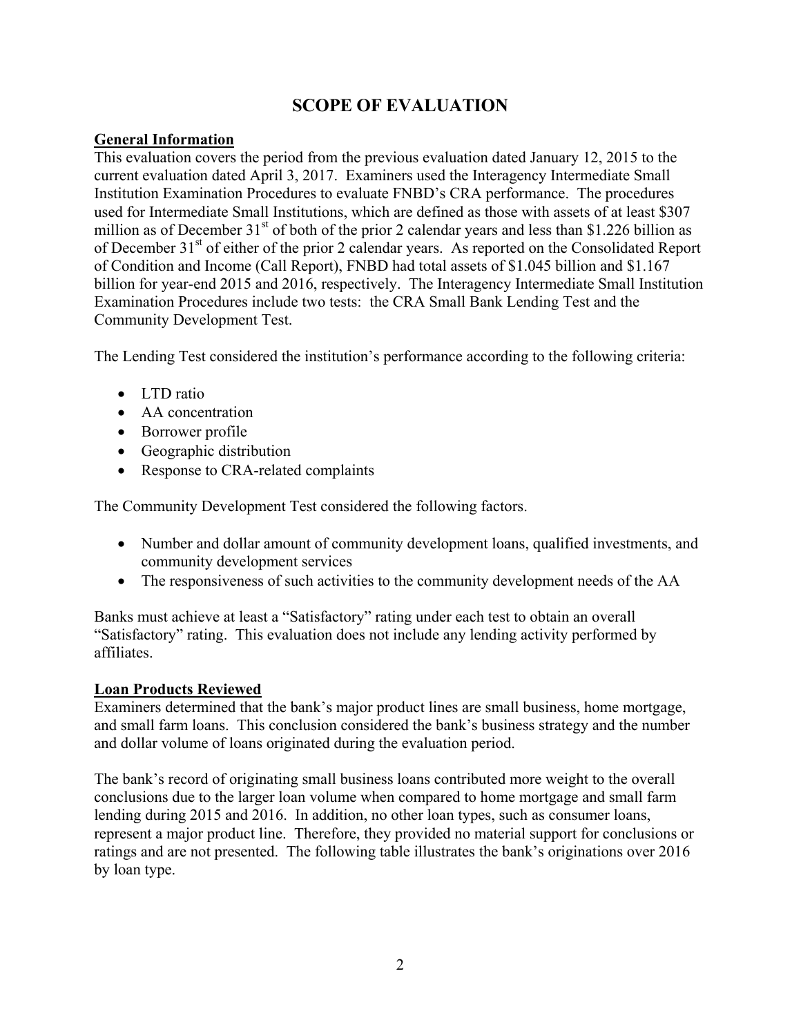# SCOPE OF EVALUATION

## General Information

This evaluation covers the period from the previous evaluation dated January 12, 2015 to the current evaluation dated April 3, 2017. Examiners used the Interagency Intermediate Small Institution Examination Procedures to evaluate FNBD's CRA performance. The procedures used for Intermediate Small Institutions, which are defined as those with assets of at least $307 million as of December 31st of both of the prior 2 calendar years and less than $1.226 billion as of December 31st of either of the prior 2 calendar years. As reported on the Consolidated Report of Condition and Income (Call Report), FNBD had total assets of $1.045 billion and $1.167 billion for year-end 2015 and 2016, respectively. The Interagency Intermediate Small Institution Examination Procedures include two tests: the CRA Small Bank Lending Test and the Community Development Test.

The Lending Test considered the institution's performance according to the following criteria:

- LTD ratio
- AA concentration
- Borrower profile
- Geographic distribution
- Response to CRA-related complaints

The Community Development Test considered the following factors.

- Number and dollar amount of community development loans, qualified investments, and community development services
- The responsiveness of such activities to the community development needs of the AA

Banks must achieve at least a "Satisfactory" rating under each test to obtain an overall "Satisfactory" rating. This evaluation does not include any lending activity performed by affiliates.

## Loan Products Reviewed

Examiners determined that the bank's major product lines are small business, home mortgage, and small farm loans. This conclusion considered the bank's business strategy and the number and dollar volume of loans originated during the evaluation period.

The bank's record of originating small business loans contributed more weight to the overall conclusions due to the larger loan volume when compared to home mortgage and small farm lending during 2015 and 2016. In addition, no other loan types, such as consumer loans, represent a major product line. Therefore, they provided no material support for conclusions or ratings and are not presented. The following table illustrates the bank's originations over 2016 by loan type.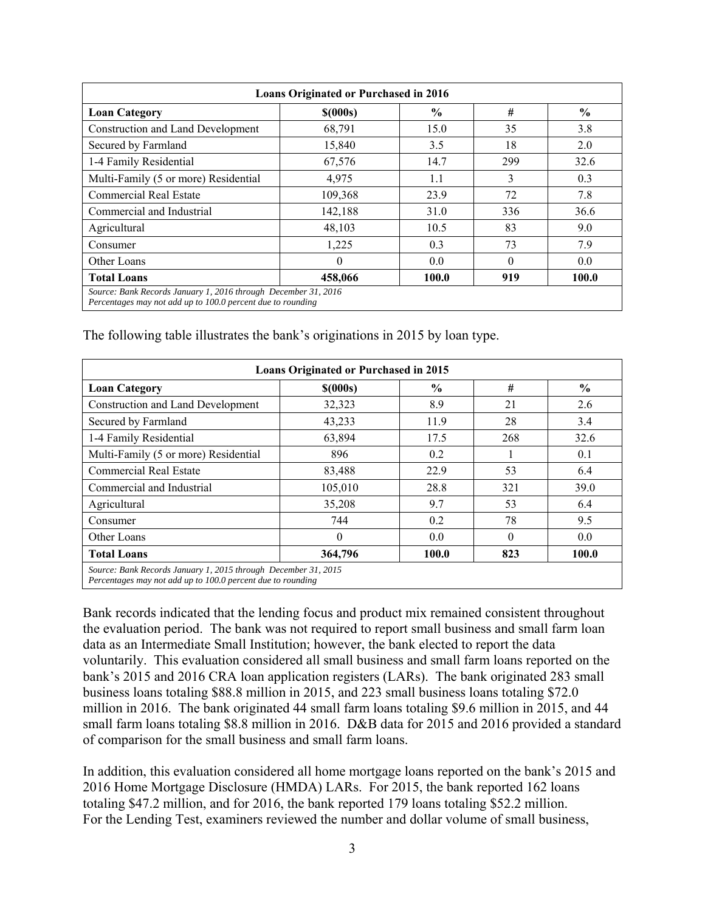| Loans Originated or Purchased in 2016 | | | | |
|---|---|---|---|---|
| **Loan Category** | **$(000s)** | **%** | **#** | **%** |
| Construction and Land Development | 68,791 | 15.0 | 35 | 3.8 |
| Secured by Farmland | 15,840 | 3.5 | 18 | 2.0 |
| 1-4 Family Residential | 67,576 | 14.7 | 299 | 32.6 |
| Multi-Family (5 or more) Residential | 4,975 | 1.1 | 3 | 0.3 |
| Commercial Real Estate | 109,368 | 23.9 | 72 | 7.8 |
| Commercial and Industrial | 142,188 | 31.0 | 336 | 36.6 |
| Agricultural | 48,103 | 10.5 | 83 | 9.0 |
| Consumer | 1,225 | 0.3 | 73 | 7.9 |
| Other Loans | 0 | 0.0 | 0 | 0.0 |
| **Total Loans** | **458,066** | **100.0** | **919** | **100.0** |
| *Source: Bank Records January 1, 2016 through December 31, 2016*<br>*Percentages may not add up to 100.0 percent due to rounding* | | | | |

The following table illustrates the bank's originations in 2015 by loan type.

| Loans Originated or Purchased in 2015 | | | | |
|---|---|---|---|---|
| **Loan Category** | **$(000s)** | **%** | **#** | **%** |
| Construction and Land Development | 32,323 | 8.9 | 21 | 2.6 |
| Secured by Farmland | 43,233 | 11.9 | 28 | 3.4 |
| 1-4 Family Residential | 63,894 | 17.5 | 268 | 32.6 |
| Multi-Family (5 or more) Residential | 896 | 0.2 | 1 | 0.1 |
| Commercial Real Estate | 83,488 | 22.9 | 53 | 6.4 |
| Commercial and Industrial | 105,010 | 28.8 | 321 | 39.0 |
| Agricultural | 35,208 | 9.7 | 53 | 6.4 |
| Consumer | 744 | 0.2 | 78 | 9.5 |
| Other Loans | 0 | 0.0 | 0 | 0.0 |
| **Total Loans** | **364,796** | **100.0** | **823** | **100.0** |
| *Source: Bank Records January 1, 2015 through December 31, 2015*<br>*Percentages may not add up to 100.0 percent due to rounding* | | | | |

Bank records indicated that the lending focus and product mix remained consistent throughout the evaluation period. The bank was not required to report small business and small farm loan data as an Intermediate Small Institution; however, the bank elected to report the data voluntarily. This evaluation considered all small business and small farm loans reported on the bank's 2015 and 2016 CRA loan application registers (LARs). The bank originated 283 small business loans totaling $88.8 million in 2015, and 223 small business loans totaling $72.0 million in 2016. The bank originated 44 small farm loans totaling $9.6 million in 2015, and 44 small farm loans totaling $8.8 million in 2016. D&B data for 2015 and 2016 provided a standard of comparison for the small business and small farm loans.

In addition, this evaluation considered all home mortgage loans reported on the bank's 2015 and 2016 Home Mortgage Disclosure (HMDA) LARs. For 2015, the bank reported 162 loans totaling $47.2 million, and for 2016, the bank reported 179 loans totaling $52.2 million. For the Lending Test, examiners reviewed the number and dollar volume of small business,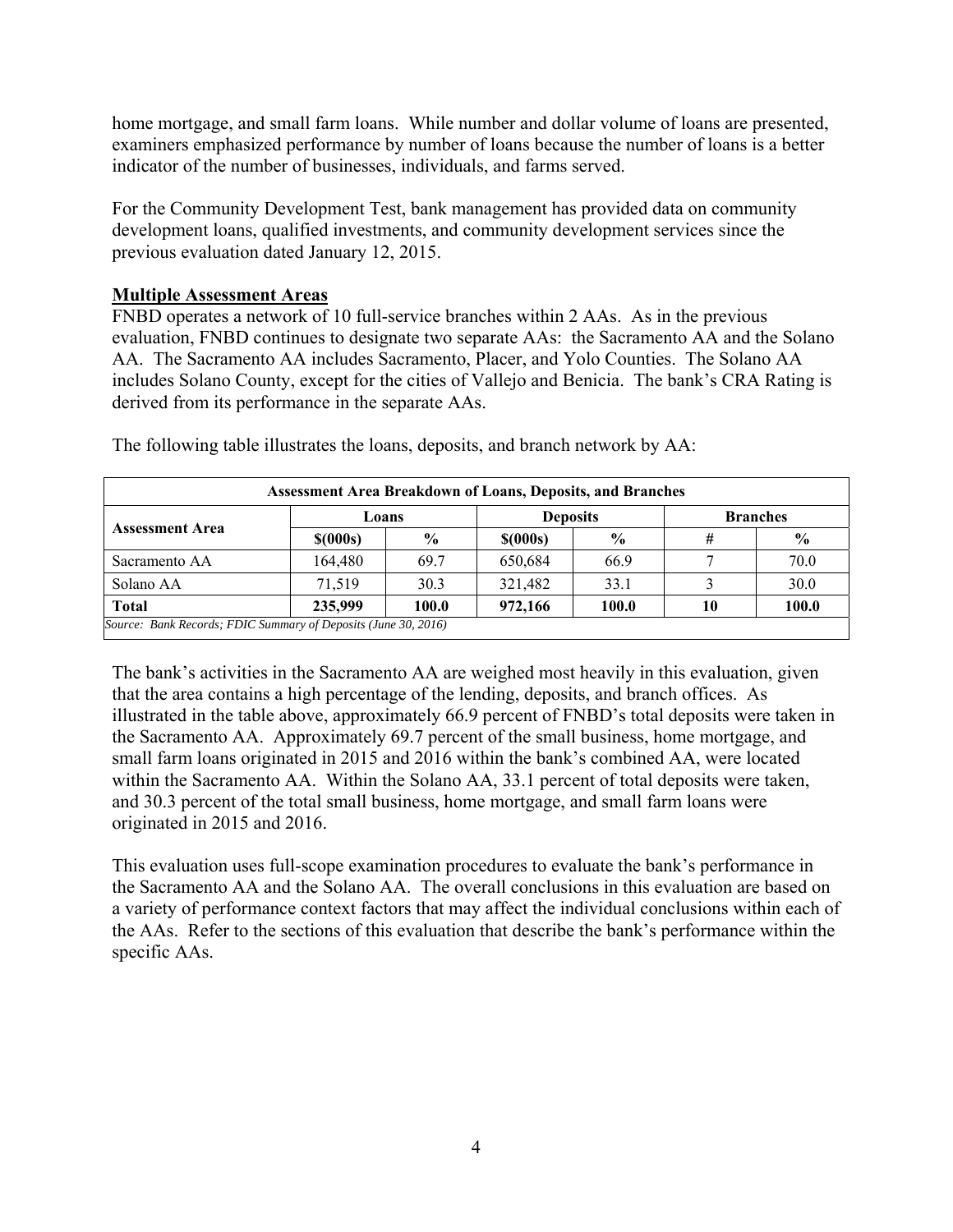home mortgage, and small farm loans. While number and dollar volume of loans are presented, examiners emphasized performance by number of loans because the number of loans is a better indicator of the number of businesses, individuals, and farms served.

For the Community Development Test, bank management has provided data on community development loans, qualified investments, and community development services since the previous evaluation dated January 12, 2015.

**Multiple Assessment Areas**

FNBD operates a network of 10 full-service branches within 2 AAs. As in the previous evaluation, FNBD continues to designate two separate AAs: the Sacramento AA and the Solano AA. The Sacramento AA includes Sacramento, Placer, and Yolo Counties. The Solano AA includes Solano County, except for the cities of Vallejo and Benicia. The bank's CRA Rating is derived from its performance in the separate AAs.

The following table illustrates the loans, deposits, and branch network by AA:

| Assessment Area Breakdown of Loans, Deposits, and Branches | | | | | | |
|---|---|---|---|---|---|---|
| **Assessment Area** | **Loans** | | **Deposits** | | **Branches** | |
| | **$(000s)** | **%** | **$(000s)** | **%** | **#** | **%** |
| Sacramento AA | 164,480 | 69.7 | 650,684 | 66.9 | 7 | 70.0 |
| Solano AA | 71,519 | 30.3 | 321,482 | 33.1 | 3 | 30.0 |
| **Total** | **235,999** | **100.0** | **972,166** | **100.0** | **10** | **100.0** |

*Source: Bank Records; FDIC Summary of Deposits (June 30, 2016)*

The bank's activities in the Sacramento AA are weighed most heavily in this evaluation, given that the area contains a high percentage of the lending, deposits, and branch offices. As illustrated in the table above, approximately 66.9 percent of FNBD's total deposits were taken in the Sacramento AA. Approximately 69.7 percent of the small business, home mortgage, and small farm loans originated in 2015 and 2016 within the bank's combined AA, were located within the Sacramento AA. Within the Solano AA, 33.1 percent of total deposits were taken, and 30.3 percent of the total small business, home mortgage, and small farm loans were originated in 2015 and 2016.

This evaluation uses full-scope examination procedures to evaluate the bank's performance in the Sacramento AA and the Solano AA. The overall conclusions in this evaluation are based on a variety of performance context factors that may affect the individual conclusions within each of the AAs. Refer to the sections of this evaluation that describe the bank's performance within the specific AAs.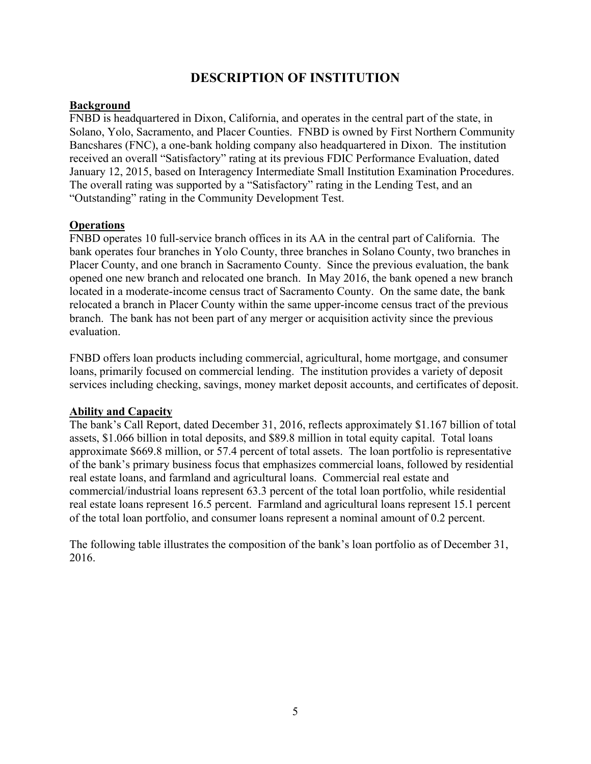# DESCRIPTION OF INSTITUTION

**Background**

FNBD is headquartered in Dixon, California, and operates in the central part of the state, in Solano, Yolo, Sacramento, and Placer Counties. FNBD is owned by First Northern Community Bancshares (FNC), a one-bank holding company also headquartered in Dixon. The institution received an overall "Satisfactory" rating at its previous FDIC Performance Evaluation, dated January 12, 2015, based on Interagency Intermediate Small Institution Examination Procedures. The overall rating was supported by a "Satisfactory" rating in the Lending Test, and an "Outstanding" rating in the Community Development Test.

**Operations**

FNBD operates 10 full-service branch offices in its AA in the central part of California. The bank operates four branches in Yolo County, three branches in Solano County, two branches in Placer County, and one branch in Sacramento County. Since the previous evaluation, the bank opened one new branch and relocated one branch. In May 2016, the bank opened a new branch located in a moderate-income census tract of Sacramento County. On the same date, the bank relocated a branch in Placer County within the same upper-income census tract of the previous branch. The bank has not been part of any merger or acquisition activity since the previous evaluation.

FNBD offers loan products including commercial, agricultural, home mortgage, and consumer loans, primarily focused on commercial lending. The institution provides a variety of deposit services including checking, savings, money market deposit accounts, and certificates of deposit.

**Ability and Capacity**

The bank's Call Report, dated December 31, 2016, reflects approximately $1.167 billion of total assets, $1.066 billion in total deposits, and $89.8 million in total equity capital. Total loans approximate $669.8 million, or 57.4 percent of total assets. The loan portfolio is representative of the bank's primary business focus that emphasizes commercial loans, followed by residential real estate loans, and farmland and agricultural loans. Commercial real estate and commercial/industrial loans represent 63.3 percent of the total loan portfolio, while residential real estate loans represent 16.5 percent. Farmland and agricultural loans represent 15.1 percent of the total loan portfolio, and consumer loans represent a nominal amount of 0.2 percent.

The following table illustrates the composition of the bank's loan portfolio as of December 31, 2016.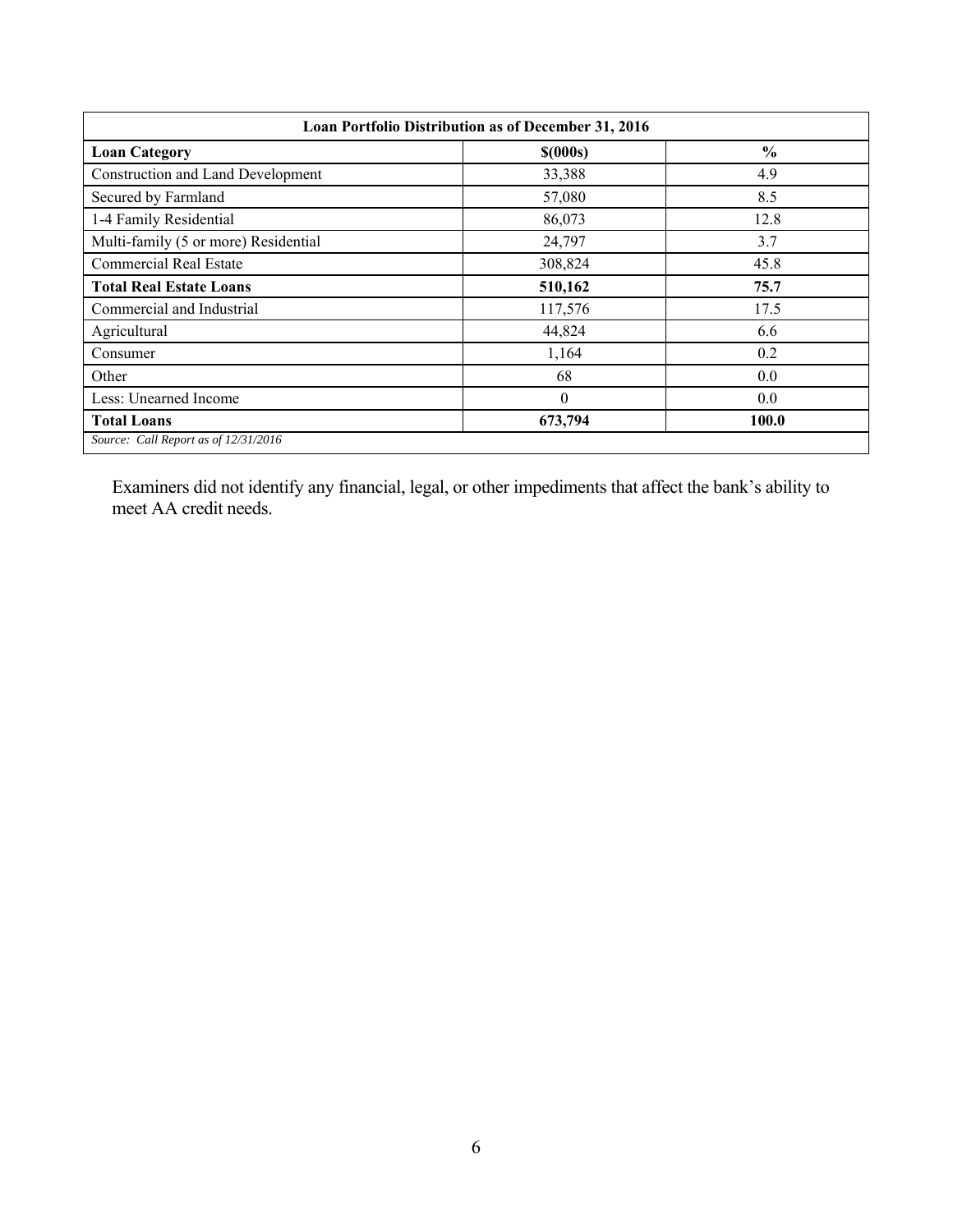| Loan Portfolio Distribution as of December 31, 2016 | | |
|---|---|---|
| **Loan Category** | **$(000s)** | **%** |
| Construction and Land Development | 33,388 | 4.9 |
| Secured by Farmland | 57,080 | 8.5 |
| 1-4 Family Residential | 86,073 | 12.8 |
| Multi-family (5 or more) Residential | 24,797 | 3.7 |
| Commercial Real Estate | 308,824 | 45.8 |
| **Total Real Estate Loans** | **510,162** | **75.7** |
| Commercial and Industrial | 117,576 | 17.5 |
| Agricultural | 44,824 | 6.6 |
| Consumer | 1,164 | 0.2 |
| Other | 68 | 0.0 |
| Less: Unearned Income | 0 | 0.0 |
| **Total Loans** | **673,794** | **100.0** |

*Source: Call Report as of 12/31/2016*

Examiners did not identify any financial, legal, or other impediments that affect the bank's ability to meet AA credit needs.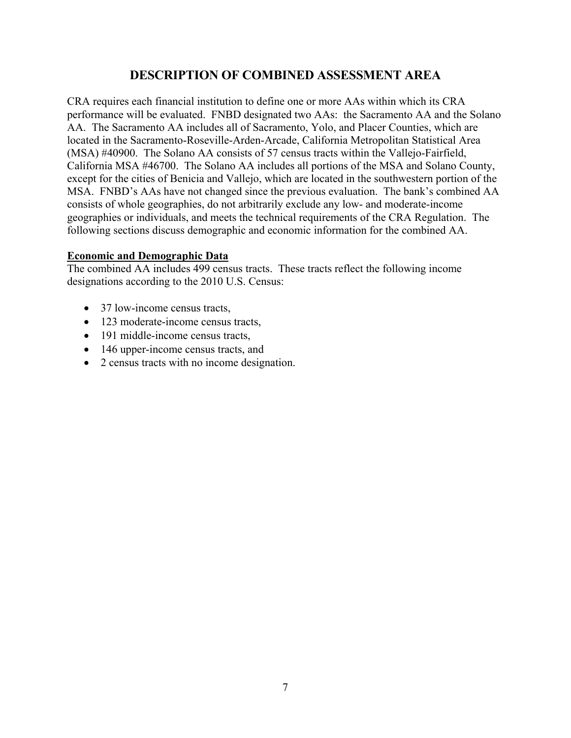## DESCRIPTION OF COMBINED ASSESSMENT AREA

CRA requires each financial institution to define one or more AAs within which its CRA performance will be evaluated. FNBD designated two AAs: the Sacramento AA and the Solano AA. The Sacramento AA includes all of Sacramento, Yolo, and Placer Counties, which are located in the Sacramento-Roseville-Arden-Arcade, California Metropolitan Statistical Area (MSA) #40900. The Solano AA consists of 57 census tracts within the Vallejo-Fairfield, California MSA #46700. The Solano AA includes all portions of the MSA and Solano County, except for the cities of Benicia and Vallejo, which are located in the southwestern portion of the MSA. FNBD's AAs have not changed since the previous evaluation. The bank's combined AA consists of whole geographies, do not arbitrarily exclude any low- and moderate-income geographies or individuals, and meets the technical requirements of the CRA Regulation. The following sections discuss demographic and economic information for the combined AA.

**Economic and Demographic Data**

The combined AA includes 499 census tracts. These tracts reflect the following income designations according to the 2010 U.S. Census:

- 37 low-income census tracts,
- 123 moderate-income census tracts,
- 191 middle-income census tracts,
- 146 upper-income census tracts, and
- 2 census tracts with no income designation.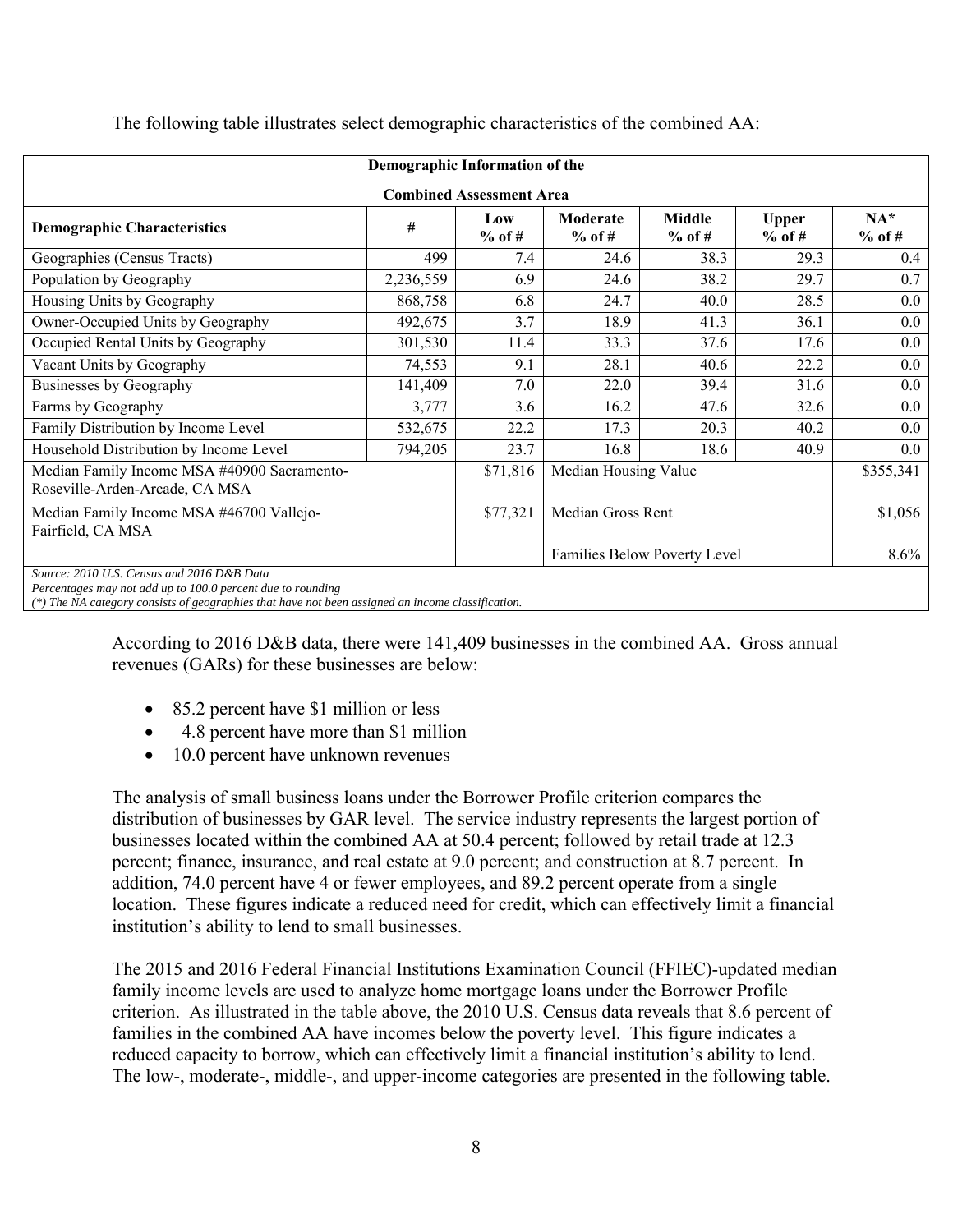The following table illustrates select demographic characteristics of the combined AA:

| Demographic Information of the Combined Assessment Area | | | | | | |
|---|---|---|---|---|---|---|
| **Demographic Characteristics** | **#** | **Low % of #** | **Moderate % of #** | **Middle % of #** | **Upper % of #** | **NA* % of #** |
| Geographies (Census Tracts) | 499 | 7.4 | 24.6 | 38.3 | 29.3 | 0.4 |
| Population by Geography | 2,236,559 | 6.9 | 24.6 | 38.2 | 29.7 | 0.7 |
| Housing Units by Geography | 868,758 | 6.8 | 24.7 | 40.0 | 28.5 | 0.0 |
| Owner-Occupied Units by Geography | 492,675 | 3.7 | 18.9 | 41.3 | 36.1 | 0.0 |
| Occupied Rental Units by Geography | 301,530 | 11.4 | 33.3 | 37.6 | 17.6 | 0.0 |
| Vacant Units by Geography | 74,553 | 9.1 | 28.1 | 40.6 | 22.2 | 0.0 |
| Businesses by Geography | 141,409 | 7.0 | 22.0 | 39.4 | 31.6 | 0.0 |
| Farms by Geography | 3,777 | 3.6 | 16.2 | 47.6 | 32.6 | 0.0 |
| Family Distribution by Income Level | 532,675 | 22.2 | 17.3 | 20.3 | 40.2 | 0.0 |
| Household Distribution by Income Level | 794,205 | 23.7 | 16.8 | 18.6 | 40.9 | 0.0 |
| Median Family Income MSA #40900 Sacramento-Roseville-Arden-Arcade, CA MSA | | $71,816 | Median Housing Value | | | $355,341 |
| Median Family Income MSA #46700 Vallejo-Fairfield, CA MSA | | $77,321 | Median Gross Rent | | | $1,056 |
| | | | Families Below Poverty Level | | | 8.6% |

*Source: 2010 U.S. Census and 2016 D&B Data*
*Percentages may not add up to 100.0 percent due to rounding*
*(*) The NA category consists of geographies that have not been assigned an income classification.*

According to 2016 D&B data, there were 141,409 businesses in the combined AA. Gross annual revenues (GARs) for these businesses are below:

- 85.2 percent have $1 million or less
- 4.8 percent have more than $1 million
- 10.0 percent have unknown revenues

The analysis of small business loans under the Borrower Profile criterion compares the distribution of businesses by GAR level. The service industry represents the largest portion of businesses located within the combined AA at 50.4 percent; followed by retail trade at 12.3 percent; finance, insurance, and real estate at 9.0 percent; and construction at 8.7 percent. In addition, 74.0 percent have 4 or fewer employees, and 89.2 percent operate from a single location. These figures indicate a reduced need for credit, which can effectively limit a financial institution's ability to lend to small businesses.

The 2015 and 2016 Federal Financial Institutions Examination Council (FFIEC)-updated median family income levels are used to analyze home mortgage loans under the Borrower Profile criterion. As illustrated in the table above, the 2010 U.S. Census data reveals that 8.6 percent of families in the combined AA have incomes below the poverty level. This figure indicates a reduced capacity to borrow, which can effectively limit a financial institution's ability to lend. The low-, moderate-, middle-, and upper-income categories are presented in the following table.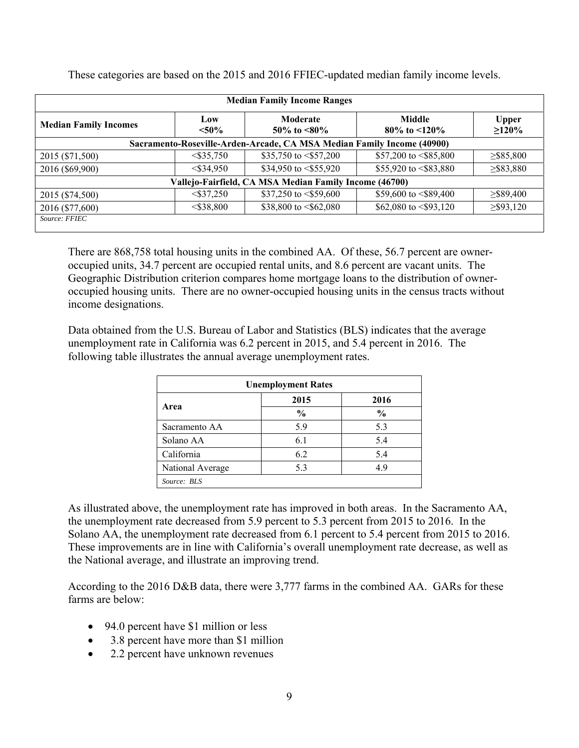These categories are based on the 2015 and 2016 FFIEC-updated median family income levels.

| Median Family Income Ranges | | | | |
|---|---|---|---|---|
| **Median Family Incomes** | **Low <50%** | **Moderate 50% to <80%** | **Middle 80% to <120%** | **Upper ≥120%** |
| **Sacramento-Roseville-Arden-Arcade, CA MSA Median Family Income (40900)** | | | | |
| 2015 ($71,500) | <$35,750 | $35,750 to <$57,200 | $57,200 to <$85,800 | ≥$85,800 |
| 2016 ($69,900) | <$34,950 | $34,950 to <$55,920 | $55,920 to <$83,880 | ≥$83,880 |
| **Vallejo-Fairfield, CA MSA Median Family Income (46700)** | | | | |
| 2015 ($74,500) | <$37,250 | $37,250 to <$59,600 | $59,600 to <$89,400 | ≥$89,400 |
| 2016 ($77,600) | <$38,800 | $38,800 to <$62,080 | $62,080 to <$93,120 | ≥$93,120 |
| *Source: FFIEC* | | | | |

There are 868,758 total housing units in the combined AA. Of these, 56.7 percent are owner-occupied units, 34.7 percent are occupied rental units, and 8.6 percent are vacant units. The Geographic Distribution criterion compares home mortgage loans to the distribution of owner-occupied housing units. There are no owner-occupied housing units in the census tracts without income designations.

Data obtained from the U.S. Bureau of Labor and Statistics (BLS) indicates that the average unemployment rate in California was 6.2 percent in 2015, and 5.4 percent in 2016. The following table illustrates the annual average unemployment rates.

| Unemployment Rates | | |
|---|---|---|
| **Area** | **2015** | **2016** |
| | **%** | **%** |
| Sacramento AA | 5.9 | 5.3 |
| Solano AA | 6.1 | 5.4 |
| California | 6.2 | 5.4 |
| National Average | 5.3 | 4.9 |
| *Source: BLS* | | |

As illustrated above, the unemployment rate has improved in both areas. In the Sacramento AA, the unemployment rate decreased from 5.9 percent to 5.3 percent from 2015 to 2016. In the Solano AA, the unemployment rate decreased from 6.1 percent to 5.4 percent from 2015 to 2016. These improvements are in line with California's overall unemployment rate decrease, as well as the National average, and illustrate an improving trend.

According to the 2016 D&B data, there were 3,777 farms in the combined AA. GARs for these farms are below:

- 94.0 percent have $1 million or less
- 3.8 percent have more than $1 million
- 2.2 percent have unknown revenues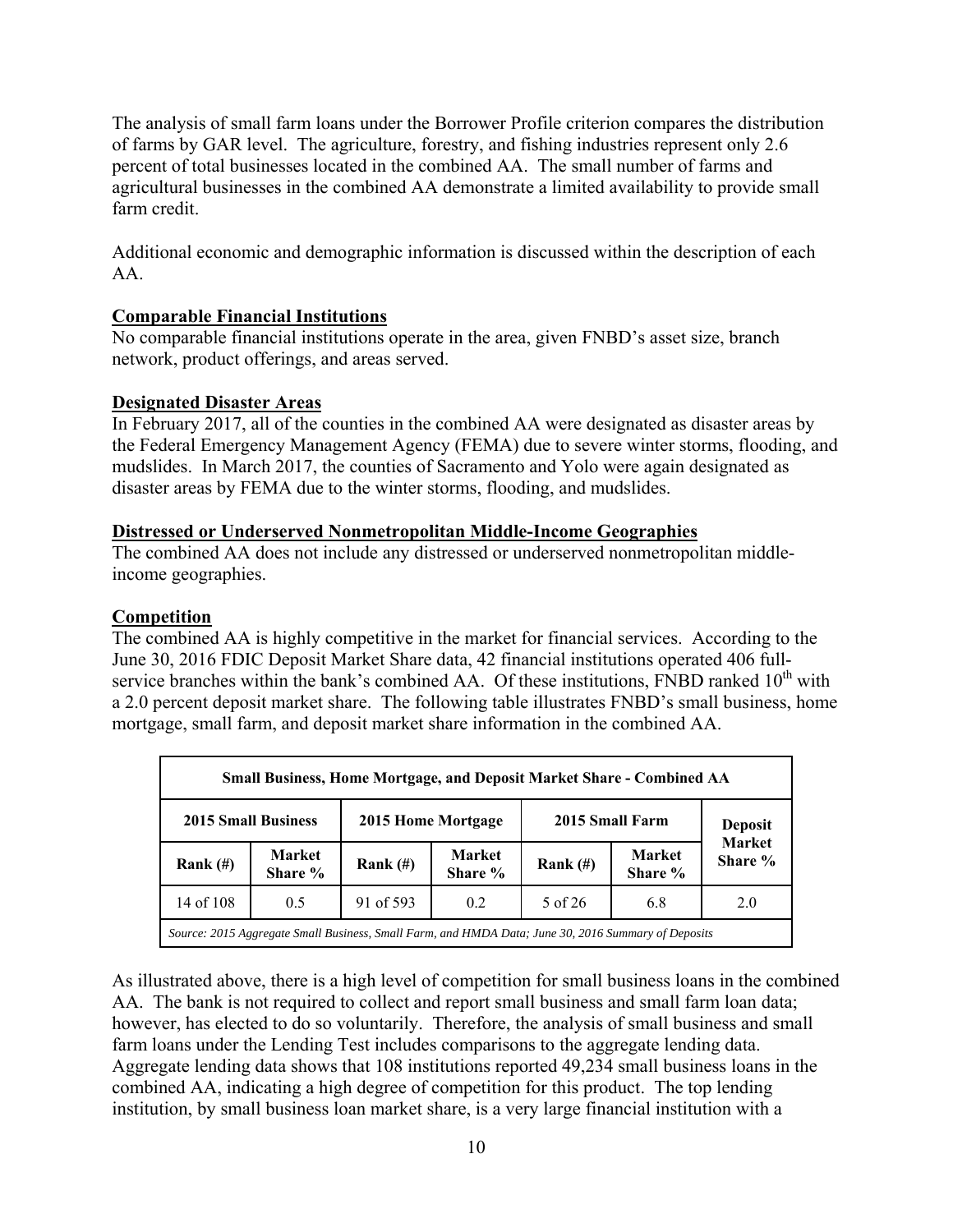The analysis of small farm loans under the Borrower Profile criterion compares the distribution of farms by GAR level. The agriculture, forestry, and fishing industries represent only 2.6 percent of total businesses located in the combined AA. The small number of farms and agricultural businesses in the combined AA demonstrate a limited availability to provide small farm credit.

Additional economic and demographic information is discussed within the description of each AA.

**Comparable Financial Institutions**

No comparable financial institutions operate in the area, given FNBD's asset size, branch network, product offerings, and areas served.

**Designated Disaster Areas**

In February 2017, all of the counties in the combined AA were designated as disaster areas by the Federal Emergency Management Agency (FEMA) due to severe winter storms, flooding, and mudslides. In March 2017, the counties of Sacramento and Yolo were again designated as disaster areas by FEMA due to the winter storms, flooding, and mudslides.

**Distressed or Underserved Nonmetropolitan Middle-Income Geographies**

The combined AA does not include any distressed or underserved nonmetropolitan middle-income geographies.

**Competition**

The combined AA is highly competitive in the market for financial services. According to the June 30, 2016 FDIC Deposit Market Share data, 42 financial institutions operated 406 full-service branches within the bank's combined AA. Of these institutions, FNBD ranked 10th with a 2.0 percent deposit market share. The following table illustrates FNBD's small business, home mortgage, small farm, and deposit market share information in the combined AA.

| Small Business, Home Mortgage, and Deposit Market Share - Combined AA | | | | | | |
|---|---|---|---|---|---|---|
| 2015 Small Business | | 2015 Home Mortgage | | 2015 Small Farm | | Deposit Market Share % |
| Rank (#) | Market Share % | Rank (#) | Market Share % | Rank (#) | Market Share % | |
| 14 of 108 | 0.5 | 91 of 593 | 0.2 | 5 of 26 | 6.8 | 2.0 |
| *Source: 2015 Aggregate Small Business, Small Farm, and HMDA Data; June 30, 2016 Summary of Deposits* | | | | | | |

As illustrated above, there is a high level of competition for small business loans in the combined AA. The bank is not required to collect and report small business and small farm loan data; however, has elected to do so voluntarily. Therefore, the analysis of small business and small farm loans under the Lending Test includes comparisons to the aggregate lending data. Aggregate lending data shows that 108 institutions reported 49,234 small business loans in the combined AA, indicating a high degree of competition for this product. The top lending institution, by small business loan market share, is a very large financial institution with a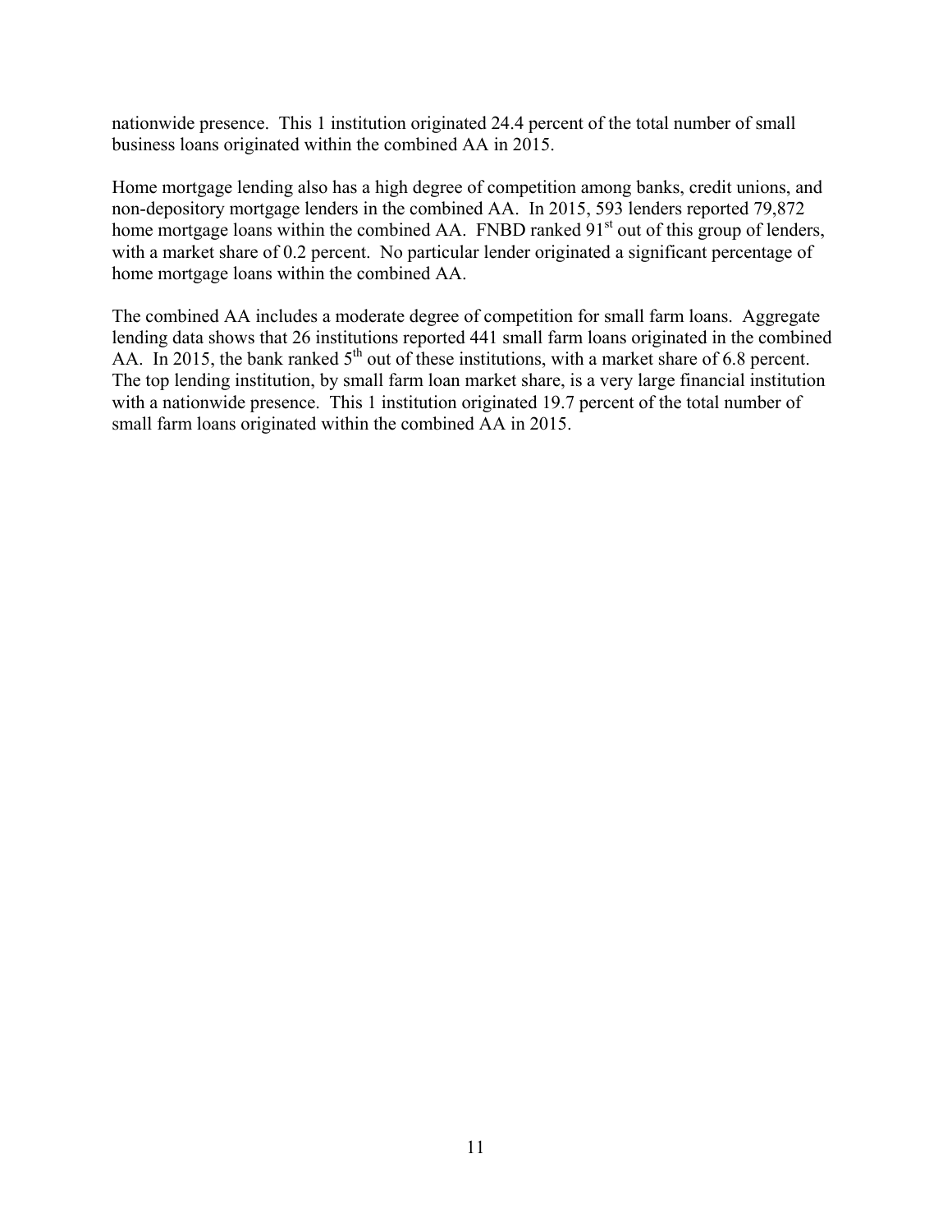nationwide presence. This 1 institution originated 24.4 percent of the total number of small business loans originated within the combined AA in 2015.

Home mortgage lending also has a high degree of competition among banks, credit unions, and non-depository mortgage lenders in the combined AA. In 2015, 593 lenders reported 79,872 home mortgage loans within the combined AA. FNBD ranked 91st out of this group of lenders, with a market share of 0.2 percent. No particular lender originated a significant percentage of home mortgage loans within the combined AA.

The combined AA includes a moderate degree of competition for small farm loans. Aggregate lending data shows that 26 institutions reported 441 small farm loans originated in the combined AA. In 2015, the bank ranked 5th out of these institutions, with a market share of 6.8 percent. The top lending institution, by small farm loan market share, is a very large financial institution with a nationwide presence. This 1 institution originated 19.7 percent of the total number of small farm loans originated within the combined AA in 2015.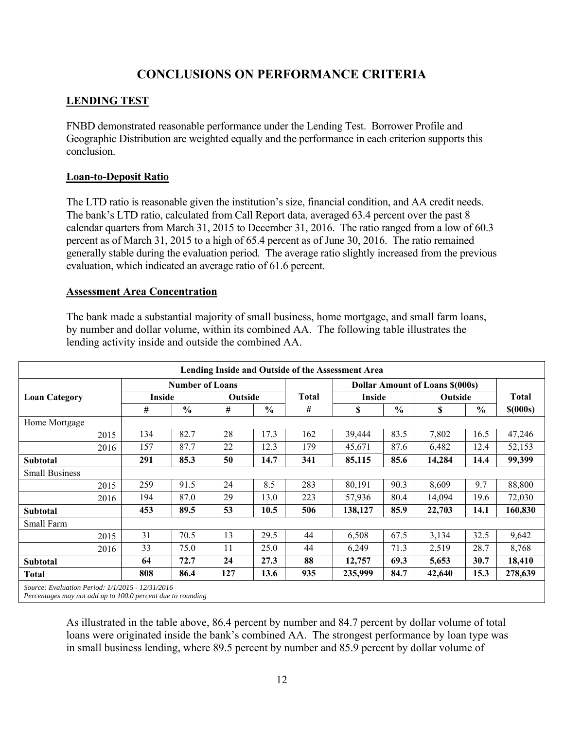# CONCLUSIONS ON PERFORMANCE CRITERIA

## LENDING TEST

FNBD demonstrated reasonable performance under the Lending Test. Borrower Profile and Geographic Distribution are weighted equally and the performance in each criterion supports this conclusion.

### Loan-to-Deposit Ratio

The LTD ratio is reasonable given the institution's size, financial condition, and AA credit needs. The bank's LTD ratio, calculated from Call Report data, averaged 63.4 percent over the past 8 calendar quarters from March 31, 2015 to December 31, 2016. The ratio ranged from a low of 60.3 percent as of March 31, 2015 to a high of 65.4 percent as of June 30, 2016. The ratio remained generally stable during the evaluation period. The average ratio slightly increased from the previous evaluation, which indicated an average ratio of 61.6 percent.

### Assessment Area Concentration

The bank made a substantial majority of small business, home mortgage, and small farm loans, by number and dollar volume, within its combined AA. The following table illustrates the lending activity inside and outside the combined AA.

| Lending Inside and Outside of the Assessment Area | | | | | | | | | | |
|---|---|---|---|---|---|---|---|---|---|---|
| **Loan Category** | **Number of Loans** | | | | **Total** | **Dollar Amount of Loans $(000s)** | | | | **Total** |
| | **Inside** | | **Outside** | | | **Inside** | | **Outside** | | |
| | **#** | **%** | **#** | **%** | **#** | **$** | **%** | **$** | **%** | **$(000s)** |
| Home Mortgage | | | | | | | | | | |
| 2015 | 134 | 82.7 | 28 | 17.3 | 162 | 39,444 | 83.5 | 7,802 | 16.5 | 47,246 |
| 2016 | 157 | 87.7 | 22 | 12.3 | 179 | 45,671 | 87.6 | 6,482 | 12.4 | 52,153 |
| **Subtotal** | **291** | **85.3** | **50** | **14.7** | **341** | **85,115** | **85.6** | **14,284** | **14.4** | **99,399** |
| Small Business | | | | | | | | | | |
| 2015 | 259 | 91.5 | 24 | 8.5 | 283 | 80,191 | 90.3 | 8,609 | 9.7 | 88,800 |
| 2016 | 194 | 87.0 | 29 | 13.0 | 223 | 57,936 | 80.4 | 14,094 | 19.6 | 72,030 |
| **Subtotal** | **453** | **89.5** | **53** | **10.5** | **506** | **138,127** | **85.9** | **22,703** | **14.1** | **160,830** |
| Small Farm | | | | | | | | | | |
| 2015 | 31 | 70.5 | 13 | 29.5 | 44 | 6,508 | 67.5 | 3,134 | 32.5 | 9,642 |
| 2016 | 33 | 75.0 | 11 | 25.0 | 44 | 6,249 | 71.3 | 2,519 | 28.7 | 8,768 |
| **Subtotal** | **64** | **72.7** | **24** | **27.3** | **88** | **12,757** | **69.3** | **5,653** | **30.7** | **18,410** |
| **Total** | **808** | **86.4** | **127** | **13.6** | **935** | **235,999** | **84.7** | **42,640** | **15.3** | **278,639** |

*Source: Evaluation Period: 1/1/2015 - 12/31/2016*
*Percentages may not add up to 100.0 percent due to rounding*

As illustrated in the table above, 86.4 percent by number and 84.7 percent by dollar volume of total loans were originated inside the bank's combined AA. The strongest performance by loan type was in small business lending, where 89.5 percent by number and 85.9 percent by dollar volume of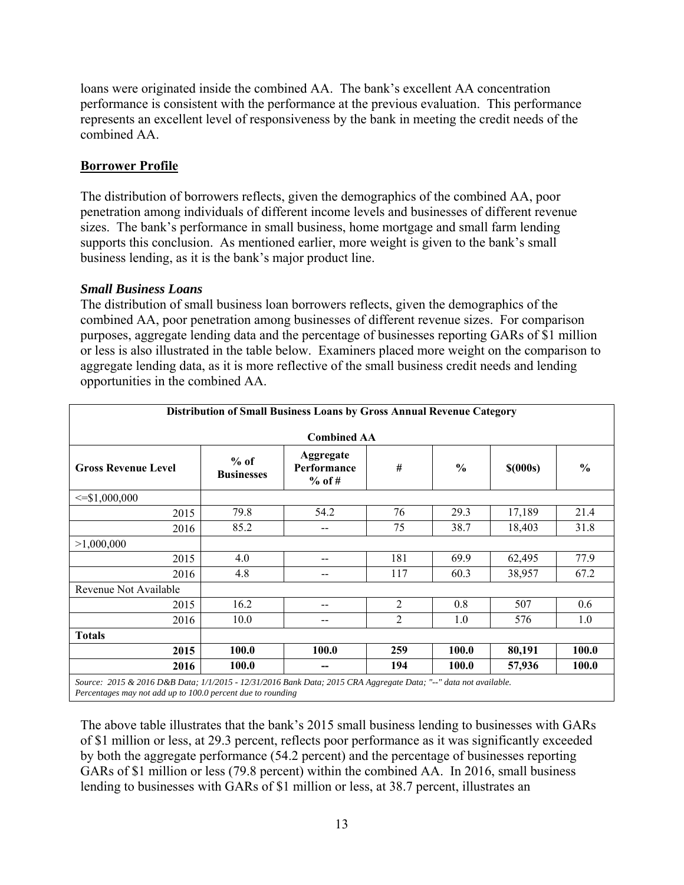loans were originated inside the combined AA. The bank's excellent AA concentration performance is consistent with the performance at the previous evaluation. This performance represents an excellent level of responsiveness by the bank in meeting the credit needs of the combined AA.

**Borrower Profile**

The distribution of borrowers reflects, given the demographics of the combined AA, poor penetration among individuals of different income levels and businesses of different revenue sizes. The bank's performance in small business, home mortgage and small farm lending supports this conclusion. As mentioned earlier, more weight is given to the bank's small business lending, as it is the bank's major product line.

***Small Business Loans***

The distribution of small business loan borrowers reflects, given the demographics of the combined AA, poor penetration among businesses of different revenue sizes. For comparison purposes, aggregate lending data and the percentage of businesses reporting GARs of $1 million or less is also illustrated in the table below. Examiners placed more weight on the comparison to aggregate lending data, as it is more reflective of the small business credit needs and lending opportunities in the combined AA.

| **Distribution of Small Business Loans by Gross Annual Revenue Category**<br>**Combined AA** | | | | | | |
|---|---|---|---|---|---|---|
| **Gross Revenue Level** | **% of Businesses** | **Aggregate Performance % of #** | **#** | **%** | **$(000s)** | **%** |
| <=$1,000,000 | | | | | | |
| 2015 | 79.8 | 54.2 | 76 | 29.3 | 17,189 | 21.4 |
| 2016 | 85.2 | -- | 75 | 38.7 | 18,403 | 31.8 |
| >1,000,000 | | | | | | |
| 2015 | 4.0 | -- | 181 | 69.9 | 62,495 | 77.9 |
| 2016 | 4.8 | -- | 117 | 60.3 | 38,957 | 67.2 |
| Revenue Not Available | | | | | | |
| 2015 | 16.2 | -- | 2 | 0.8 | 507 | 0.6 |
| 2016 | 10.0 | -- | 2 | 1.0 | 576 | 1.0 |
| **Totals** | | | | | | |
| **2015** | **100.0** | **100.0** | **259** | **100.0** | **80,191** | **100.0** |
| **2016** | **100.0** | **--** | **194** | **100.0** | **57,936** | **100.0** |

*Source: 2015 & 2016 D&B Data; 1/1/2015 - 12/31/2016 Bank Data; 2015 CRA Aggregate Data; "--" data not available. Percentages may not add up to 100.0 percent due to rounding*

The above table illustrates that the bank's 2015 small business lending to businesses with GARs of $1 million or less, at 29.3 percent, reflects poor performance as it was significantly exceeded by both the aggregate performance (54.2 percent) and the percentage of businesses reporting GARs of $1 million or less (79.8 percent) within the combined AA. In 2016, small business lending to businesses with GARs of $1 million or less, at 38.7 percent, illustrates an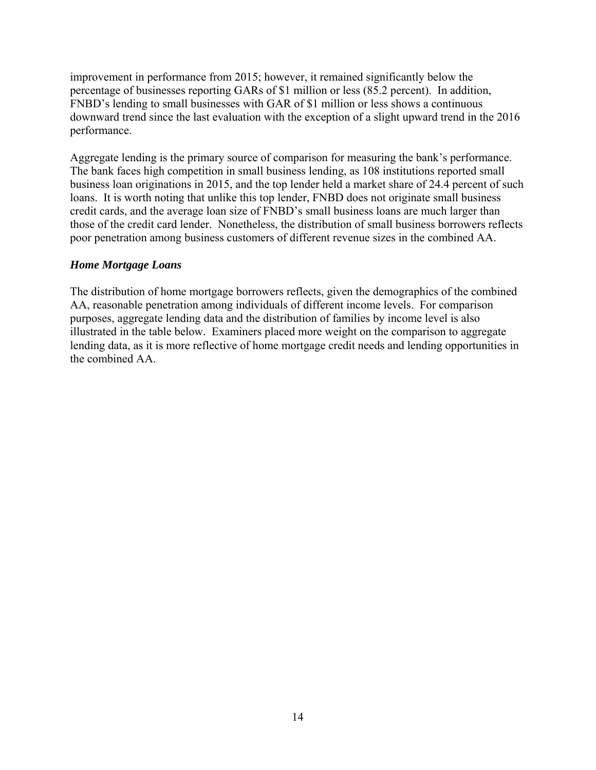improvement in performance from 2015; however, it remained significantly below the percentage of businesses reporting GARs of $1 million or less (85.2 percent). In addition, FNBD's lending to small businesses with GAR of $1 million or less shows a continuous downward trend since the last evaluation with the exception of a slight upward trend in the 2016 performance.

Aggregate lending is the primary source of comparison for measuring the bank's performance. The bank faces high competition in small business lending, as 108 institutions reported small business loan originations in 2015, and the top lender held a market share of 24.4 percent of such loans. It is worth noting that unlike this top lender, FNBD does not originate small business credit cards, and the average loan size of FNBD's small business loans are much larger than those of the credit card lender. Nonetheless, the distribution of small business borrowers reflects poor penetration among business customers of different revenue sizes in the combined AA.

***Home Mortgage Loans***

The distribution of home mortgage borrowers reflects, given the demographics of the combined AA, reasonable penetration among individuals of different income levels. For comparison purposes, aggregate lending data and the distribution of families by income level is also illustrated in the table below. Examiners placed more weight on the comparison to aggregate lending data, as it is more reflective of home mortgage credit needs and lending opportunities in the combined AA.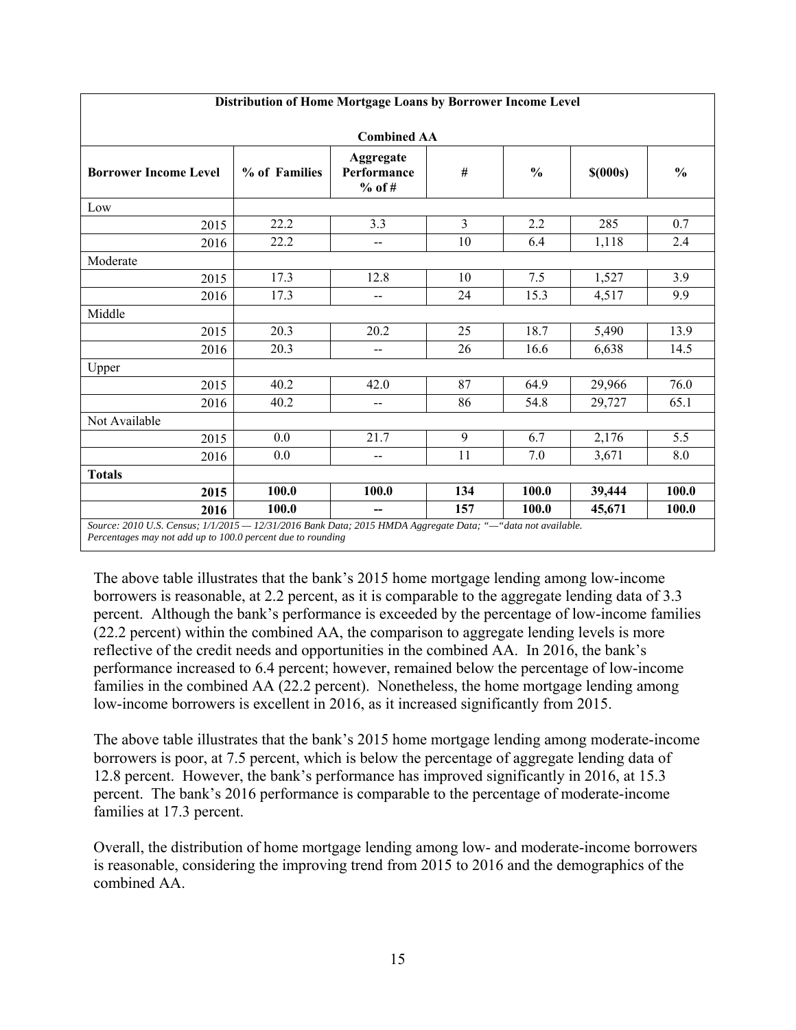| Distribution of Home Mortgage Loans by Borrower Income Level | | | | | | |
|---|---|---|---|---|---|---|
| **Combined AA** | | | | | | |
| **Borrower Income Level** | **% of Families** | **Aggregate Performance % of #** | **#** | **%** | **$(000s)** | **%** |
| Low | | | | | | |
| 2015 | 22.2 | 3.3 | 3 | 2.2 | 285 | 0.7 |
| 2016 | 22.2 | -- | 10 | 6.4 | 1,118 | 2.4 |
| Moderate | | | | | | |
| 2015 | 17.3 | 12.8 | 10 | 7.5 | 1,527 | 3.9 |
| 2016 | 17.3 | -- | 24 | 15.3 | 4,517 | 9.9 |
| Middle | | | | | | |
| 2015 | 20.3 | 20.2 | 25 | 18.7 | 5,490 | 13.9 |
| 2016 | 20.3 | -- | 26 | 16.6 | 6,638 | 14.5 |
| Upper | | | | | | |
| 2015 | 40.2 | 42.0 | 87 | 64.9 | 29,966 | 76.0 |
| 2016 | 40.2 | -- | 86 | 54.8 | 29,727 | 65.1 |
| Not Available | | | | | | |
| 2015 | 0.0 | 21.7 | 9 | 6.7 | 2,176 | 5.5 |
| 2016 | 0.0 | -- | 11 | 7.0 | 3,671 | 8.0 |
| **Totals** | | | | | | |
| **2015** | **100.0** | **100.0** | **134** | **100.0** | **39,444** | **100.0** |
| **2016** | **100.0** | **--** | **157** | **100.0** | **45,671** | **100.0** |

*Source: 2010 U.S. Census; 1/1/2015 — 12/31/2016 Bank Data; 2015 HMDA Aggregate Data; "—"data not available. Percentages may not add up to 100.0 percent due to rounding*

The above table illustrates that the bank's 2015 home mortgage lending among low-income borrowers is reasonable, at 2.2 percent, as it is comparable to the aggregate lending data of 3.3 percent. Although the bank's performance is exceeded by the percentage of low-income families (22.2 percent) within the combined AA, the comparison to aggregate lending levels is more reflective of the credit needs and opportunities in the combined AA. In 2016, the bank's performance increased to 6.4 percent; however, remained below the percentage of low-income families in the combined AA (22.2 percent). Nonetheless, the home mortgage lending among low-income borrowers is excellent in 2016, as it increased significantly from 2015.

The above table illustrates that the bank's 2015 home mortgage lending among moderate-income borrowers is poor, at 7.5 percent, which is below the percentage of aggregate lending data of 12.8 percent. However, the bank's performance has improved significantly in 2016, at 15.3 percent. The bank's 2016 performance is comparable to the percentage of moderate-income families at 17.3 percent.

Overall, the distribution of home mortgage lending among low- and moderate-income borrowers is reasonable, considering the improving trend from 2015 to 2016 and the demographics of the combined AA.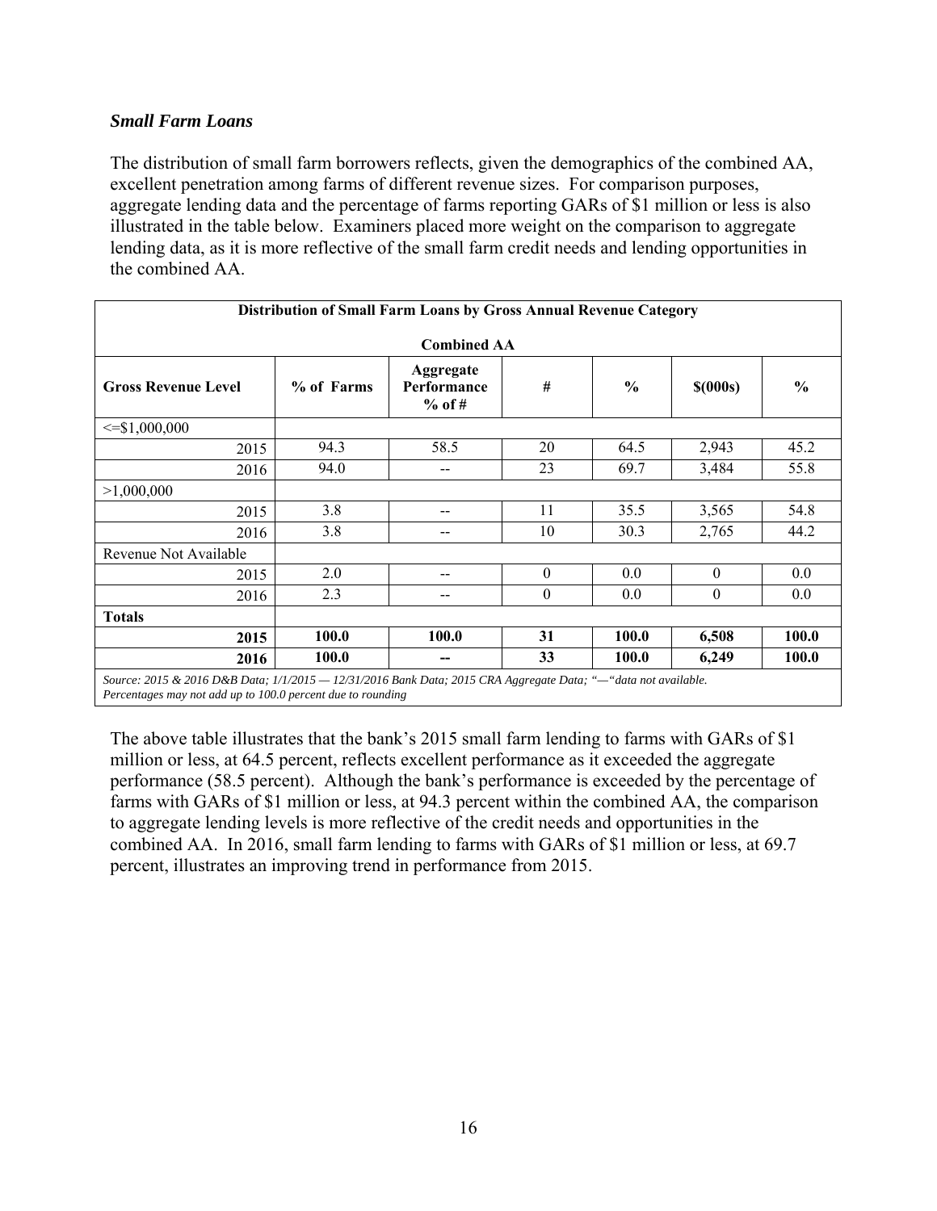***Small Farm Loans***

The distribution of small farm borrowers reflects, given the demographics of the combined AA, excellent penetration among farms of different revenue sizes. For comparison purposes, aggregate lending data and the percentage of farms reporting GARs of $1 million or less is also illustrated in the table below. Examiners placed more weight on the comparison to aggregate lending data, as it is more reflective of the small farm credit needs and lending opportunities in the combined AA.

**Distribution of Small Farm Loans by Gross Annual Revenue Category**

**Combined AA**

| Gross Revenue Level | % of Farms | Aggregate Performance % of # | # | % | $(000s) | % |
|---|---|---|---|---|---|---|
| <=$1,000,000 | | | | | | |
| 2015 | 94.3 | 58.5 | 20 | 64.5 | 2,943 | 45.2 |
| 2016 | 94.0 | -- | 23 | 69.7 | 3,484 | 55.8 |
| >1,000,000 | | | | | | |
| 2015 | 3.8 | -- | 11 | 35.5 | 3,565 | 54.8 |
| 2016 | 3.8 | -- | 10 | 30.3 | 2,765 | 44.2 |
| Revenue Not Available | | | | | | |
| 2015 | 2.0 | -- | 0 | 0.0 | 0 | 0.0 |
| 2016 | 2.3 | -- | 0 | 0.0 | 0 | 0.0 |
| **Totals** | | | | | | |
| **2015** | **100.0** | **100.0** | **31** | **100.0** | **6,508** | **100.0** |
| **2016** | **100.0** | **--** | **33** | **100.0** | **6,249** | **100.0** |

*Source: 2015 & 2016 D&B Data; 1/1/2015 — 12/31/2016 Bank Data; 2015 CRA Aggregate Data; "—"data not available. Percentages may not add up to 100.0 percent due to rounding*

The above table illustrates that the bank's 2015 small farm lending to farms with GARs of $1 million or less, at 64.5 percent, reflects excellent performance as it exceeded the aggregate performance (58.5 percent). Although the bank's performance is exceeded by the percentage of farms with GARs of $1 million or less, at 94.3 percent within the combined AA, the comparison to aggregate lending levels is more reflective of the credit needs and opportunities in the combined AA. In 2016, small farm lending to farms with GARs of $1 million or less, at 69.7 percent, illustrates an improving trend in performance from 2015.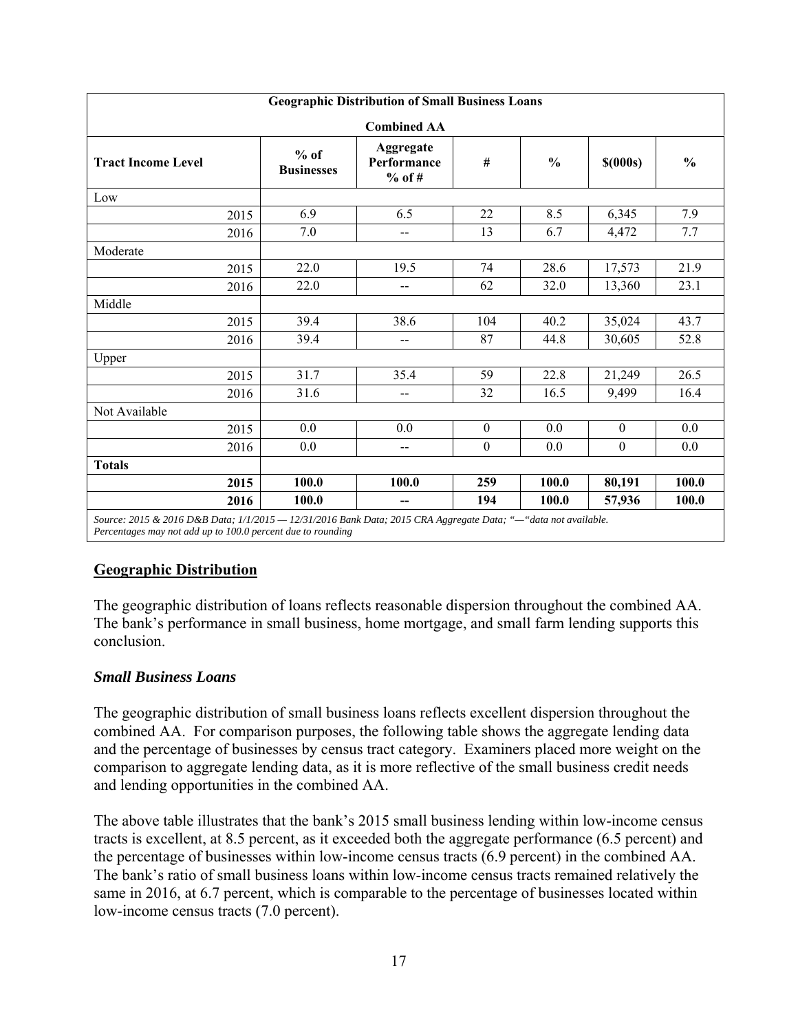| Geographic Distribution of Small Business Loans | | | | | | |
|---|---|---|---|---|---|---|
| **Combined AA** | | | | | | |
| **Tract Income Level** | **% of Businesses** | **Aggregate Performance % of #** | **#** | **%** | **$(000s)** | **%** |
| Low | | | | | | |
| 2015 | 6.9 | 6.5 | 22 | 8.5 | 6,345 | 7.9 |
| 2016 | 7.0 | -- | 13 | 6.7 | 4,472 | 7.7 |
| Moderate | | | | | | |
| 2015 | 22.0 | 19.5 | 74 | 28.6 | 17,573 | 21.9 |
| 2016 | 22.0 | -- | 62 | 32.0 | 13,360 | 23.1 |
| Middle | | | | | | |
| 2015 | 39.4 | 38.6 | 104 | 40.2 | 35,024 | 43.7 |
| 2016 | 39.4 | -- | 87 | 44.8 | 30,605 | 52.8 |
| Upper | | | | | | |
| 2015 | 31.7 | 35.4 | 59 | 22.8 | 21,249 | 26.5 |
| 2016 | 31.6 | -- | 32 | 16.5 | 9,499 | 16.4 |
| Not Available | | | | | | |
| 2015 | 0.0 | 0.0 | 0 | 0.0 | 0 | 0.0 |
| 2016 | 0.0 | -- | 0 | 0.0 | 0 | 0.0 |
| **Totals** | | | | | | |
| **2015** | **100.0** | **100.0** | **259** | **100.0** | **80,191** | **100.0** |
| **2016** | **100.0** | **--** | **194** | **100.0** | **57,936** | **100.0** |

*Source: 2015 & 2016 D&B Data; 1/1/2015 — 12/31/2016 Bank Data; 2015 CRA Aggregate Data; "—"data not available. Percentages may not add up to 100.0 percent due to rounding*

## Geographic Distribution

The geographic distribution of loans reflects reasonable dispersion throughout the combined AA. The bank's performance in small business, home mortgage, and small farm lending supports this conclusion.

### *Small Business Loans*

The geographic distribution of small business loans reflects excellent dispersion throughout the combined AA. For comparison purposes, the following table shows the aggregate lending data and the percentage of businesses by census tract category. Examiners placed more weight on the comparison to aggregate lending data, as it is more reflective of the small business credit needs and lending opportunities in the combined AA.

The above table illustrates that the bank's 2015 small business lending within low-income census tracts is excellent, at 8.5 percent, as it exceeded both the aggregate performance (6.5 percent) and the percentage of businesses within low-income census tracts (6.9 percent) in the combined AA. The bank's ratio of small business loans within low-income census tracts remained relatively the same in 2016, at 6.7 percent, which is comparable to the percentage of businesses located within low-income census tracts (7.0 percent).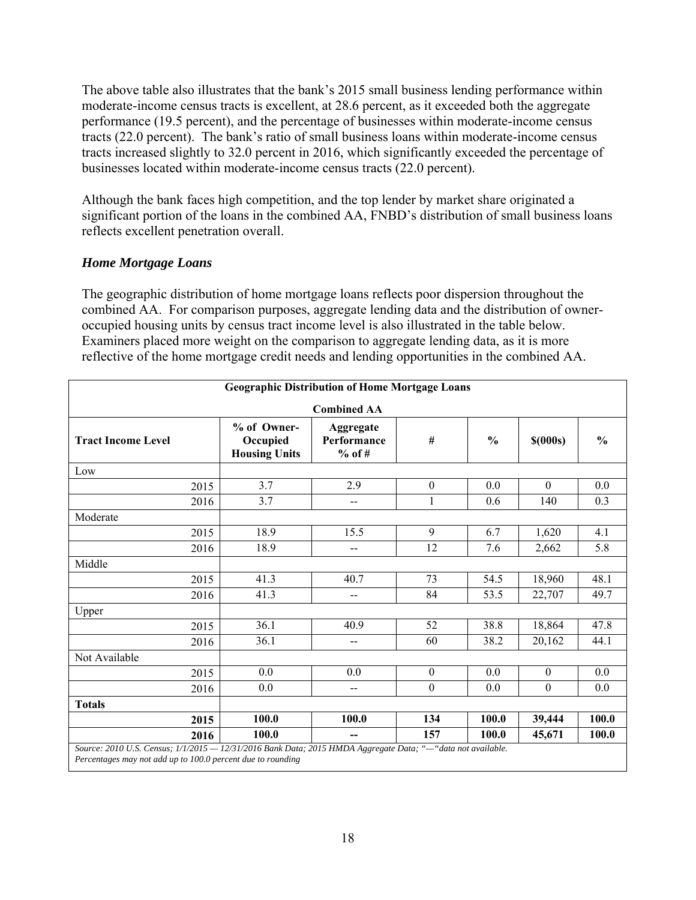The above table also illustrates that the bank's 2015 small business lending performance within moderate-income census tracts is excellent, at 28.6 percent, as it exceeded both the aggregate performance (19.5 percent), and the percentage of businesses within moderate-income census tracts (22.0 percent). The bank's ratio of small business loans within moderate-income census tracts increased slightly to 32.0 percent in 2016, which significantly exceeded the percentage of businesses located within moderate-income census tracts (22.0 percent).

Although the bank faces high competition, and the top lender by market share originated a significant portion of the loans in the combined AA, FNBD's distribution of small business loans reflects excellent penetration overall.

### *Home Mortgage Loans*

The geographic distribution of home mortgage loans reflects poor dispersion throughout the combined AA. For comparison purposes, aggregate lending data and the distribution of owner-occupied housing units by census tract income level is also illustrated in the table below. Examiners placed more weight on the comparison to aggregate lending data, as it is more reflective of the home mortgage credit needs and lending opportunities in the combined AA.

| **Geographic Distribution of Home Mortgage Loans Combined AA** | | | | | | |
|---|---|---|---|---|---|---|
| **Tract Income Level** | **% of Owner-Occupied Housing Units** | **Aggregate Performance % of #** | **#** | **%** | **$(000s)** | **%** |
| Low | | | | | | |
| 2015 | 3.7 | 2.9 | 0 | 0.0 | 0 | 0.0 |
| 2016 | 3.7 | -- | 1 | 0.6 | 140 | 0.3 |
| Moderate | | | | | | |
| 2015 | 18.9 | 15.5 | 9 | 6.7 | 1,620 | 4.1 |
| 2016 | 18.9 | -- | 12 | 7.6 | 2,662 | 5.8 |
| Middle | | | | | | |
| 2015 | 41.3 | 40.7 | 73 | 54.5 | 18,960 | 48.1 |
| 2016 | 41.3 | -- | 84 | 53.5 | 22,707 | 49.7 |
| Upper | | | | | | |
| 2015 | 36.1 | 40.9 | 52 | 38.8 | 18,864 | 47.8 |
| 2016 | 36.1 | -- | 60 | 38.2 | 20,162 | 44.1 |
| Not Available | | | | | | |
| 2015 | 0.0 | 0.0 | 0 | 0.0 | 0 | 0.0 |
| 2016 | 0.0 | -- | 0 | 0.0 | 0 | 0.0 |
| **Totals** | | | | | | |
| **2015** | **100.0** | **100.0** | **134** | **100.0** | **39,444** | **100.0** |
| **2016** | **100.0** | **--** | **157** | **100.0** | **45,671** | **100.0** |

*Source: 2010 U.S. Census; 1/1/2015 — 12/31/2016 Bank Data; 2015 HMDA Aggregate Data; "—"data not available. Percentages may not add up to 100.0 percent due to rounding*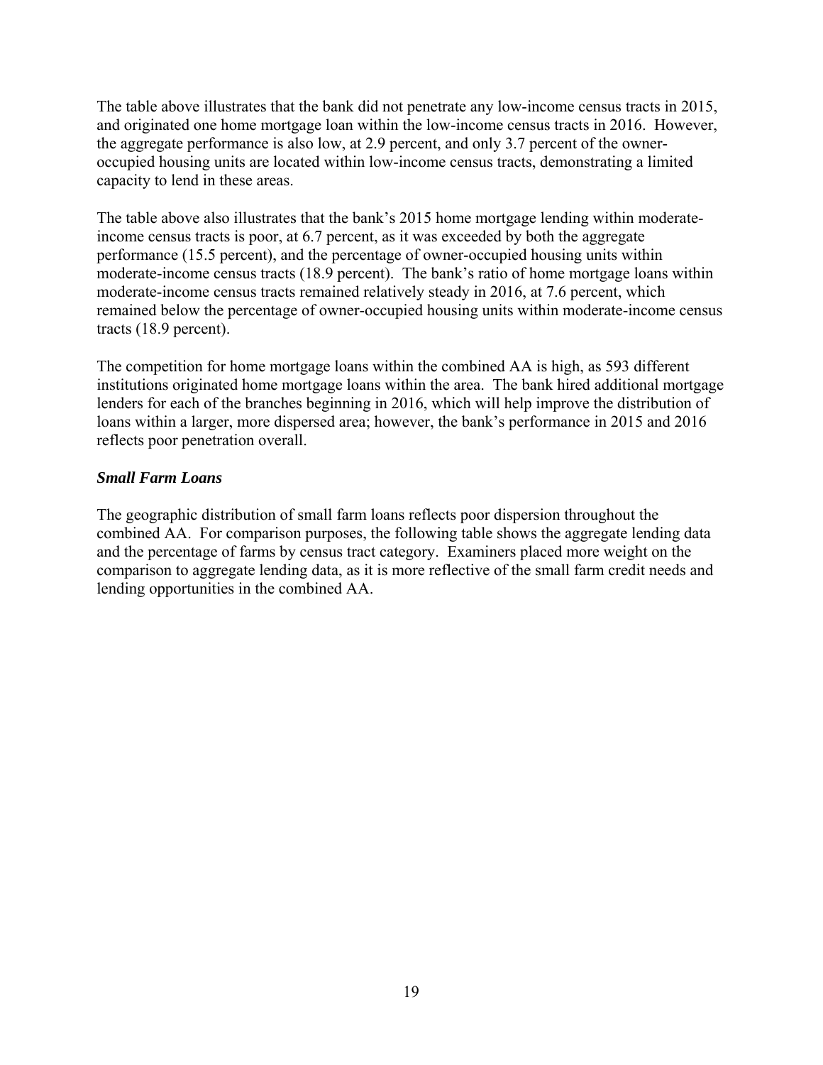The table above illustrates that the bank did not penetrate any low-income census tracts in 2015, and originated one home mortgage loan within the low-income census tracts in 2016. However, the aggregate performance is also low, at 2.9 percent, and only 3.7 percent of the owner-occupied housing units are located within low-income census tracts, demonstrating a limited capacity to lend in these areas.

The table above also illustrates that the bank's 2015 home mortgage lending within moderate-income census tracts is poor, at 6.7 percent, as it was exceeded by both the aggregate performance (15.5 percent), and the percentage of owner-occupied housing units within moderate-income census tracts (18.9 percent). The bank's ratio of home mortgage loans within moderate-income census tracts remained relatively steady in 2016, at 7.6 percent, which remained below the percentage of owner-occupied housing units within moderate-income census tracts (18.9 percent).

The competition for home mortgage loans within the combined AA is high, as 593 different institutions originated home mortgage loans within the area. The bank hired additional mortgage lenders for each of the branches beginning in 2016, which will help improve the distribution of loans within a larger, more dispersed area; however, the bank's performance in 2015 and 2016 reflects poor penetration overall.

***Small Farm Loans***

The geographic distribution of small farm loans reflects poor dispersion throughout the combined AA. For comparison purposes, the following table shows the aggregate lending data and the percentage of farms by census tract category. Examiners placed more weight on the comparison to aggregate lending data, as it is more reflective of the small farm credit needs and lending opportunities in the combined AA.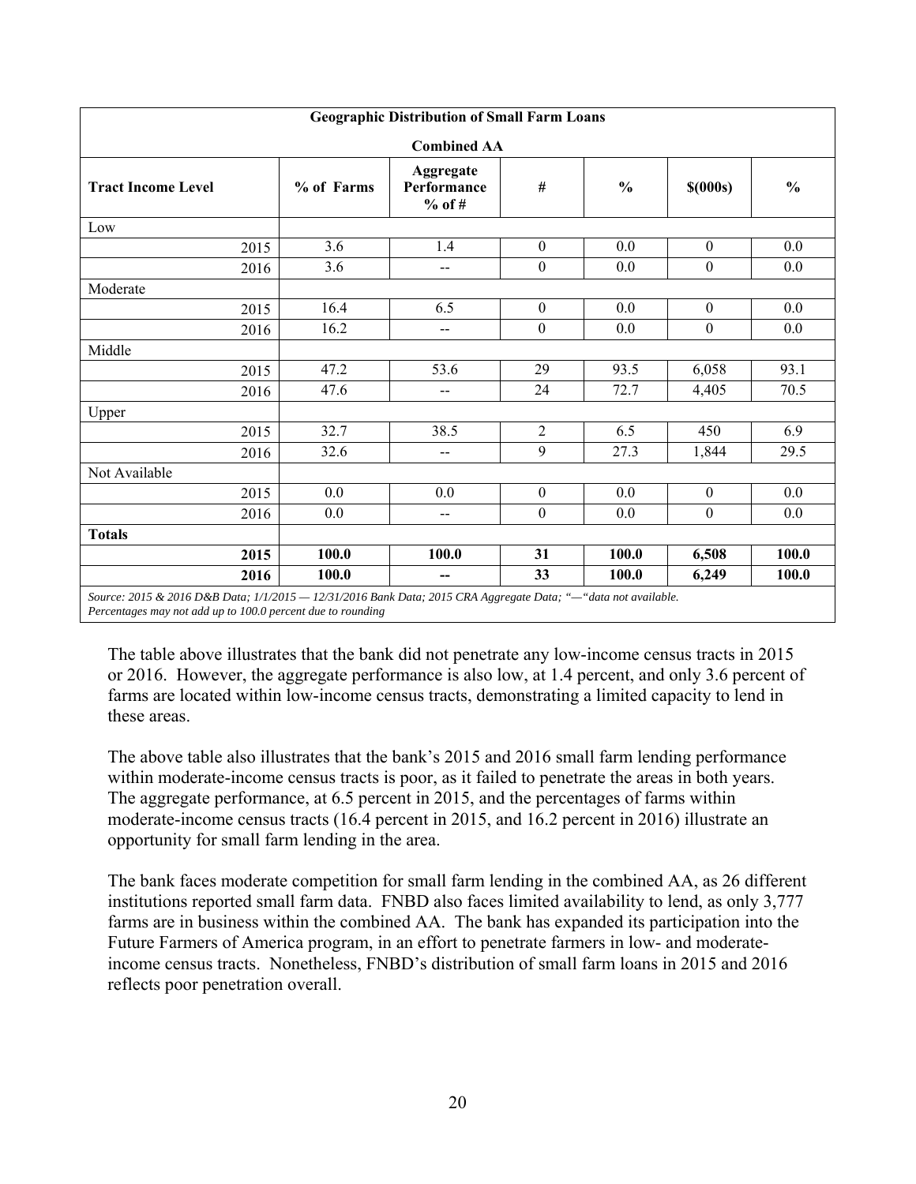| Geographic Distribution of Small Farm Loans | | | | | | |
|---|---|---|---|---|---|---|
| Combined AA | | | | | | |
| Tract Income Level | % of Farms | Aggregate Performance % of # | # | % | $(000s) | % |
| Low | | | | | | |
| 2015 | 3.6 | 1.4 | 0 | 0.0 | 0 | 0.0 |
| 2016 | 3.6 | -- | 0 | 0.0 | 0 | 0.0 |
| Moderate | | | | | | |
| 2015 | 16.4 | 6.5 | 0 | 0.0 | 0 | 0.0 |
| 2016 | 16.2 | -- | 0 | 0.0 | 0 | 0.0 |
| Middle | | | | | | |
| 2015 | 47.2 | 53.6 | 29 | 93.5 | 6,058 | 93.1 |
| 2016 | 47.6 | -- | 24 | 72.7 | 4,405 | 70.5 |
| Upper | | | | | | |
| 2015 | 32.7 | 38.5 | 2 | 6.5 | 450 | 6.9 |
| 2016 | 32.6 | -- | 9 | 27.3 | 1,844 | 29.5 |
| Not Available | | | | | | |
| 2015 | 0.0 | 0.0 | 0 | 0.0 | 0 | 0.0 |
| 2016 | 0.0 | -- | 0 | 0.0 | 0 | 0.0 |
| **Totals** | | | | | | |
| **2015** | **100.0** | **100.0** | **31** | **100.0** | **6,508** | **100.0** |
| **2016** | **100.0** | **--** | **33** | **100.0** | **6,249** | **100.0** |

*Source: 2015 & 2016 D&B Data; 1/1/2015 — 12/31/2016 Bank Data; 2015 CRA Aggregate Data; "—"data not available. Percentages may not add up to 100.0 percent due to rounding*

The table above illustrates that the bank did not penetrate any low-income census tracts in 2015 or 2016. However, the aggregate performance is also low, at 1.4 percent, and only 3.6 percent of farms are located within low-income census tracts, demonstrating a limited capacity to lend in these areas.

The above table also illustrates that the bank's 2015 and 2016 small farm lending performance within moderate-income census tracts is poor, as it failed to penetrate the areas in both years. The aggregate performance, at 6.5 percent in 2015, and the percentages of farms within moderate-income census tracts (16.4 percent in 2015, and 16.2 percent in 2016) illustrate an opportunity for small farm lending in the area.

The bank faces moderate competition for small farm lending in the combined AA, as 26 different institutions reported small farm data. FNBD also faces limited availability to lend, as only 3,777 farms are in business within the combined AA. The bank has expanded its participation into the Future Farmers of America program, in an effort to penetrate farmers in low- and moderate-income census tracts. Nonetheless, FNBD's distribution of small farm loans in 2015 and 2016 reflects poor penetration overall.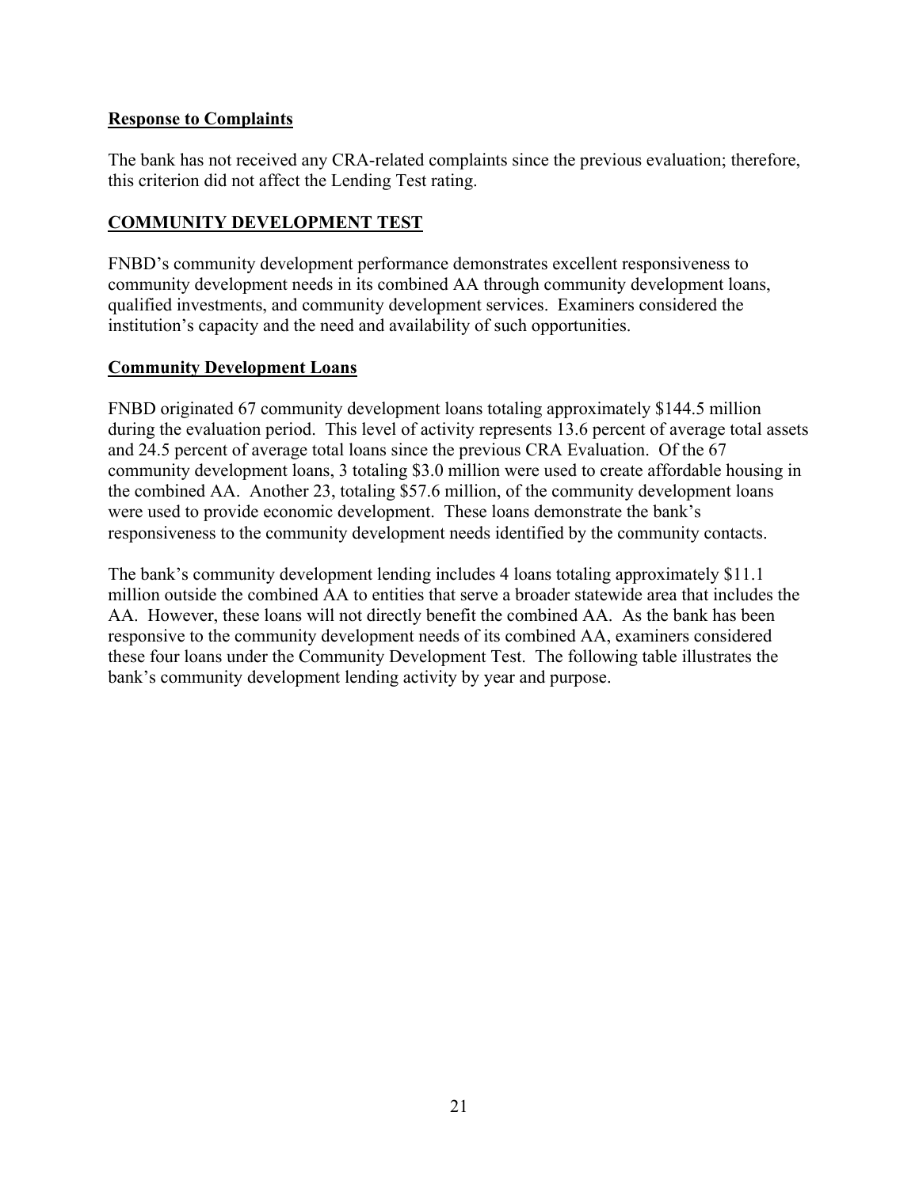**Response to Complaints**

The bank has not received any CRA-related complaints since the previous evaluation; therefore, this criterion did not affect the Lending Test rating.

**COMMUNITY DEVELOPMENT TEST**

FNBD's community development performance demonstrates excellent responsiveness to community development needs in its combined AA through community development loans, qualified investments, and community development services. Examiners considered the institution's capacity and the need and availability of such opportunities.

**Community Development Loans**

FNBD originated 67 community development loans totaling approximately $144.5 million during the evaluation period. This level of activity represents 13.6 percent of average total assets and 24.5 percent of average total loans since the previous CRA Evaluation. Of the 67 community development loans, 3 totaling $3.0 million were used to create affordable housing in the combined AA. Another 23, totaling $57.6 million, of the community development loans were used to provide economic development. These loans demonstrate the bank's responsiveness to the community development needs identified by the community contacts.

The bank's community development lending includes 4 loans totaling approximately $11.1 million outside the combined AA to entities that serve a broader statewide area that includes the AA. However, these loans will not directly benefit the combined AA. As the bank has been responsive to the community development needs of its combined AA, examiners considered these four loans under the Community Development Test. The following table illustrates the bank's community development lending activity by year and purpose.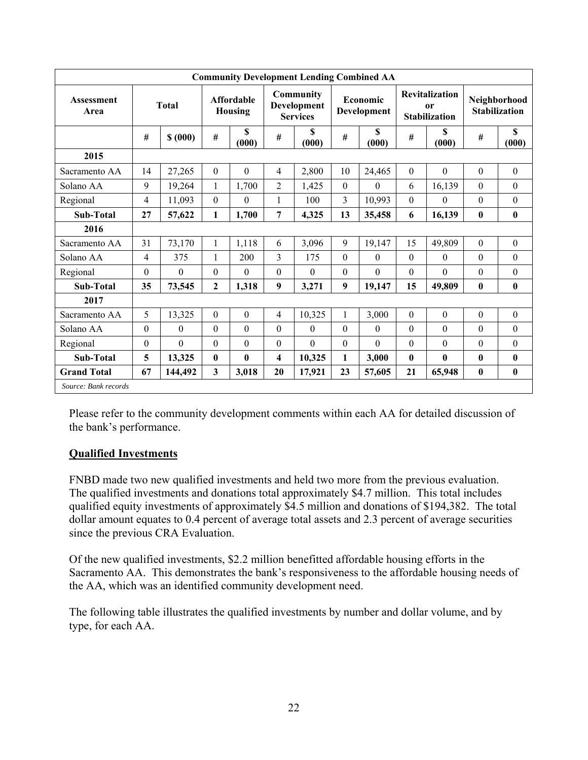| Community Development Lending Combined AA | | | | | | | | | | | | |
|---|---|---|---|---|---|---|---|---|---|---|---|---|
| Assessment Area | Total | | Affordable Housing | | Community Development Services | | Economic Development | | Revitalization or Stabilization | | Neighborhood Stabilization | |
| | # | $ (000) | # | $ (000) | # | $ (000) | # | $ (000) | # | $ (000) | # | $ (000) |
| **2015** | | | | | | | | | | | | |
| Sacramento AA | 14 | 27,265 | 0 | 0 | 4 | 2,800 | 10 | 24,465 | 0 | 0 | 0 | 0 |
| Solano AA | 9 | 19,264 | 1 | 1,700 | 2 | 1,425 | 0 | 0 | 6 | 16,139 | 0 | 0 |
| Regional | 4 | 11,093 | 0 | 0 | 1 | 100 | 3 | 10,993 | 0 | 0 | 0 | 0 |
| **Sub-Total** | **27** | **57,622** | **1** | **1,700** | **7** | **4,325** | **13** | **35,458** | **6** | **16,139** | **0** | **0** |
| **2016** | | | | | | | | | | | | |
| Sacramento AA | 31 | 73,170 | 1 | 1,118 | 6 | 3,096 | 9 | 19,147 | 15 | 49,809 | 0 | 0 |
| Solano AA | 4 | 375 | 1 | 200 | 3 | 175 | 0 | 0 | 0 | 0 | 0 | 0 |
| Regional | 0 | 0 | 0 | 0 | 0 | 0 | 0 | 0 | 0 | 0 | 0 | 0 |
| **Sub-Total** | **35** | **73,545** | **2** | **1,318** | **9** | **3,271** | **9** | **19,147** | **15** | **49,809** | **0** | **0** |
| **2017** | | | | | | | | | | | | |
| Sacramento AA | 5 | 13,325 | 0 | 0 | 4 | 10,325 | 1 | 3,000 | 0 | 0 | 0 | 0 |
| Solano AA | 0 | 0 | 0 | 0 | 0 | 0 | 0 | 0 | 0 | 0 | 0 | 0 |
| Regional | 0 | 0 | 0 | 0 | 0 | 0 | 0 | 0 | 0 | 0 | 0 | 0 |
| **Sub-Total** | **5** | **13,325** | **0** | **0** | **4** | **10,325** | **1** | **3,000** | **0** | **0** | **0** | **0** |
| **Grand Total** | **67** | **144,492** | **3** | **3,018** | **20** | **17,921** | **23** | **57,605** | **21** | **65,948** | **0** | **0** |

*Source: Bank records*

Please refer to the community development comments within each AA for detailed discussion of the bank's performance.

## Qualified Investments

FNBD made two new qualified investments and held two more from the previous evaluation. The qualified investments and donations total approximately $4.7 million. This total includes qualified equity investments of approximately $4.5 million and donations of $194,382. The total dollar amount equates to 0.4 percent of average total assets and 2.3 percent of average securities since the previous CRA Evaluation.

Of the new qualified investments, $2.2 million benefitted affordable housing efforts in the Sacramento AA. This demonstrates the bank's responsiveness to the affordable housing needs of the AA, which was an identified community development need.

The following table illustrates the qualified investments by number and dollar volume, and by type, for each AA.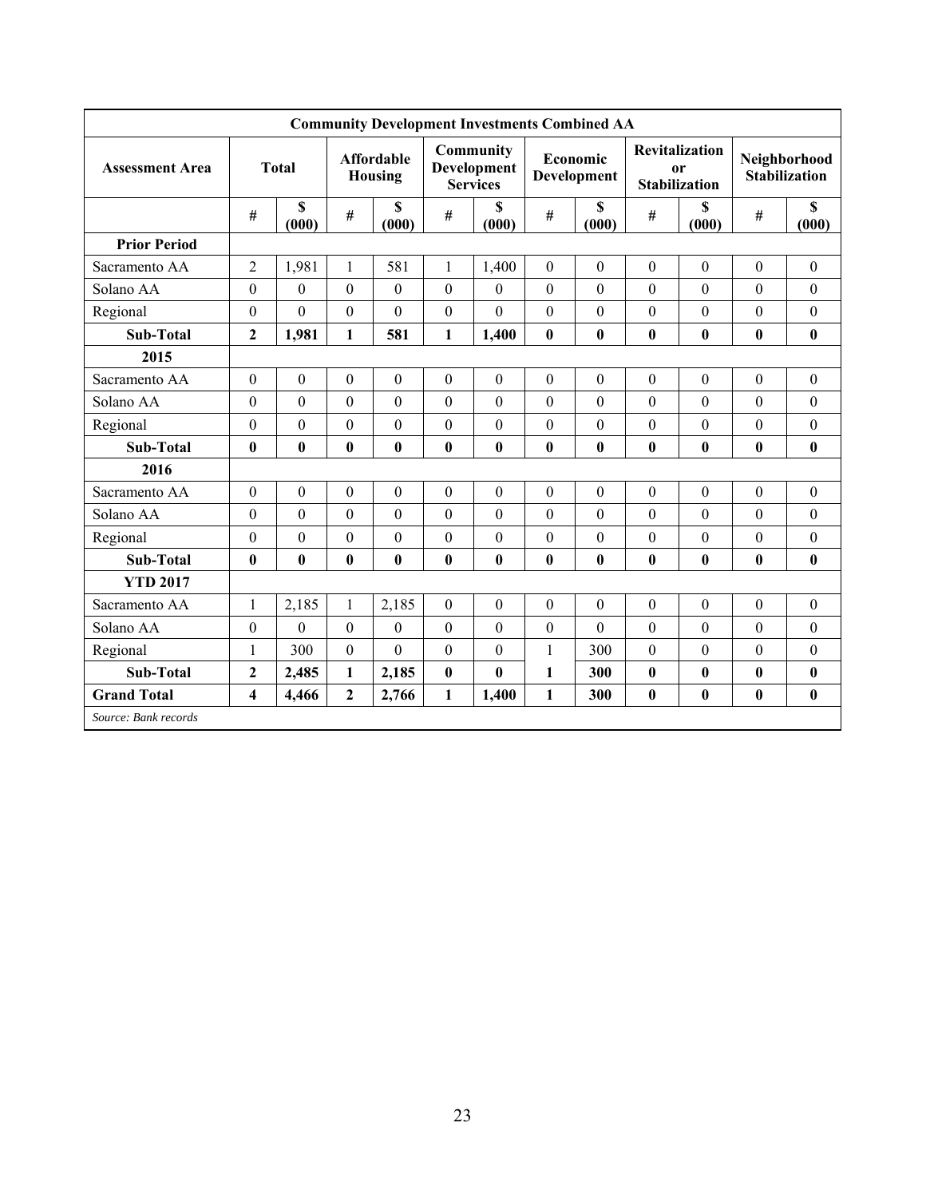| Community Development Investments Combined AA | | | | | | | | | | | | |
|---|---|---|---|---|---|---|---|---|---|---|---|---|
| Assessment Area | Total | | Affordable Housing | | Community Development Services | | Economic Development | | Revitalization or Stabilization | | Neighborhood Stabilization | |
| | # | $ (000) | # | $ (000) | # | $ (000) | # | $ (000) | # | $ (000) | # | $ (000) |
| **Prior Period** | | | | | | | | | | | | |
| Sacramento AA | 2 | 1,981 | 1 | 581 | 1 | 1,400 | 0 | 0 | 0 | 0 | 0 | 0 |
| Solano AA | 0 | 0 | 0 | 0 | 0 | 0 | 0 | 0 | 0 | 0 | 0 | 0 |
| Regional | 0 | 0 | 0 | 0 | 0 | 0 | 0 | 0 | 0 | 0 | 0 | 0 |
| **Sub-Total** | **2** | **1,981** | **1** | **581** | **1** | **1,400** | **0** | **0** | **0** | **0** | **0** | **0** |
| **2015** | | | | | | | | | | | | |
| Sacramento AA | 0 | 0 | 0 | 0 | 0 | 0 | 0 | 0 | 0 | 0 | 0 | 0 |
| Solano AA | 0 | 0 | 0 | 0 | 0 | 0 | 0 | 0 | 0 | 0 | 0 | 0 |
| Regional | 0 | 0 | 0 | 0 | 0 | 0 | 0 | 0 | 0 | 0 | 0 | 0 |
| **Sub-Total** | **0** | **0** | **0** | **0** | **0** | **0** | **0** | **0** | **0** | **0** | **0** | **0** |
| **2016** | | | | | | | | | | | | |
| Sacramento AA | 0 | 0 | 0 | 0 | 0 | 0 | 0 | 0 | 0 | 0 | 0 | 0 |
| Solano AA | 0 | 0 | 0 | 0 | 0 | 0 | 0 | 0 | 0 | 0 | 0 | 0 |
| Regional | 0 | 0 | 0 | 0 | 0 | 0 | 0 | 0 | 0 | 0 | 0 | 0 |
| **Sub-Total** | **0** | **0** | **0** | **0** | **0** | **0** | **0** | **0** | **0** | **0** | **0** | **0** |
| **YTD 2017** | | | | | | | | | | | | |
| Sacramento AA | 1 | 2,185 | 1 | 2,185 | 0 | 0 | 0 | 0 | 0 | 0 | 0 | 0 |
| Solano AA | 0 | 0 | 0 | 0 | 0 | 0 | 0 | 0 | 0 | 0 | 0 | 0 |
| Regional | 1 | 300 | 0 | 0 | 0 | 0 | 1 | 300 | 0 | 0 | 0 | 0 |
| **Sub-Total** | **2** | **2,485** | **1** | **2,185** | **0** | **0** | **1** | **300** | **0** | **0** | **0** | **0** |
| **Grand Total** | **4** | **4,466** | **2** | **2,766** | **1** | **1,400** | **1** | **300** | **0** | **0** | **0** | **0** |
| *Source: Bank records* | | | | | | | | | | | | |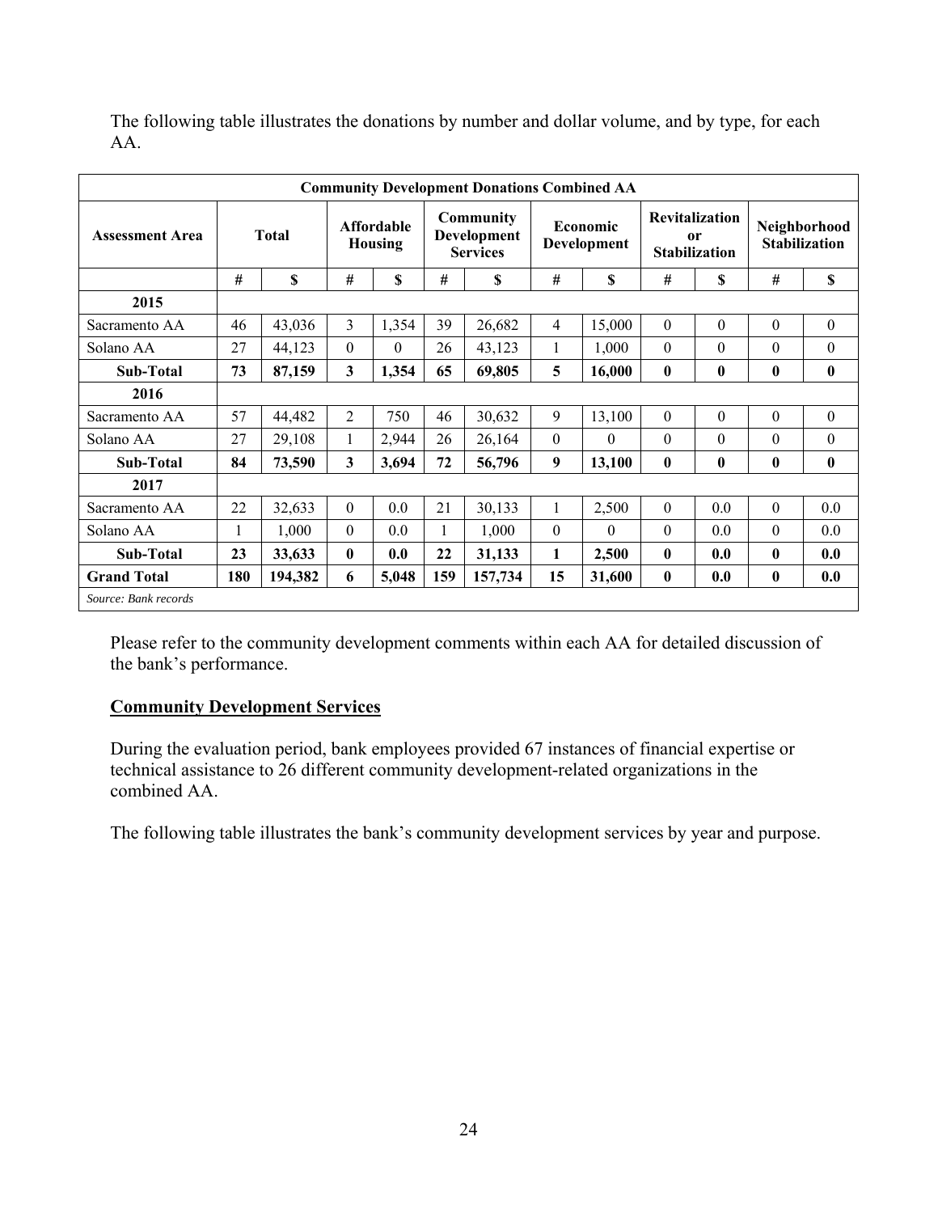The following table illustrates the donations by number and dollar volume, and by type, for each AA.

| Community Development Donations Combined AA | | | | | | | | | | | | |
|---|---|---|---|---|---|---|---|---|---|---|---|---|
| **Assessment Area** | **Total** | | **Affordable Housing** | | **Community Development Services** | | **Economic Development** | | **Revitalization or Stabilization** | | **Neighborhood Stabilization** | |
| | **#** | **$** | **#** | **$** | **#** | **$** | **#** | **$** | **#** | **$** | **#** | **$** |
| **2015** | | | | | | | | | | | | |
| Sacramento AA | 46 | 43,036 | 3 | 1,354 | 39 | 26,682 | 4 | 15,000 | 0 | 0 | 0 | 0 |
| Solano AA | 27 | 44,123 | 0 | 0 | 26 | 43,123 | 1 | 1,000 | 0 | 0 | 0 | 0 |
| **Sub-Total** | **73** | **87,159** | **3** | **1,354** | **65** | **69,805** | **5** | **16,000** | **0** | **0** | **0** | **0** |
| **2016** | | | | | | | | | | | | |
| Sacramento AA | 57 | 44,482 | 2 | 750 | 46 | 30,632 | 9 | 13,100 | 0 | 0 | 0 | 0 |
| Solano AA | 27 | 29,108 | 1 | 2,944 | 26 | 26,164 | 0 | 0 | 0 | 0 | 0 | 0 |
| **Sub-Total** | **84** | **73,590** | **3** | **3,694** | **72** | **56,796** | **9** | **13,100** | **0** | **0** | **0** | **0** |
| **2017** | | | | | | | | | | | | |
| Sacramento AA | 22 | 32,633 | 0 | 0.0 | 21 | 30,133 | 1 | 2,500 | 0 | 0.0 | 0 | 0.0 |
| Solano AA | 1 | 1,000 | 0 | 0.0 | 1 | 1,000 | 0 | 0 | 0 | 0.0 | 0 | 0.0 |
| **Sub-Total** | **23** | **33,633** | **0** | **0.0** | **22** | **31,133** | **1** | **2,500** | **0** | **0.0** | **0** | **0.0** |
| **Grand Total** | **180** | **194,382** | **6** | **5,048** | **159** | **157,734** | **15** | **31,600** | **0** | **0.0** | **0** | **0.0** |
| *Source: Bank records* | | | | | | | | | | | | |

Please refer to the community development comments within each AA for detailed discussion of the bank's performance.

**Community Development Services**

During the evaluation period, bank employees provided 67 instances of financial expertise or technical assistance to 26 different community development-related organizations in the combined AA.

The following table illustrates the bank's community development services by year and purpose.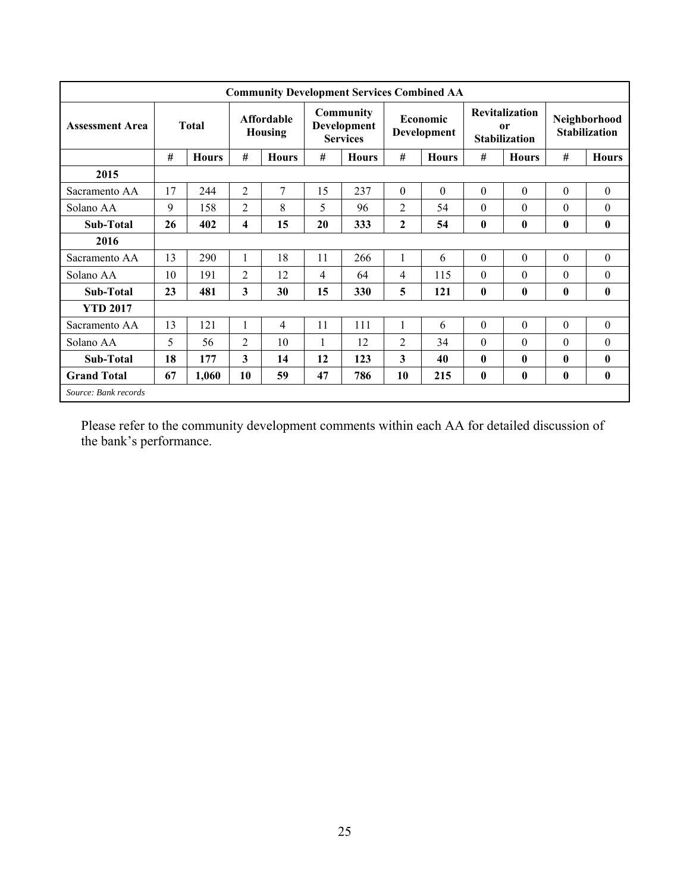| Community Development Services Combined AA | | | | | | | | | | | | |
|---|---|---|---|---|---|---|---|---|---|---|---|---|
| **Assessment Area** | **Total** | | **Affordable Housing** | | **Community Development Services** | | **Economic Development** | | **Revitalization or Stabilization** | | **Neighborhood Stabilization** | |
| | **#** | **Hours** | **#** | **Hours** | **#** | **Hours** | **#** | **Hours** | **#** | **Hours** | **#** | **Hours** |
| **2015** | | | | | | | | | | | | |
| Sacramento AA | 17 | 244 | 2 | 7 | 15 | 237 | 0 | 0 | 0 | 0 | 0 | 0 |
| Solano AA | 9 | 158 | 2 | 8 | 5 | 96 | 2 | 54 | 0 | 0 | 0 | 0 |
| **Sub-Total** | **26** | **402** | **4** | **15** | **20** | **333** | **2** | **54** | **0** | **0** | **0** | **0** |
| **2016** | | | | | | | | | | | | |
| Sacramento AA | 13 | 290 | 1 | 18 | 11 | 266 | 1 | 6 | 0 | 0 | 0 | 0 |
| Solano AA | 10 | 191 | 2 | 12 | 4 | 64 | 4 | 115 | 0 | 0 | 0 | 0 |
| **Sub-Total** | **23** | **481** | **3** | **30** | **15** | **330** | **5** | **121** | **0** | **0** | **0** | **0** |
| **YTD 2017** | | | | | | | | | | | | |
| Sacramento AA | 13 | 121 | 1 | 4 | 11 | 111 | 1 | 6 | 0 | 0 | 0 | 0 |
| Solano AA | 5 | 56 | 2 | 10 | 1 | 12 | 2 | 34 | 0 | 0 | 0 | 0 |
| **Sub-Total** | **18** | **177** | **3** | **14** | **12** | **123** | **3** | **40** | **0** | **0** | **0** | **0** |
| **Grand Total** | **67** | **1,060** | **10** | **59** | **47** | **786** | **10** | **215** | **0** | **0** | **0** | **0** |

*Source: Bank records*

Please refer to the community development comments within each AA for detailed discussion of the bank's performance.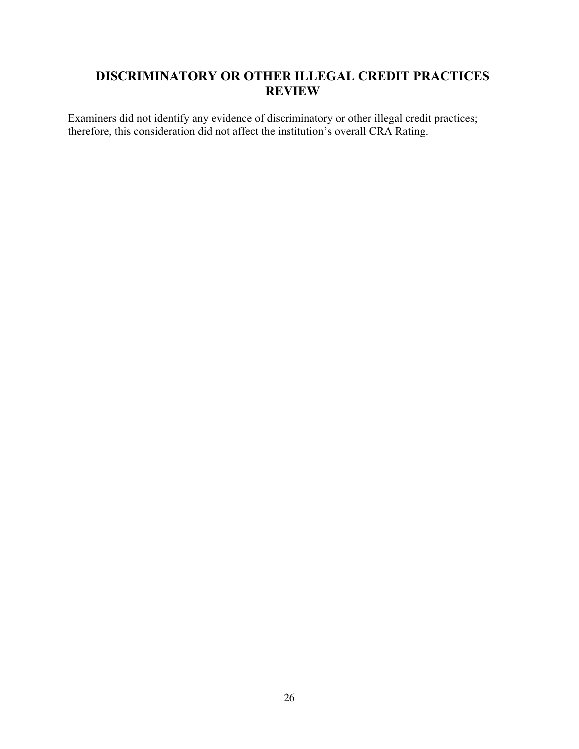## DISCRIMINATORY OR OTHER ILLEGAL CREDIT PRACTICES REVIEW

Examiners did not identify any evidence of discriminatory or other illegal credit practices; therefore, this consideration did not affect the institution's overall CRA Rating.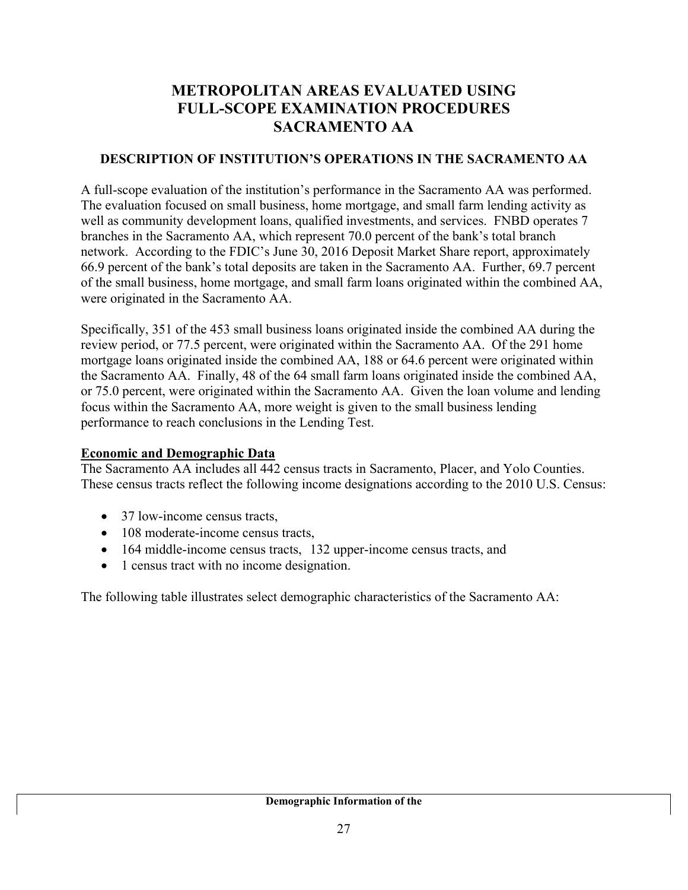# METROPOLITAN AREAS EVALUATED USING FULL-SCOPE EXAMINATION PROCEDURES SACRAMENTO AA

## DESCRIPTION OF INSTITUTION'S OPERATIONS IN THE SACRAMENTO AA

A full-scope evaluation of the institution's performance in the Sacramento AA was performed. The evaluation focused on small business, home mortgage, and small farm lending activity as well as community development loans, qualified investments, and services. FNBD operates 7 branches in the Sacramento AA, which represent 70.0 percent of the bank's total branch network. According to the FDIC's June 30, 2016 Deposit Market Share report, approximately 66.9 percent of the bank's total deposits are taken in the Sacramento AA. Further, 69.7 percent of the small business, home mortgage, and small farm loans originated within the combined AA, were originated in the Sacramento AA.

Specifically, 351 of the 453 small business loans originated inside the combined AA during the review period, or 77.5 percent, were originated within the Sacramento AA. Of the 291 home mortgage loans originated inside the combined AA, 188 or 64.6 percent were originated within the Sacramento AA. Finally, 48 of the 64 small farm loans originated inside the combined AA, or 75.0 percent, were originated within the Sacramento AA. Given the loan volume and lending focus within the Sacramento AA, more weight is given to the small business lending performance to reach conclusions in the Lending Test.

**Economic and Demographic Data**

The Sacramento AA includes all 442 census tracts in Sacramento, Placer, and Yolo Counties. These census tracts reflect the following income designations according to the 2010 U.S. Census:

- 37 low-income census tracts,
- 108 moderate-income census tracts,
- 164 middle-income census tracts, 132 upper-income census tracts, and
- 1 census tract with no income designation.

The following table illustrates select demographic characteristics of the Sacramento AA:

**Demographic Information of the**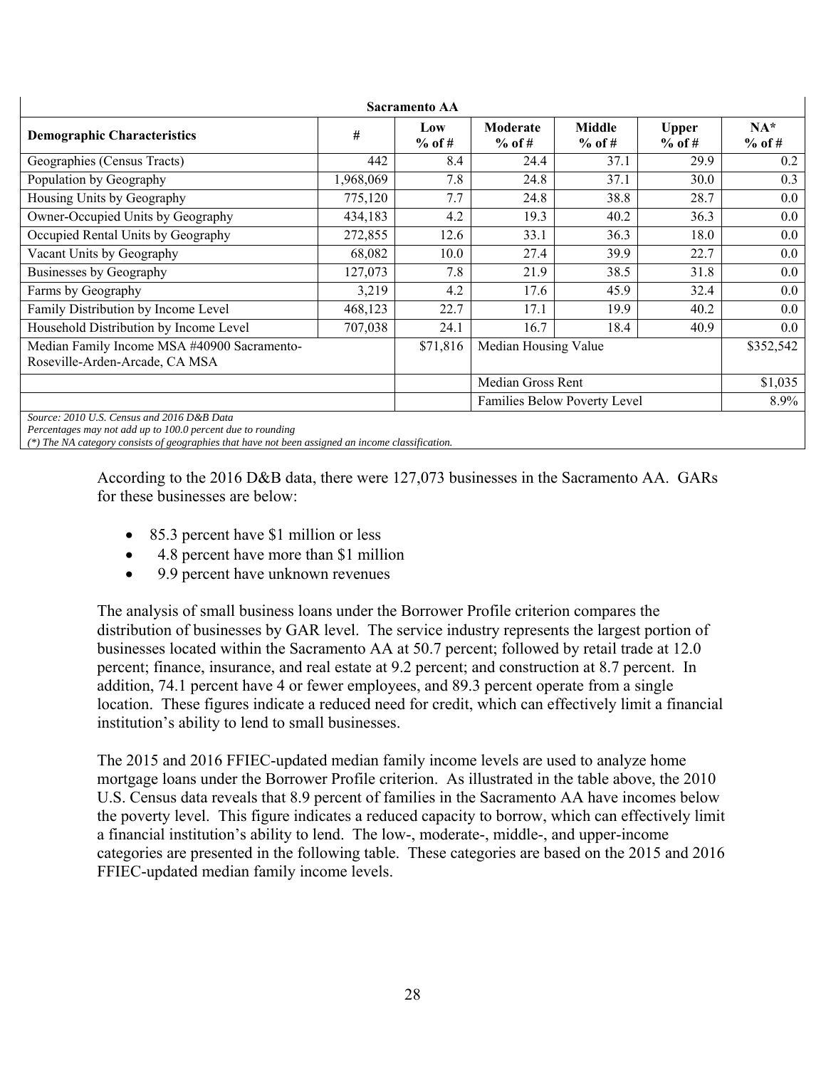| Sacramento AA | | | | | | |
|---|---|---|---|---|---|---|
| **Demographic Characteristics** | **#** | **Low % of #** | **Moderate % of #** | **Middle % of #** | **Upper % of #** | **NA* % of #** |
| Geographies (Census Tracts) | 442 | 8.4 | 24.4 | 37.1 | 29.9 | 0.2 |
| Population by Geography | 1,968,069 | 7.8 | 24.8 | 37.1 | 30.0 | 0.3 |
| Housing Units by Geography | 775,120 | 7.7 | 24.8 | 38.8 | 28.7 | 0.0 |
| Owner-Occupied Units by Geography | 434,183 | 4.2 | 19.3 | 40.2 | 36.3 | 0.0 |
| Occupied Rental Units by Geography | 272,855 | 12.6 | 33.1 | 36.3 | 18.0 | 0.0 |
| Vacant Units by Geography | 68,082 | 10.0 | 27.4 | 39.9 | 22.7 | 0.0 |
| Businesses by Geography | 127,073 | 7.8 | 21.9 | 38.5 | 31.8 | 0.0 |
| Farms by Geography | 3,219 | 4.2 | 17.6 | 45.9 | 32.4 | 0.0 |
| Family Distribution by Income Level | 468,123 | 22.7 | 17.1 | 19.9 | 40.2 | 0.0 |
| Household Distribution by Income Level | 707,038 | 24.1 | 16.7 | 18.4 | 40.9 | 0.0 |
| Median Family Income MSA #40900 Sacramento-Roseville-Arden-Arcade, CA MSA | | $71,816 | Median Housing Value | | | $352,542 |
| | | | Median Gross Rent | | | $1,035 |
| | | | Families Below Poverty Level | | | 8.9% |

*Source: 2010 U.S. Census and 2016 D&B Data*
*Percentages may not add up to 100.0 percent due to rounding*
*(*) The NA category consists of geographies that have not been assigned an income classification.*

According to the 2016 D&B data, there were 127,073 businesses in the Sacramento AA. GARs for these businesses are below:

- 85.3 percent have $1 million or less
- 4.8 percent have more than $1 million
- 9.9 percent have unknown revenues

The analysis of small business loans under the Borrower Profile criterion compares the distribution of businesses by GAR level. The service industry represents the largest portion of businesses located within the Sacramento AA at 50.7 percent; followed by retail trade at 12.0 percent; finance, insurance, and real estate at 9.2 percent; and construction at 8.7 percent. In addition, 74.1 percent have 4 or fewer employees, and 89.3 percent operate from a single location. These figures indicate a reduced need for credit, which can effectively limit a financial institution's ability to lend to small businesses.

The 2015 and 2016 FFIEC-updated median family income levels are used to analyze home mortgage loans under the Borrower Profile criterion. As illustrated in the table above, the 2010 U.S. Census data reveals that 8.9 percent of families in the Sacramento AA have incomes below the poverty level. This figure indicates a reduced capacity to borrow, which can effectively limit a financial institution's ability to lend. The low-, moderate-, middle-, and upper-income categories are presented in the following table. These categories are based on the 2015 and 2016 FFIEC-updated median family income levels.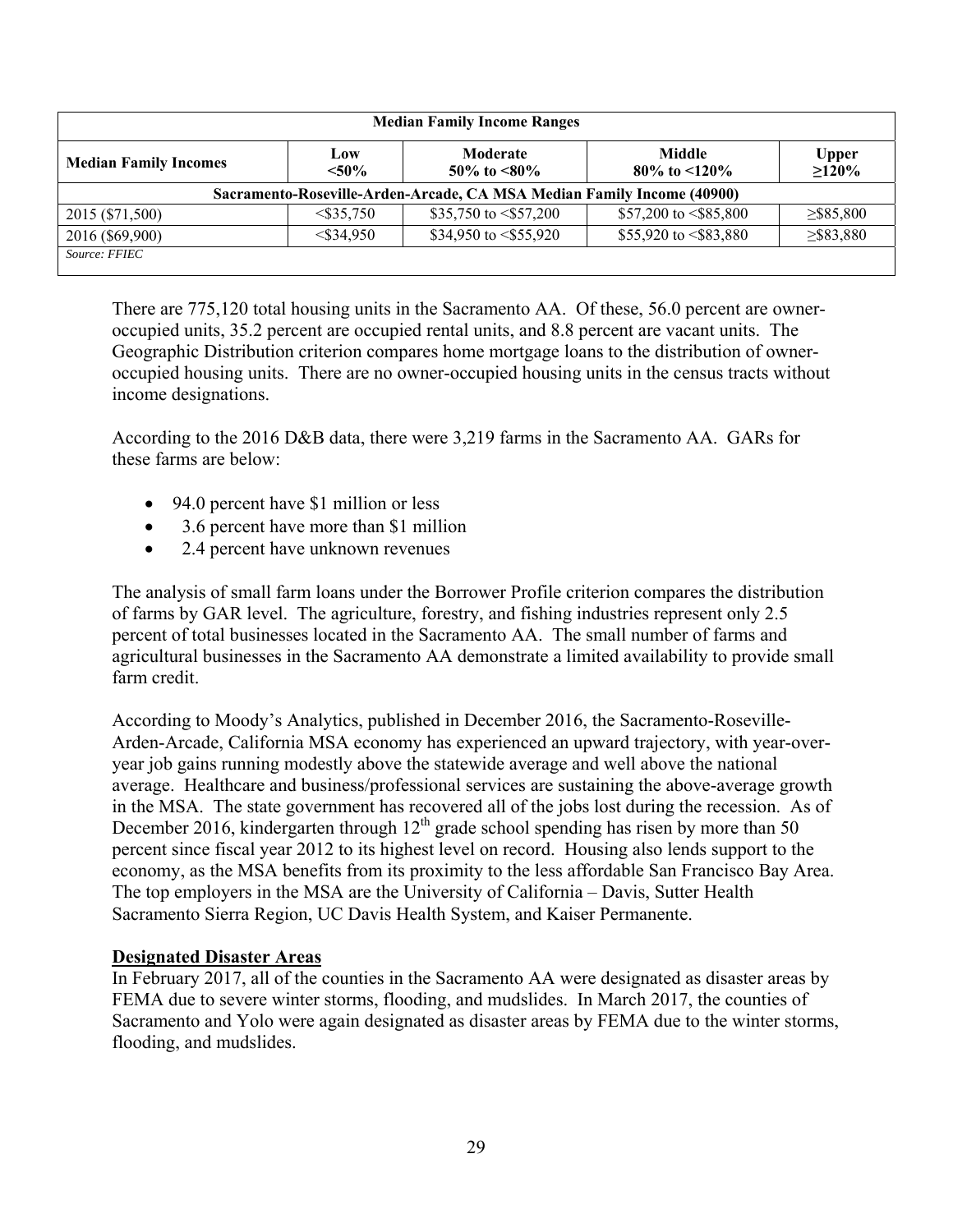| Median Family Income Ranges | | | | |
|---|---|---|---|---|
| **Median Family Incomes** | **Low <50%** | **Moderate 50% to <80%** | **Middle 80% to <120%** | **Upper ≥120%** |
| **Sacramento-Roseville-Arden-Arcade, CA MSA Median Family Income (40900)** | | | | |
| 2015 ($71,500) | <$35,750 | $35,750 to <$57,200 | $57,200 to <$85,800 | ≥$85,800 |
| 2016 ($69,900) | <$34,950 | $34,950 to <$55,920 | $55,920 to <$83,880 | ≥$83,880 |
| *Source: FFIEC* | | | | |

There are 775,120 total housing units in the Sacramento AA. Of these, 56.0 percent are owner-occupied units, 35.2 percent are occupied rental units, and 8.8 percent are vacant units. The Geographic Distribution criterion compares home mortgage loans to the distribution of owner-occupied housing units. There are no owner-occupied housing units in the census tracts without income designations.

According to the 2016 D&B data, there were 3,219 farms in the Sacramento AA. GARs for these farms are below:

- 94.0 percent have $1 million or less
- 3.6 percent have more than $1 million
- 2.4 percent have unknown revenues

The analysis of small farm loans under the Borrower Profile criterion compares the distribution of farms by GAR level. The agriculture, forestry, and fishing industries represent only 2.5 percent of total businesses located in the Sacramento AA. The small number of farms and agricultural businesses in the Sacramento AA demonstrate a limited availability to provide small farm credit.

According to Moody's Analytics, published in December 2016, the Sacramento-Roseville-Arden-Arcade, California MSA economy has experienced an upward trajectory, with year-over-year job gains running modestly above the statewide average and well above the national average. Healthcare and business/professional services are sustaining the above-average growth in the MSA. The state government has recovered all of the jobs lost during the recession. As of December 2016, kindergarten through 12th grade school spending has risen by more than 50 percent since fiscal year 2012 to its highest level on record. Housing also lends support to the economy, as the MSA benefits from its proximity to the less affordable San Francisco Bay Area. The top employers in the MSA are the University of California – Davis, Sutter Health Sacramento Sierra Region, UC Davis Health System, and Kaiser Permanente.

**Designated Disaster Areas**

In February 2017, all of the counties in the Sacramento AA were designated as disaster areas by FEMA due to severe winter storms, flooding, and mudslides. In March 2017, the counties of Sacramento and Yolo were again designated as disaster areas by FEMA due to the winter storms, flooding, and mudslides.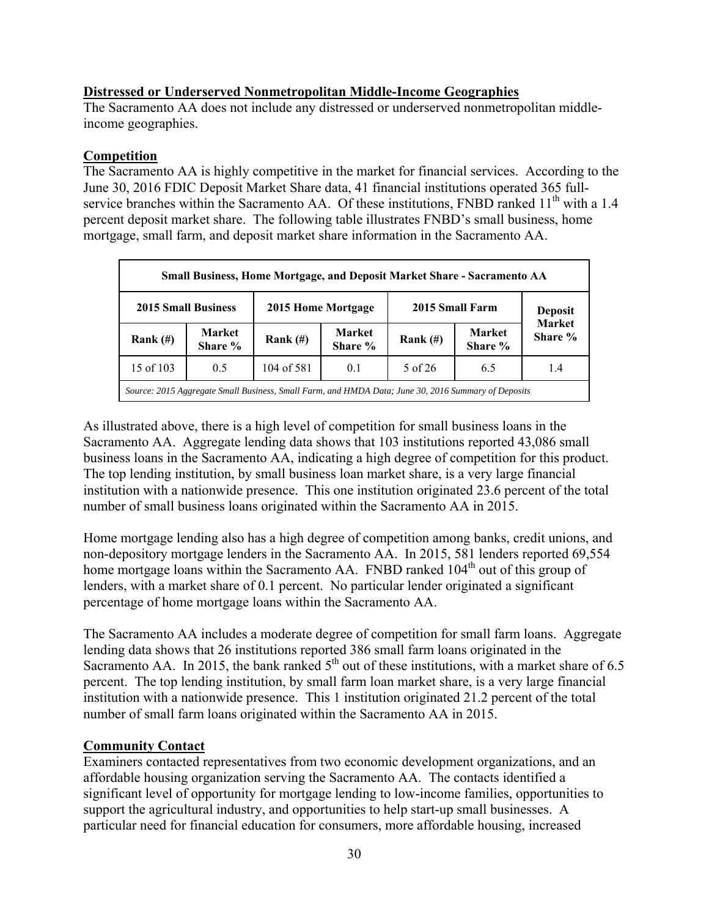## Distressed or Underserved Nonmetropolitan Middle-Income Geographies

The Sacramento AA does not include any distressed or underserved nonmetropolitan middle-income geographies.

## Competition

The Sacramento AA is highly competitive in the market for financial services. According to the June 30, 2016 FDIC Deposit Market Share data, 41 financial institutions operated 365 full-service branches within the Sacramento AA. Of these institutions, FNBD ranked 11th with a 1.4 percent deposit market share. The following table illustrates FNBD's small business, home mortgage, small farm, and deposit market share information in the Sacramento AA.

| Small Business, Home Mortgage, and Deposit Market Share - Sacramento AA | | | | | | |
|---|---|---|---|---|---|---|
| **2015 Small Business** | | **2015 Home Mortgage** | | **2015 Small Farm** | | **Deposit Market Share %** |
| **Rank (#)** | **Market Share %** | **Rank (#)** | **Market Share %** | **Rank (#)** | **Market Share %** | |
| 15 of 103 | 0.5 | 104 of 581 | 0.1 | 5 of 26 | 6.5 | 1.4 |

*Source: 2015 Aggregate Small Business, Small Farm, and HMDA Data; June 30, 2016 Summary of Deposits*

As illustrated above, there is a high level of competition for small business loans in the Sacramento AA. Aggregate lending data shows that 103 institutions reported 43,086 small business loans in the Sacramento AA, indicating a high degree of competition for this product. The top lending institution, by small business loan market share, is a very large financial institution with a nationwide presence. This one institution originated 23.6 percent of the total number of small business loans originated within the Sacramento AA in 2015.

Home mortgage lending also has a high degree of competition among banks, credit unions, and non-depository mortgage lenders in the Sacramento AA. In 2015, 581 lenders reported 69,554 home mortgage loans within the Sacramento AA. FNBD ranked 104th out of this group of lenders, with a market share of 0.1 percent. No particular lender originated a significant percentage of home mortgage loans within the Sacramento AA.

The Sacramento AA includes a moderate degree of competition for small farm loans. Aggregate lending data shows that 26 institutions reported 386 small farm loans originated in the Sacramento AA. In 2015, the bank ranked 5th out of these institutions, with a market share of 6.5 percent. The top lending institution, by small farm loan market share, is a very large financial institution with a nationwide presence. This 1 institution originated 21.2 percent of the total number of small farm loans originated within the Sacramento AA in 2015.

## Community Contact

Examiners contacted representatives from two economic development organizations, and an affordable housing organization serving the Sacramento AA. The contacts identified a significant level of opportunity for mortgage lending to low-income families, opportunities to support the agricultural industry, and opportunities to help start-up small businesses. A particular need for financial education for consumers, more affordable housing, increased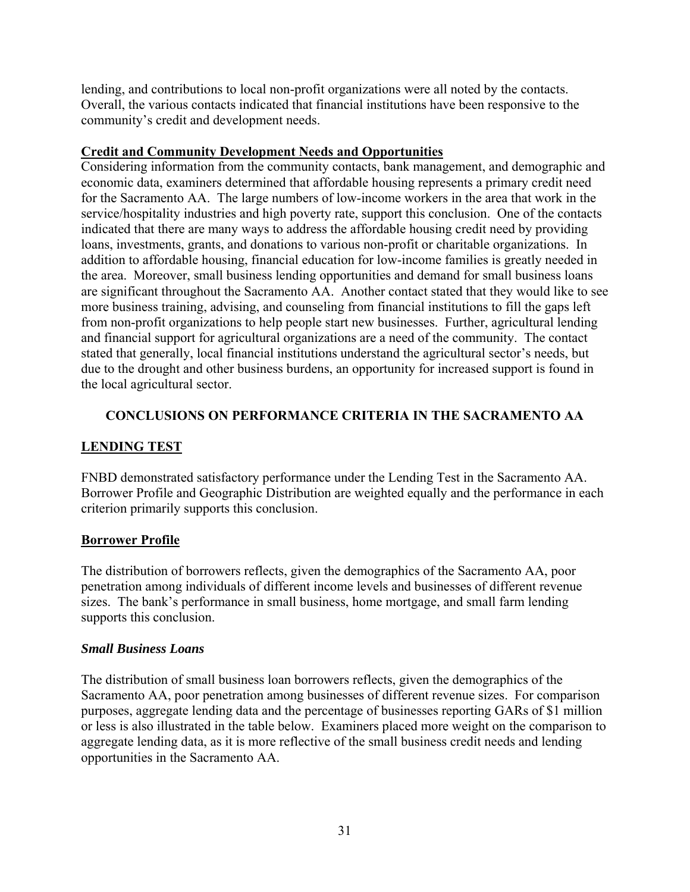lending, and contributions to local non-profit organizations were all noted by the contacts. Overall, the various contacts indicated that financial institutions have been responsive to the community's credit and development needs.

**Credit and Community Development Needs and Opportunities**

Considering information from the community contacts, bank management, and demographic and economic data, examiners determined that affordable housing represents a primary credit need for the Sacramento AA. The large numbers of low-income workers in the area that work in the service/hospitality industries and high poverty rate, support this conclusion. One of the contacts indicated that there are many ways to address the affordable housing credit need by providing loans, investments, grants, and donations to various non-profit or charitable organizations. In addition to affordable housing, financial education for low-income families is greatly needed in the area. Moreover, small business lending opportunities and demand for small business loans are significant throughout the Sacramento AA. Another contact stated that they would like to see more business training, advising, and counseling from financial institutions to fill the gaps left from non-profit organizations to help people start new businesses. Further, agricultural lending and financial support for agricultural organizations are a need of the community. The contact stated that generally, local financial institutions understand the agricultural sector's needs, but due to the drought and other business burdens, an opportunity for increased support is found in the local agricultural sector.

## CONCLUSIONS ON PERFORMANCE CRITERIA IN THE SACRAMENTO AA

### LENDING TEST

FNBD demonstrated satisfactory performance under the Lending Test in the Sacramento AA. Borrower Profile and Geographic Distribution are weighted equally and the performance in each criterion primarily supports this conclusion.

### Borrower Profile

The distribution of borrowers reflects, given the demographics of the Sacramento AA, poor penetration among individuals of different income levels and businesses of different revenue sizes. The bank's performance in small business, home mortgage, and small farm lending supports this conclusion.

#### *Small Business Loans*

The distribution of small business loan borrowers reflects, given the demographics of the Sacramento AA, poor penetration among businesses of different revenue sizes. For comparison purposes, aggregate lending data and the percentage of businesses reporting GARs of $1 million or less is also illustrated in the table below. Examiners placed more weight on the comparison to aggregate lending data, as it is more reflective of the small business credit needs and lending opportunities in the Sacramento AA.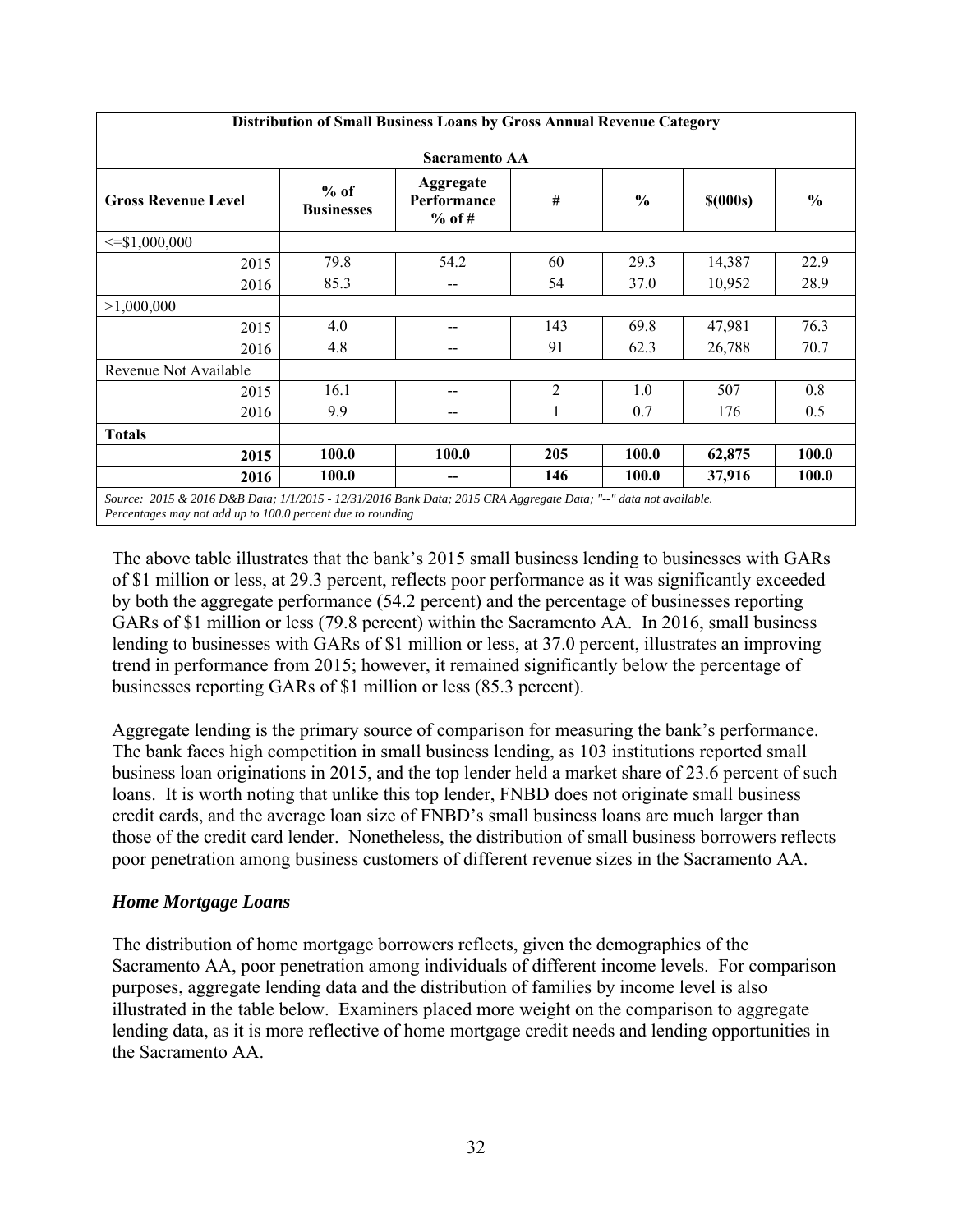| Distribution of Small Business Loans by Gross Annual Revenue Category | | | | | | |
|---|---|---|---|---|---|---|
| Sacramento AA | | | | | | |
| Gross Revenue Level | % of Businesses | Aggregate Performance % of # | # | % | $(000s) | % |
| <=$1,000,000 | | | | | | |
| 2015 | 79.8 | 54.2 | 60 | 29.3 | 14,387 | 22.9 |
| 2016 | 85.3 | -- | 54 | 37.0 | 10,952 | 28.9 |
| >1,000,000 | | | | | | |
| 2015 | 4.0 | -- | 143 | 69.8 | 47,981 | 76.3 |
| 2016 | 4.8 | -- | 91 | 62.3 | 26,788 | 70.7 |
| Revenue Not Available | | | | | | |
| 2015 | 16.1 | -- | 2 | 1.0 | 507 | 0.8 |
| 2016 | 9.9 | -- | 1 | 0.7 | 176 | 0.5 |
| **Totals** | | | | | | |
| **2015** | **100.0** | **100.0** | **205** | **100.0** | **62,875** | **100.0** |
| **2016** | **100.0** | **--** | **146** | **100.0** | **37,916** | **100.0** |

*Source: 2015 & 2016 D&B Data; 1/1/2015 - 12/31/2016 Bank Data; 2015 CRA Aggregate Data; "--" data not available. Percentages may not add up to 100.0 percent due to rounding*

The above table illustrates that the bank's 2015 small business lending to businesses with GARs of $1 million or less, at 29.3 percent, reflects poor performance as it was significantly exceeded by both the aggregate performance (54.2 percent) and the percentage of businesses reporting GARs of $1 million or less (79.8 percent) within the Sacramento AA. In 2016, small business lending to businesses with GARs of $1 million or less, at 37.0 percent, illustrates an improving trend in performance from 2015; however, it remained significantly below the percentage of businesses reporting GARs of $1 million or less (85.3 percent).

Aggregate lending is the primary source of comparison for measuring the bank's performance. The bank faces high competition in small business lending, as 103 institutions reported small business loan originations in 2015, and the top lender held a market share of 23.6 percent of such loans. It is worth noting that unlike this top lender, FNBD does not originate small business credit cards, and the average loan size of FNBD's small business loans are much larger than those of the credit card lender. Nonetheless, the distribution of small business borrowers reflects poor penetration among business customers of different revenue sizes in the Sacramento AA.

### *Home Mortgage Loans*

The distribution of home mortgage borrowers reflects, given the demographics of the Sacramento AA, poor penetration among individuals of different income levels. For comparison purposes, aggregate lending data and the distribution of families by income level is also illustrated in the table below. Examiners placed more weight on the comparison to aggregate lending data, as it is more reflective of home mortgage credit needs and lending opportunities in the Sacramento AA.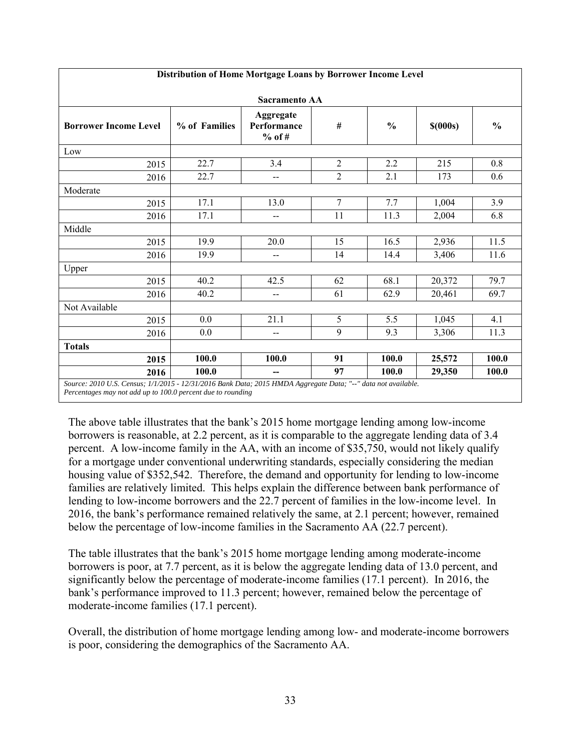| Distribution of Home Mortgage Loans by Borrower Income Level<br><br>Sacramento AA | | | | | | |
|---|---|---|---|---|---|---|
| **Borrower Income Level** | **% of Families** | **Aggregate Performance % of #** | **#** | **%** | **$(000s)** | **%** |
| Low | | | | | | |
| 2015 | 22.7 | 3.4 | 2 | 2.2 | 215 | 0.8 |
| 2016 | 22.7 | -- | 2 | 2.1 | 173 | 0.6 |
| Moderate | | | | | | |
| 2015 | 17.1 | 13.0 | 7 | 7.7 | 1,004 | 3.9 |
| 2016 | 17.1 | -- | 11 | 11.3 | 2,004 | 6.8 |
| Middle | | | | | | |
| 2015 | 19.9 | 20.0 | 15 | 16.5 | 2,936 | 11.5 |
| 2016 | 19.9 | -- | 14 | 14.4 | 3,406 | 11.6 |
| Upper | | | | | | |
| 2015 | 40.2 | 42.5 | 62 | 68.1 | 20,372 | 79.7 |
| 2016 | 40.2 | -- | 61 | 62.9 | 20,461 | 69.7 |
| Not Available | | | | | | |
| 2015 | 0.0 | 21.1 | 5 | 5.5 | 1,045 | 4.1 |
| 2016 | 0.0 | -- | 9 | 9.3 | 3,306 | 11.3 |
| **Totals** | | | | | | |
| **2015** | **100.0** | **100.0** | **91** | **100.0** | **25,572** | **100.0** |
| **2016** | **100.0** | **--** | **97** | **100.0** | **29,350** | **100.0** |

*Source: 2010 U.S. Census; 1/1/2015 - 12/31/2016 Bank Data; 2015 HMDA Aggregate Data; "--" data not available. Percentages may not add up to 100.0 percent due to rounding*

The above table illustrates that the bank's 2015 home mortgage lending among low-income borrowers is reasonable, at 2.2 percent, as it is comparable to the aggregate lending data of 3.4 percent. A low-income family in the AA, with an income of $35,750, would not likely qualify for a mortgage under conventional underwriting standards, especially considering the median housing value of $352,542. Therefore, the demand and opportunity for lending to low-income families are relatively limited. This helps explain the difference between bank performance of lending to low-income borrowers and the 22.7 percent of families in the low-income level. In 2016, the bank's performance remained relatively the same, at 2.1 percent; however, remained below the percentage of low-income families in the Sacramento AA (22.7 percent).

The table illustrates that the bank's 2015 home mortgage lending among moderate-income borrowers is poor, at 7.7 percent, as it is below the aggregate lending data of 13.0 percent, and significantly below the percentage of moderate-income families (17.1 percent). In 2016, the bank's performance improved to 11.3 percent; however, remained below the percentage of moderate-income families (17.1 percent).

Overall, the distribution of home mortgage lending among low- and moderate-income borrowers is poor, considering the demographics of the Sacramento AA.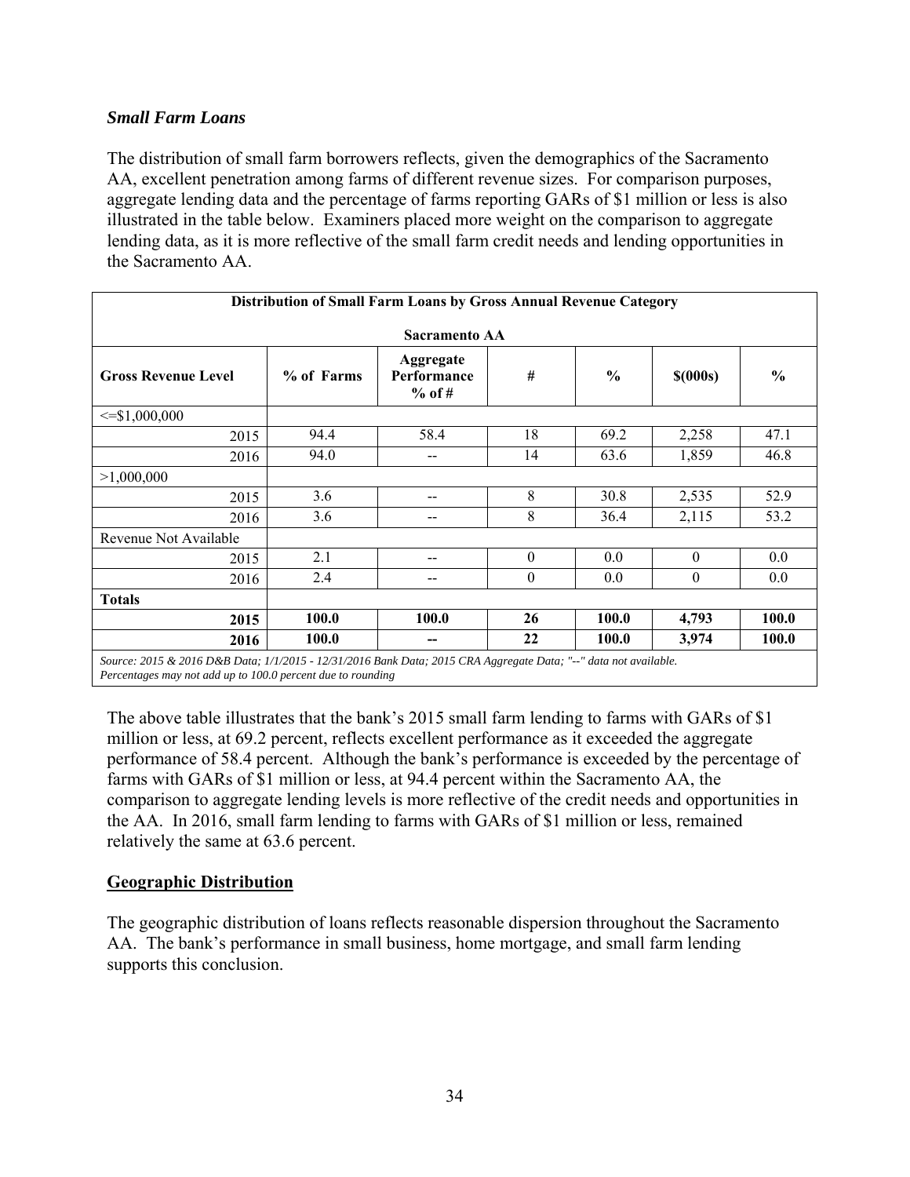### *Small Farm Loans*

The distribution of small farm borrowers reflects, given the demographics of the Sacramento AA, excellent penetration among farms of different revenue sizes. For comparison purposes, aggregate lending data and the percentage of farms reporting GARs of $1 million or less is also illustrated in the table below. Examiners placed more weight on the comparison to aggregate lending data, as it is more reflective of the small farm credit needs and lending opportunities in the Sacramento AA.

| Distribution of Small Farm Loans by Gross Annual Revenue Category<br><br>Sacramento AA | | | | | | |
|---|---|---|---|---|---|---|
| **Gross Revenue Level** | **% of Farms** | **Aggregate Performance % of #** | **#** | **%** | **$(000s)** | **%** |
| <=$1,000,000 | | | | | | |
| 2015 | 94.4 | 58.4 | 18 | 69.2 | 2,258 | 47.1 |
| 2016 | 94.0 | -- | 14 | 63.6 | 1,859 | 46.8 |
| >1,000,000 | | | | | | |
| 2015 | 3.6 | -- | 8 | 30.8 | 2,535 | 52.9 |
| 2016 | 3.6 | -- | 8 | 36.4 | 2,115 | 53.2 |
| Revenue Not Available | | | | | | |
| 2015 | 2.1 | -- | 0 | 0.0 | 0 | 0.0 |
| 2016 | 2.4 | -- | 0 | 0.0 | 0 | 0.0 |
| **Totals** | | | | | | |
| **2015** | **100.0** | **100.0** | **26** | **100.0** | **4,793** | **100.0** |
| **2016** | **100.0** | **--** | **22** | **100.0** | **3,974** | **100.0** |

*Source: 2015 & 2016 D&B Data; 1/1/2015 - 12/31/2016 Bank Data; 2015 CRA Aggregate Data; "--" data not available. Percentages may not add up to 100.0 percent due to rounding*

The above table illustrates that the bank's 2015 small farm lending to farms with GARs of $1 million or less, at 69.2 percent, reflects excellent performance as it exceeded the aggregate performance of 58.4 percent. Although the bank's performance is exceeded by the percentage of farms with GARs of $1 million or less, at 94.4 percent within the Sacramento AA, the comparison to aggregate lending levels is more reflective of the credit needs and opportunities in the AA. In 2016, small farm lending to farms with GARs of $1 million or less, remained relatively the same at 63.6 percent.

## Geographic Distribution

The geographic distribution of loans reflects reasonable dispersion throughout the Sacramento AA. The bank's performance in small business, home mortgage, and small farm lending supports this conclusion.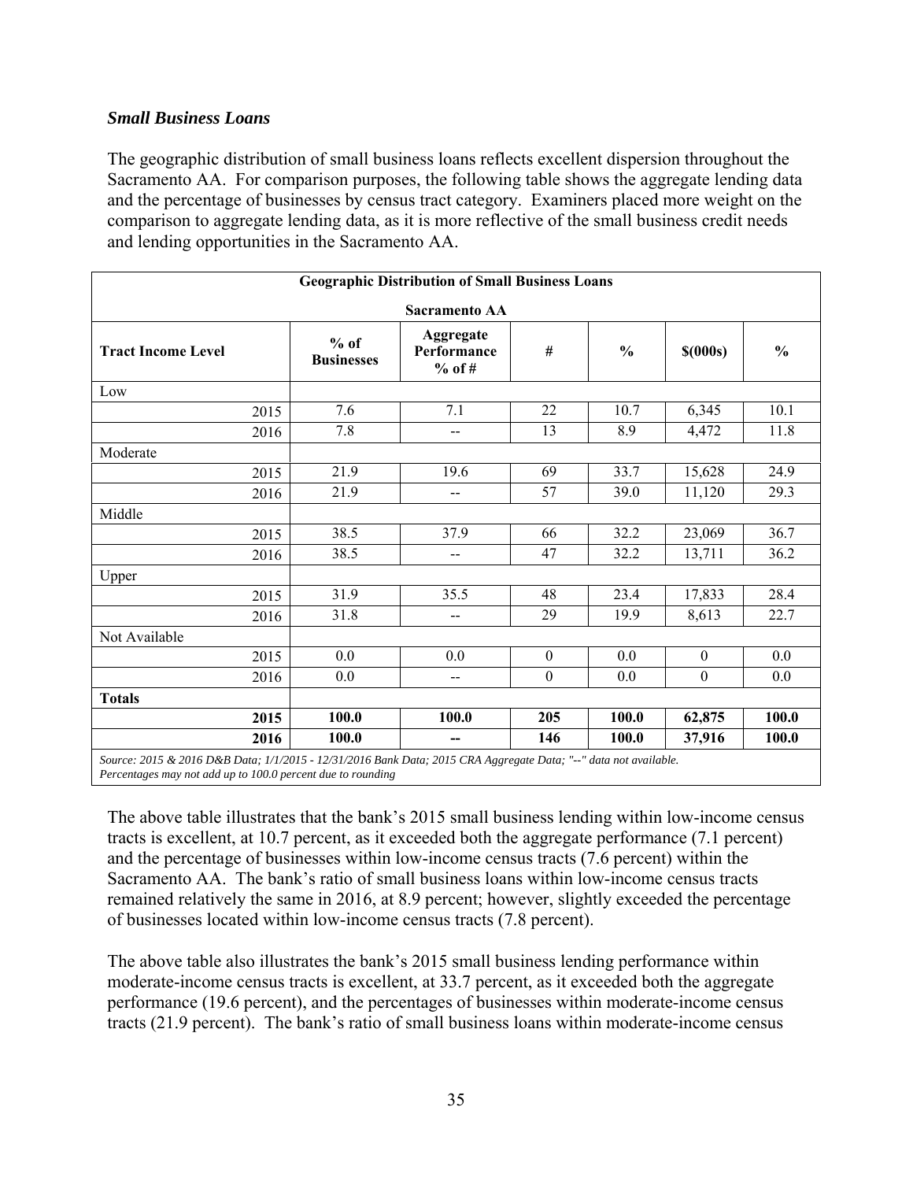### *Small Business Loans*

The geographic distribution of small business loans reflects excellent dispersion throughout the Sacramento AA. For comparison purposes, the following table shows the aggregate lending data and the percentage of businesses by census tract category. Examiners placed more weight on the comparison to aggregate lending data, as it is more reflective of the small business credit needs and lending opportunities in the Sacramento AA.

| Geographic Distribution of Small Business Loans<br>Sacramento AA | | | | | | |
|---|---|---|---|---|---|---|
| **Tract Income Level** | **% of Businesses** | **Aggregate Performance % of #** | **#** | **%** | **$(000s)** | **%** |
| Low | | | | | | |
| 2015 | 7.6 | 7.1 | 22 | 10.7 | 6,345 | 10.1 |
| 2016 | 7.8 | -- | 13 | 8.9 | 4,472 | 11.8 |
| Moderate | | | | | | |
| 2015 | 21.9 | 19.6 | 69 | 33.7 | 15,628 | 24.9 |
| 2016 | 21.9 | -- | 57 | 39.0 | 11,120 | 29.3 |
| Middle | | | | | | |
| 2015 | 38.5 | 37.9 | 66 | 32.2 | 23,069 | 36.7 |
| 2016 | 38.5 | -- | 47 | 32.2 | 13,711 | 36.2 |
| Upper | | | | | | |
| 2015 | 31.9 | 35.5 | 48 | 23.4 | 17,833 | 28.4 |
| 2016 | 31.8 | -- | 29 | 19.9 | 8,613 | 22.7 |
| Not Available | | | | | | |
| 2015 | 0.0 | 0.0 | 0 | 0.0 | 0 | 0.0 |
| 2016 | 0.0 | -- | 0 | 0.0 | 0 | 0.0 |
| **Totals** | | | | | | |
| **2015** | **100.0** | **100.0** | **205** | **100.0** | **62,875** | **100.0** |
| **2016** | **100.0** | **--** | **146** | **100.0** | **37,916** | **100.0** |

*Source: 2015 & 2016 D&B Data; 1/1/2015 - 12/31/2016 Bank Data; 2015 CRA Aggregate Data; "--" data not available.*
*Percentages may not add up to 100.0 percent due to rounding*

The above table illustrates that the bank's 2015 small business lending within low-income census tracts is excellent, at 10.7 percent, as it exceeded both the aggregate performance (7.1 percent) and the percentage of businesses within low-income census tracts (7.6 percent) within the Sacramento AA. The bank's ratio of small business loans within low-income census tracts remained relatively the same in 2016, at 8.9 percent; however, slightly exceeded the percentage of businesses located within low-income census tracts (7.8 percent).

The above table also illustrates the bank's 2015 small business lending performance within moderate-income census tracts is excellent, at 33.7 percent, as it exceeded both the aggregate performance (19.6 percent), and the percentages of businesses within moderate-income census tracts (21.9 percent). The bank's ratio of small business loans within moderate-income census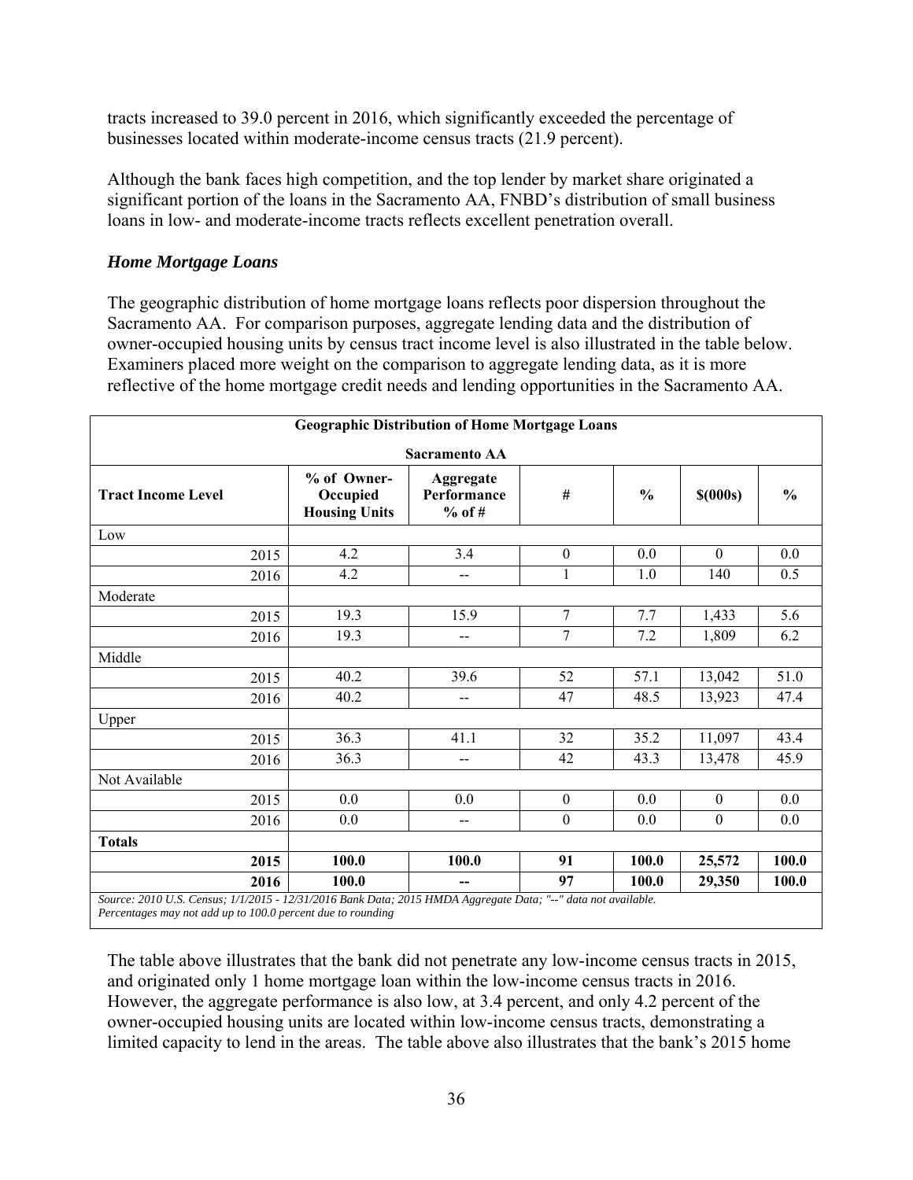tracts increased to 39.0 percent in 2016, which significantly exceeded the percentage of businesses located within moderate-income census tracts (21.9 percent).

Although the bank faces high competition, and the top lender by market share originated a significant portion of the loans in the Sacramento AA, FNBD's distribution of small business loans in low- and moderate-income tracts reflects excellent penetration overall.

### *Home Mortgage Loans*

The geographic distribution of home mortgage loans reflects poor dispersion throughout the Sacramento AA. For comparison purposes, aggregate lending data and the distribution of owner-occupied housing units by census tract income level is also illustrated in the table below. Examiners placed more weight on the comparison to aggregate lending data, as it is more reflective of the home mortgage credit needs and lending opportunities in the Sacramento AA.

| Geographic Distribution of Home Mortgage Loans<br>Sacramento AA | | | | | | |
|---|---|---|---|---|---|---|
| **Tract Income Level** | **% of Owner-Occupied Housing Units** | **Aggregate Performance % of #** | **#** | **%** | **$(000s)** | **%** |
| Low | | | | | | |
| 2015 | 4.2 | 3.4 | 0 | 0.0 | 0 | 0.0 |
| 2016 | 4.2 | -- | 1 | 1.0 | 140 | 0.5 |
| Moderate | | | | | | |
| 2015 | 19.3 | 15.9 | 7 | 7.7 | 1,433 | 5.6 |
| 2016 | 19.3 | -- | 7 | 7.2 | 1,809 | 6.2 |
| Middle | | | | | | |
| 2015 | 40.2 | 39.6 | 52 | 57.1 | 13,042 | 51.0 |
| 2016 | 40.2 | -- | 47 | 48.5 | 13,923 | 47.4 |
| Upper | | | | | | |
| 2015 | 36.3 | 41.1 | 32 | 35.2 | 11,097 | 43.4 |
| 2016 | 36.3 | -- | 42 | 43.3 | 13,478 | 45.9 |
| Not Available | | | | | | |
| 2015 | 0.0 | 0.0 | 0 | 0.0 | 0 | 0.0 |
| 2016 | 0.0 | -- | 0 | 0.0 | 0 | 0.0 |
| **Totals** | | | | | | |
| **2015** | **100.0** | **100.0** | **91** | **100.0** | **25,572** | **100.0** |
| **2016** | **100.0** | **--** | **97** | **100.0** | **29,350** | **100.0** |

*Source: 2010 U.S. Census; 1/1/2015 - 12/31/2016 Bank Data; 2015 HMDA Aggregate Data; "--" data not available. Percentages may not add up to 100.0 percent due to rounding*

The table above illustrates that the bank did not penetrate any low-income census tracts in 2015, and originated only 1 home mortgage loan within the low-income census tracts in 2016. However, the aggregate performance is also low, at 3.4 percent, and only 4.2 percent of the owner-occupied housing units are located within low-income census tracts, demonstrating a limited capacity to lend in the areas. The table above also illustrates that the bank's 2015 home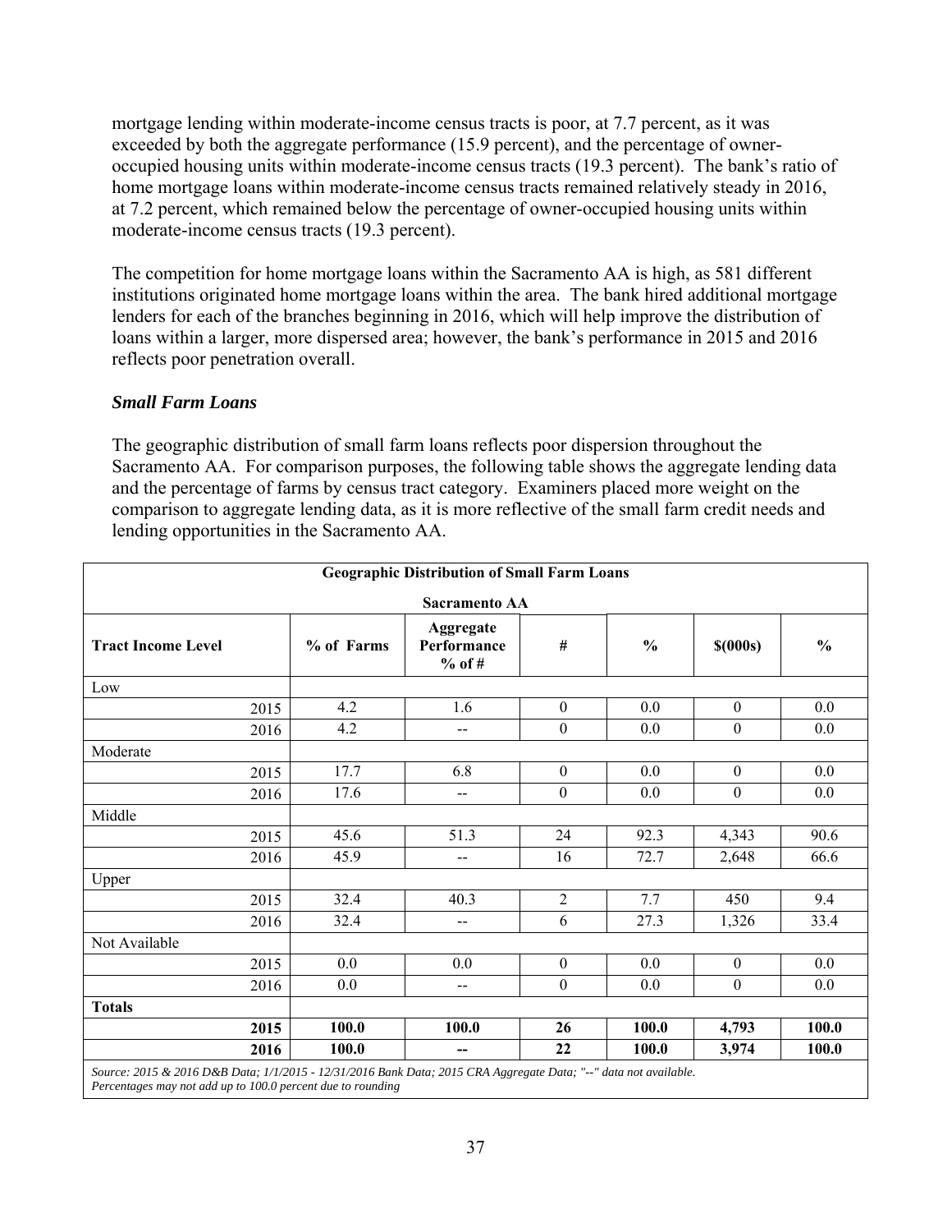mortgage lending within moderate-income census tracts is poor, at 7.7 percent, as it was exceeded by both the aggregate performance (15.9 percent), and the percentage of owner-occupied housing units within moderate-income census tracts (19.3 percent). The bank's ratio of home mortgage loans within moderate-income census tracts remained relatively steady in 2016, at 7.2 percent, which remained below the percentage of owner-occupied housing units within moderate-income census tracts (19.3 percent).

The competition for home mortgage loans within the Sacramento AA is high, as 581 different institutions originated home mortgage loans within the area. The bank hired additional mortgage lenders for each of the branches beginning in 2016, which will help improve the distribution of loans within a larger, more dispersed area; however, the bank's performance in 2015 and 2016 reflects poor penetration overall.

### *Small Farm Loans*

The geographic distribution of small farm loans reflects poor dispersion throughout the Sacramento AA. For comparison purposes, the following table shows the aggregate lending data and the percentage of farms by census tract category. Examiners placed more weight on the comparison to aggregate lending data, as it is more reflective of the small farm credit needs and lending opportunities in the Sacramento AA.

| Geographic Distribution of Small Farm Loans<br>Sacramento AA | | | | | | |
|---|---|---|---|---|---|---|
| **Tract Income Level** | **% of Farms** | **Aggregate Performance % of #** | **#** | **%** | **$(000s)** | **%** |
| Low | | | | | | |
| 2015 | 4.2 | 1.6 | 0 | 0.0 | 0 | 0.0 |
| 2016 | 4.2 | -- | 0 | 0.0 | 0 | 0.0 |
| Moderate | | | | | | |
| 2015 | 17.7 | 6.8 | 0 | 0.0 | 0 | 0.0 |
| 2016 | 17.6 | -- | 0 | 0.0 | 0 | 0.0 |
| Middle | | | | | | |
| 2015 | 45.6 | 51.3 | 24 | 92.3 | 4,343 | 90.6 |
| 2016 | 45.9 | -- | 16 | 72.7 | 2,648 | 66.6 |
| Upper | | | | | | |
| 2015 | 32.4 | 40.3 | 2 | 7.7 | 450 | 9.4 |
| 2016 | 32.4 | -- | 6 | 27.3 | 1,326 | 33.4 |
| Not Available | | | | | | |
| 2015 | 0.0 | 0.0 | 0 | 0.0 | 0 | 0.0 |
| 2016 | 0.0 | -- | 0 | 0.0 | 0 | 0.0 |
| **Totals** | | | | | | |
| **2015** | **100.0** | **100.0** | **26** | **100.0** | **4,793** | **100.0** |
| **2016** | **100.0** | **--** | **22** | **100.0** | **3,974** | **100.0** |

*Source: 2015 & 2016 D&B Data; 1/1/2015 - 12/31/2016 Bank Data; 2015 CRA Aggregate Data; "--" data not available. Percentages may not add up to 100.0 percent due to rounding*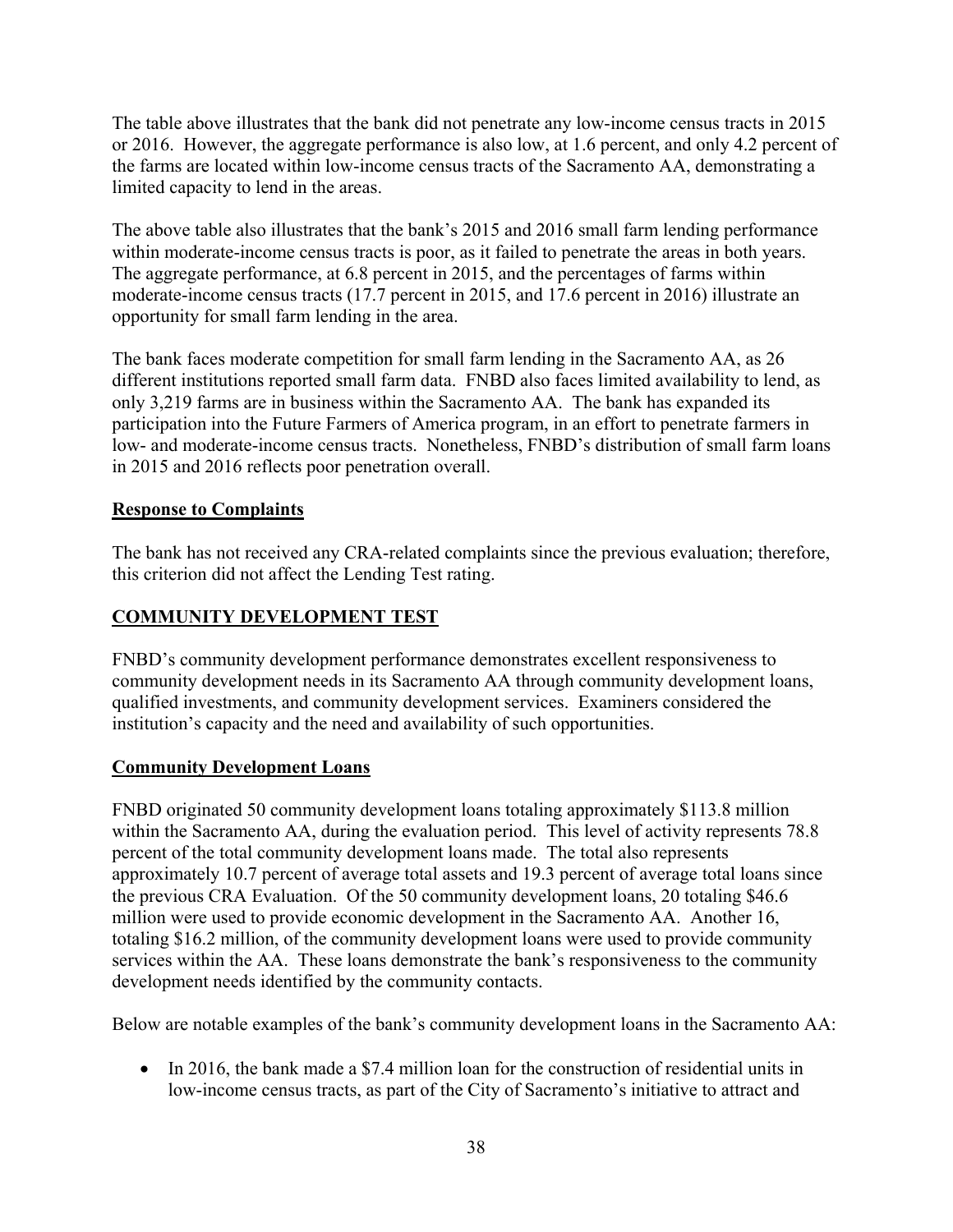The table above illustrates that the bank did not penetrate any low-income census tracts in 2015 or 2016. However, the aggregate performance is also low, at 1.6 percent, and only 4.2 percent of the farms are located within low-income census tracts of the Sacramento AA, demonstrating a limited capacity to lend in the areas.

The above table also illustrates that the bank's 2015 and 2016 small farm lending performance within moderate-income census tracts is poor, as it failed to penetrate the areas in both years. The aggregate performance, at 6.8 percent in 2015, and the percentages of farms within moderate-income census tracts (17.7 percent in 2015, and 17.6 percent in 2016) illustrate an opportunity for small farm lending in the area.

The bank faces moderate competition for small farm lending in the Sacramento AA, as 26 different institutions reported small farm data. FNBD also faces limited availability to lend, as only 3,219 farms are in business within the Sacramento AA. The bank has expanded its participation into the Future Farmers of America program, in an effort to penetrate farmers in low- and moderate-income census tracts. Nonetheless, FNBD's distribution of small farm loans in 2015 and 2016 reflects poor penetration overall.

## Response to Complaints

The bank has not received any CRA-related complaints since the previous evaluation; therefore, this criterion did not affect the Lending Test rating.

## COMMUNITY DEVELOPMENT TEST

FNBD's community development performance demonstrates excellent responsiveness to community development needs in its Sacramento AA through community development loans, qualified investments, and community development services. Examiners considered the institution's capacity and the need and availability of such opportunities.

## Community Development Loans

FNBD originated 50 community development loans totaling approximately $113.8 million within the Sacramento AA, during the evaluation period. This level of activity represents 78.8 percent of the total community development loans made. The total also represents approximately 10.7 percent of average total assets and 19.3 percent of average total loans since the previous CRA Evaluation. Of the 50 community development loans, 20 totaling $46.6 million were used to provide economic development in the Sacramento AA. Another 16, totaling $16.2 million, of the community development loans were used to provide community services within the AA. These loans demonstrate the bank's responsiveness to the community development needs identified by the community contacts.

Below are notable examples of the bank's community development loans in the Sacramento AA:

- In 2016, the bank made a $7.4 million loan for the construction of residential units in low-income census tracts, as part of the City of Sacramento's initiative to attract and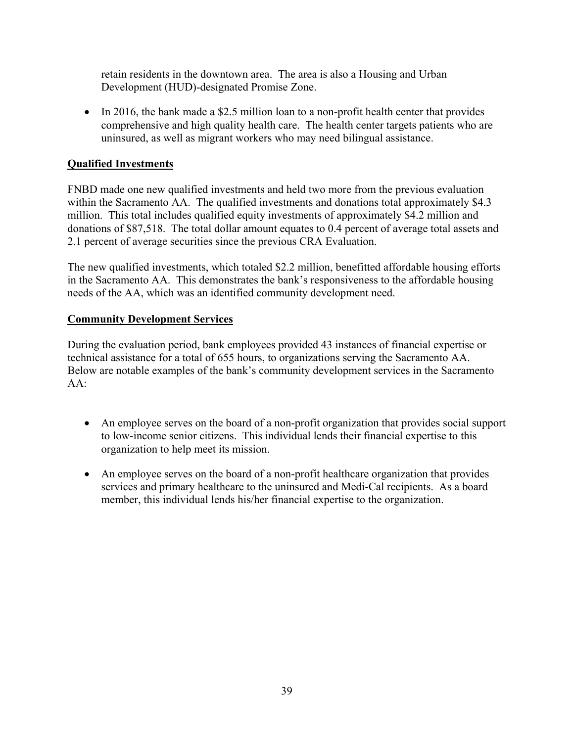retain residents in the downtown area. The area is also a Housing and Urban Development (HUD)-designated Promise Zone.

- In 2016, the bank made a $2.5 million loan to a non-profit health center that provides comprehensive and high quality health care. The health center targets patients who are uninsured, as well as migrant workers who may need bilingual assistance.

**Qualified Investments**

FNBD made one new qualified investments and held two more from the previous evaluation within the Sacramento AA. The qualified investments and donations total approximately $4.3 million. This total includes qualified equity investments of approximately $4.2 million and donations of $87,518. The total dollar amount equates to 0.4 percent of average total assets and 2.1 percent of average securities since the previous CRA Evaluation.

The new qualified investments, which totaled $2.2 million, benefitted affordable housing efforts in the Sacramento AA. This demonstrates the bank's responsiveness to the affordable housing needs of the AA, which was an identified community development need.

**Community Development Services**

During the evaluation period, bank employees provided 43 instances of financial expertise or technical assistance for a total of 655 hours, to organizations serving the Sacramento AA. Below are notable examples of the bank's community development services in the Sacramento AA:

- An employee serves on the board of a non-profit organization that provides social support to low-income senior citizens. This individual lends their financial expertise to this organization to help meet its mission.

- An employee serves on the board of a non-profit healthcare organization that provides services and primary healthcare to the uninsured and Medi-Cal recipients. As a board member, this individual lends his/her financial expertise to the organization.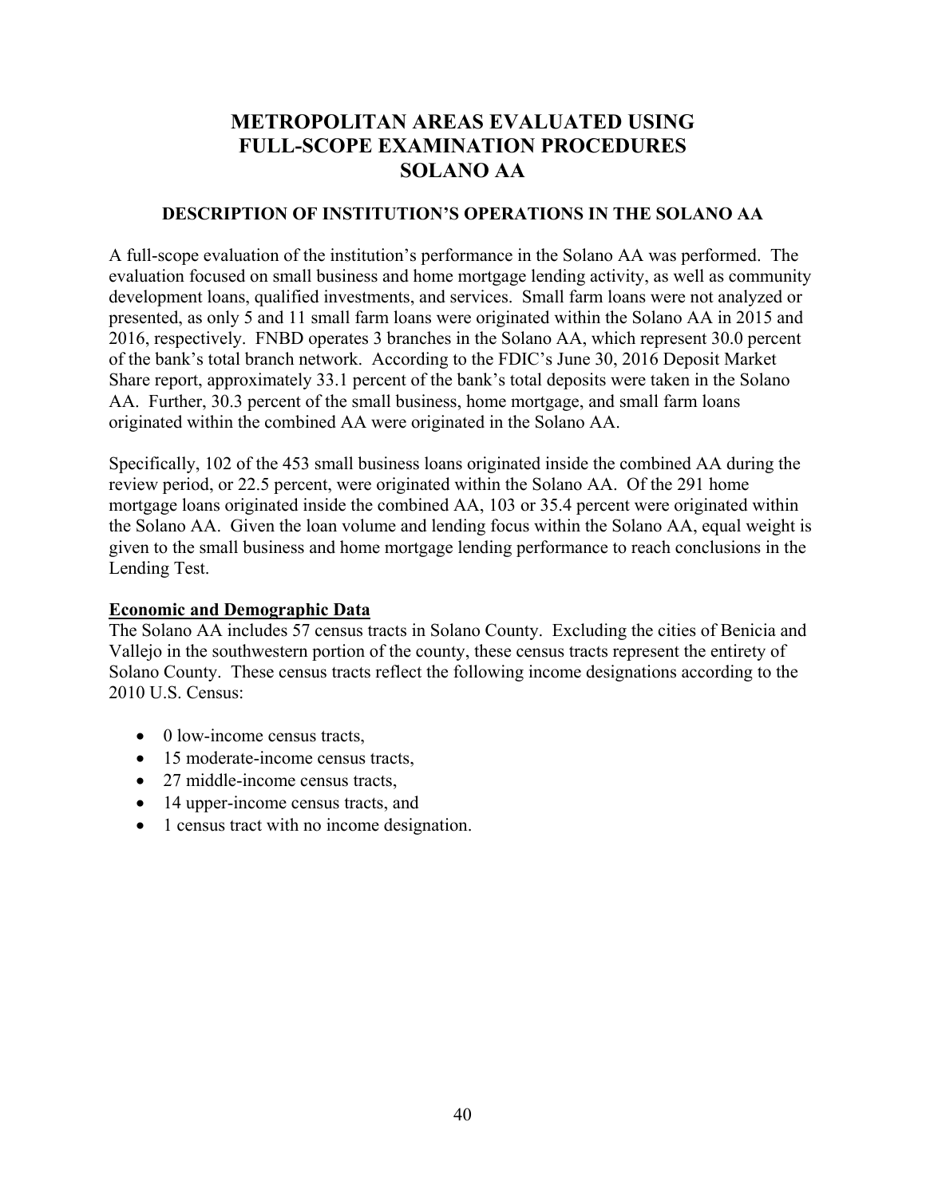# METROPOLITAN AREAS EVALUATED USING FULL-SCOPE EXAMINATION PROCEDURES SOLANO AA

## DESCRIPTION OF INSTITUTION'S OPERATIONS IN THE SOLANO AA

A full-scope evaluation of the institution's performance in the Solano AA was performed. The evaluation focused on small business and home mortgage lending activity, as well as community development loans, qualified investments, and services. Small farm loans were not analyzed or presented, as only 5 and 11 small farm loans were originated within the Solano AA in 2015 and 2016, respectively. FNBD operates 3 branches in the Solano AA, which represent 30.0 percent of the bank's total branch network. According to the FDIC's June 30, 2016 Deposit Market Share report, approximately 33.1 percent of the bank's total deposits were taken in the Solano AA. Further, 30.3 percent of the small business, home mortgage, and small farm loans originated within the combined AA were originated in the Solano AA.

Specifically, 102 of the 453 small business loans originated inside the combined AA during the review period, or 22.5 percent, were originated within the Solano AA. Of the 291 home mortgage loans originated inside the combined AA, 103 or 35.4 percent were originated within the Solano AA. Given the loan volume and lending focus within the Solano AA, equal weight is given to the small business and home mortgage lending performance to reach conclusions in the Lending Test.

**Economic and Demographic Data**

The Solano AA includes 57 census tracts in Solano County. Excluding the cities of Benicia and Vallejo in the southwestern portion of the county, these census tracts represent the entirety of Solano County. These census tracts reflect the following income designations according to the 2010 U.S. Census:

- 0 low-income census tracts,
- 15 moderate-income census tracts,
- 27 middle-income census tracts,
- 14 upper-income census tracts, and
- 1 census tract with no income designation.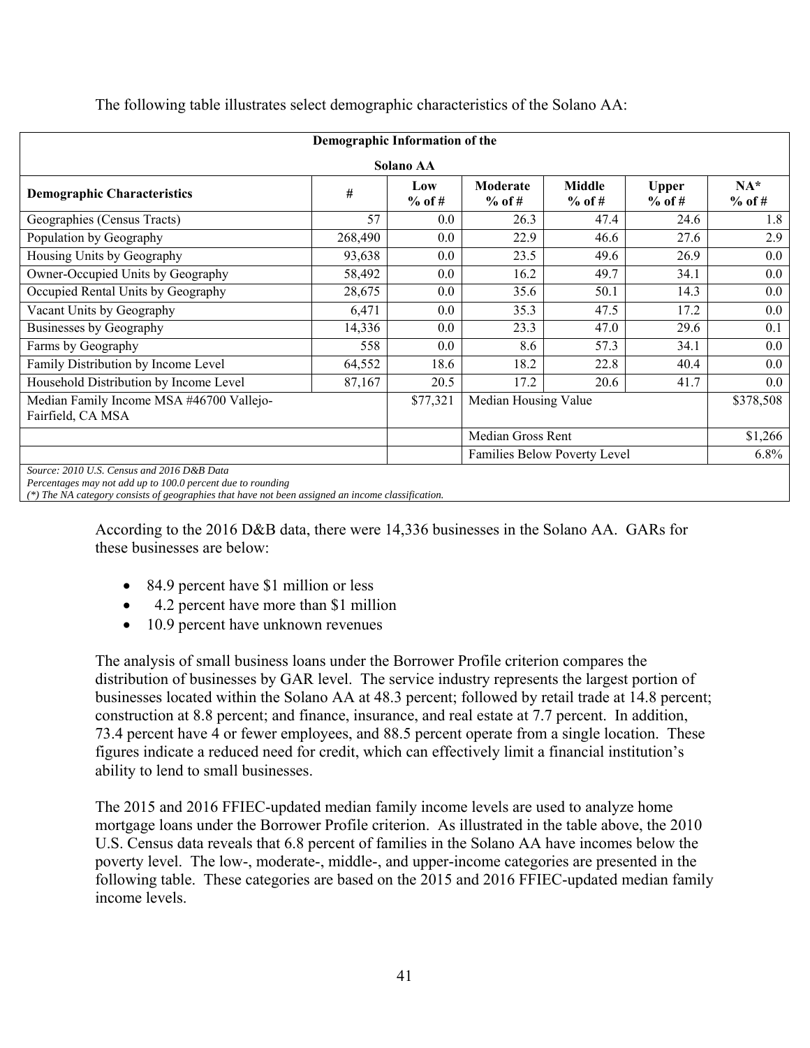The following table illustrates select demographic characteristics of the Solano AA:

| Demographic Information of the Solano AA | | | | | | |
|---|---|---|---|---|---|---|
| **Demographic Characteristics** | **#** | **Low % of #** | **Moderate % of #** | **Middle % of #** | **Upper % of #** | **NA* % of #** |
| Geographies (Census Tracts) | 57 | 0.0 | 26.3 | 47.4 | 24.6 | 1.8 |
| Population by Geography | 268,490 | 0.0 | 22.9 | 46.6 | 27.6 | 2.9 |
| Housing Units by Geography | 93,638 | 0.0 | 23.5 | 49.6 | 26.9 | 0.0 |
| Owner-Occupied Units by Geography | 58,492 | 0.0 | 16.2 | 49.7 | 34.1 | 0.0 |
| Occupied Rental Units by Geography | 28,675 | 0.0 | 35.6 | 50.1 | 14.3 | 0.0 |
| Vacant Units by Geography | 6,471 | 0.0 | 35.3 | 47.5 | 17.2 | 0.0 |
| Businesses by Geography | 14,336 | 0.0 | 23.3 | 47.0 | 29.6 | 0.1 |
| Farms by Geography | 558 | 0.0 | 8.6 | 57.3 | 34.1 | 0.0 |
| Family Distribution by Income Level | 64,552 | 18.6 | 18.2 | 22.8 | 40.4 | 0.0 |
| Household Distribution by Income Level | 87,167 | 20.5 | 17.2 | 20.6 | 41.7 | 0.0 |
| Median Family Income MSA #46700 Vallejo-Fairfield, CA MSA | | $77,321 | Median Housing Value | | | $378,508 |
| | | | Median Gross Rent | | | $1,266 |
| | | | Families Below Poverty Level | | | 6.8% |

*Source: 2010 U.S. Census and 2016 D&B Data*
*Percentages may not add up to 100.0 percent due to rounding*
*(\*) The NA category consists of geographies that have not been assigned an income classification.*

According to the 2016 D&B data, there were 14,336 businesses in the Solano AA. GARs for these businesses are below:

- 84.9 percent have $1 million or less
- 4.2 percent have more than $1 million
- 10.9 percent have unknown revenues

The analysis of small business loans under the Borrower Profile criterion compares the distribution of businesses by GAR level. The service industry represents the largest portion of businesses located within the Solano AA at 48.3 percent; followed by retail trade at 14.8 percent; construction at 8.8 percent; and finance, insurance, and real estate at 7.7 percent. In addition, 73.4 percent have 4 or fewer employees, and 88.5 percent operate from a single location. These figures indicate a reduced need for credit, which can effectively limit a financial institution's ability to lend to small businesses.

The 2015 and 2016 FFIEC-updated median family income levels are used to analyze home mortgage loans under the Borrower Profile criterion. As illustrated in the table above, the 2010 U.S. Census data reveals that 6.8 percent of families in the Solano AA have incomes below the poverty level. The low-, moderate-, middle-, and upper-income categories are presented in the following table. These categories are based on the 2015 and 2016 FFIEC-updated median family income levels.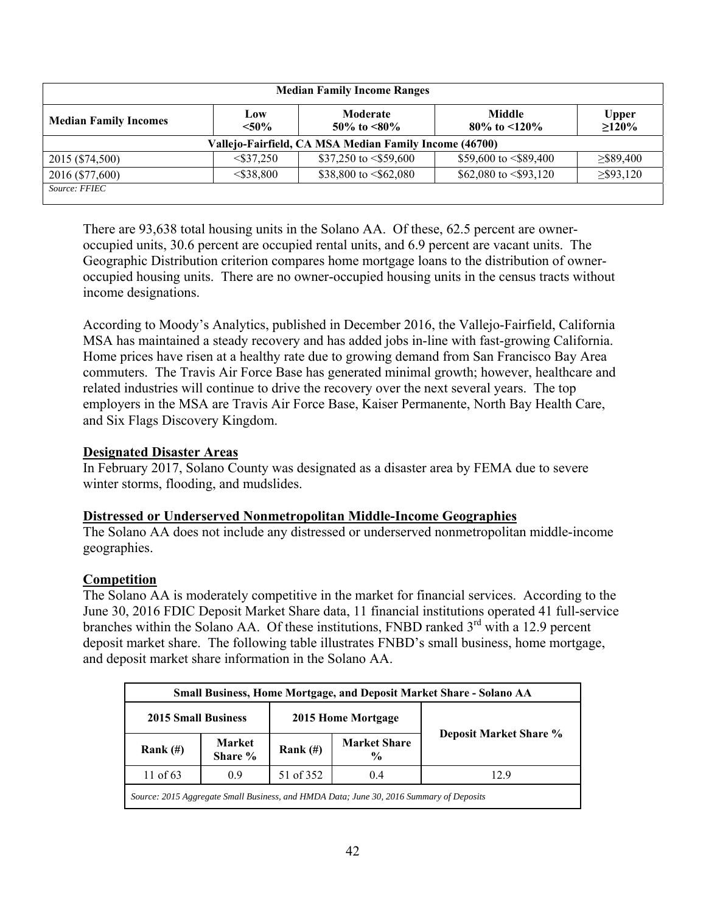| Median Family Income Ranges | | | | |
|---|---|---|---|---|
| **Median Family Incomes** | **Low <50%** | **Moderate 50% to <80%** | **Middle 80% to <120%** | **Upper ≥120%** |
| **Vallejo-Fairfield, CA MSA Median Family Income (46700)** | | | | |
| 2015 ($74,500) | <$37,250 | $37,250 to <$59,600 | $59,600 to <$89,400 | ≥$89,400 |
| 2016 ($77,600) | <$38,800 | $38,800 to <$62,080 | $62,080 to <$93,120 | ≥$93,120 |
| *Source: FFIEC* | | | | |

There are 93,638 total housing units in the Solano AA. Of these, 62.5 percent are owner-occupied units, 30.6 percent are occupied rental units, and 6.9 percent are vacant units. The Geographic Distribution criterion compares home mortgage loans to the distribution of owner-occupied housing units. There are no owner-occupied housing units in the census tracts without income designations.

According to Moody's Analytics, published in December 2016, the Vallejo-Fairfield, California MSA has maintained a steady recovery and has added jobs in-line with fast-growing California. Home prices have risen at a healthy rate due to growing demand from San Francisco Bay Area commuters. The Travis Air Force Base has generated minimal growth; however, healthcare and related industries will continue to drive the recovery over the next several years. The top employers in the MSA are Travis Air Force Base, Kaiser Permanente, North Bay Health Care, and Six Flags Discovery Kingdom.

**Designated Disaster Areas**

In February 2017, Solano County was designated as a disaster area by FEMA due to severe winter storms, flooding, and mudslides.

**Distressed or Underserved Nonmetropolitan Middle-Income Geographies**

The Solano AA does not include any distressed or underserved nonmetropolitan middle-income geographies.

**Competition**

The Solano AA is moderately competitive in the market for financial services. According to the June 30, 2016 FDIC Deposit Market Share data, 11 financial institutions operated 41 full-service branches within the Solano AA. Of these institutions, FNBD ranked 3rd with a 12.9 percent deposit market share. The following table illustrates FNBD's small business, home mortgage, and deposit market share information in the Solano AA.

| Small Business, Home Mortgage, and Deposit Market Share - Solano AA | | | | |
|---|---|---|---|---|
| **2015 Small Business** | | **2015 Home Mortgage** | | **Deposit Market Share %** |
| **Rank (#)** | **Market Share %** | **Rank (#)** | **Market Share %** | |
| 11 of 63 | 0.9 | 51 of 352 | 0.4 | 12.9 |
| *Source: 2015 Aggregate Small Business, and HMDA Data; June 30, 2016 Summary of Deposits* | | | | |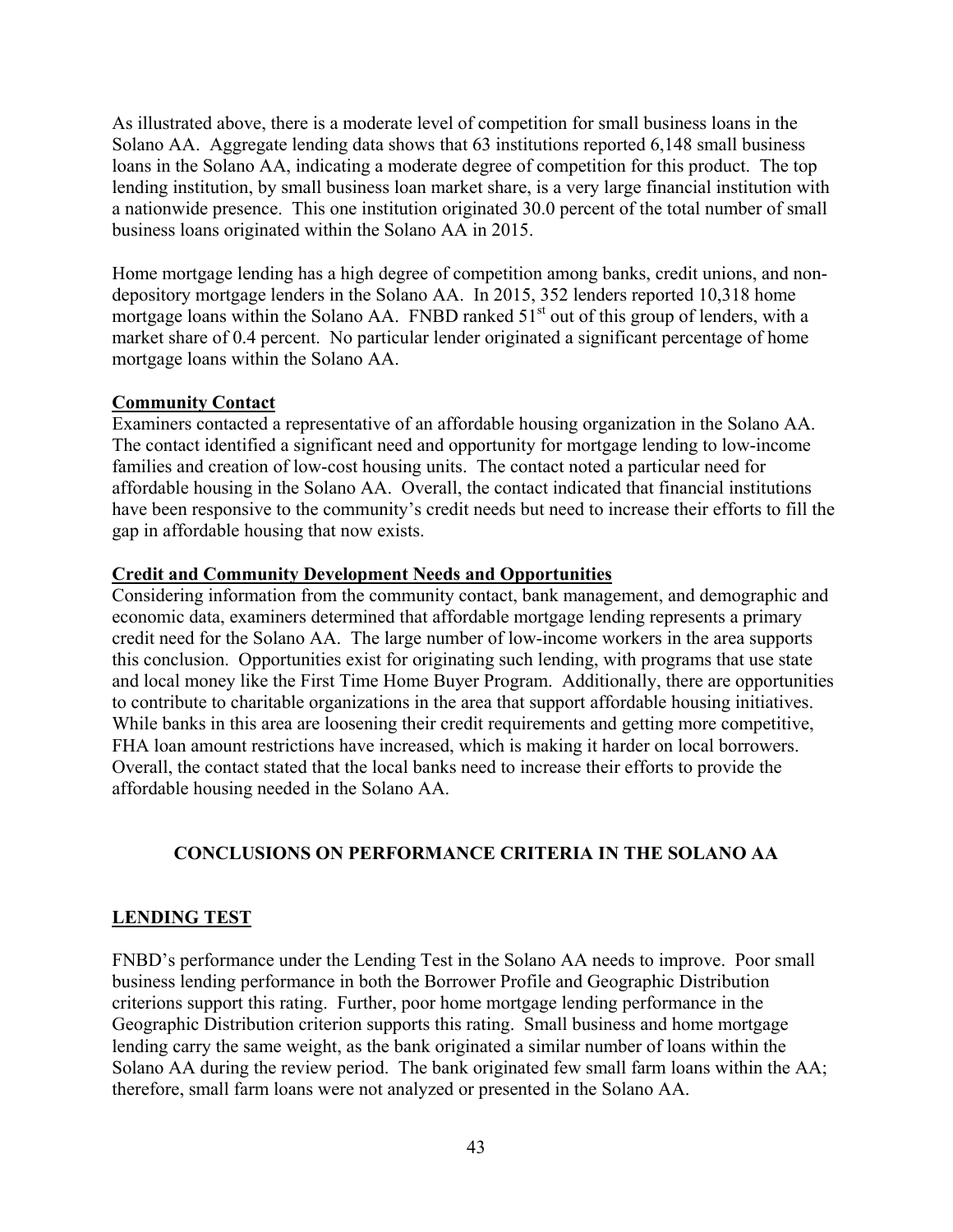As illustrated above, there is a moderate level of competition for small business loans in the Solano AA. Aggregate lending data shows that 63 institutions reported 6,148 small business loans in the Solano AA, indicating a moderate degree of competition for this product. The top lending institution, by small business loan market share, is a very large financial institution with a nationwide presence. This one institution originated 30.0 percent of the total number of small business loans originated within the Solano AA in 2015.

Home mortgage lending has a high degree of competition among banks, credit unions, and non-depository mortgage lenders in the Solano AA. In 2015, 352 lenders reported 10,318 home mortgage loans within the Solano AA. FNBD ranked 51st out of this group of lenders, with a market share of 0.4 percent. No particular lender originated a significant percentage of home mortgage loans within the Solano AA.

**Community Contact**

Examiners contacted a representative of an affordable housing organization in the Solano AA. The contact identified a significant need and opportunity for mortgage lending to low-income families and creation of low-cost housing units. The contact noted a particular need for affordable housing in the Solano AA. Overall, the contact indicated that financial institutions have been responsive to the community's credit needs but need to increase their efforts to fill the gap in affordable housing that now exists.

**Credit and Community Development Needs and Opportunities**

Considering information from the community contact, bank management, and demographic and economic data, examiners determined that affordable mortgage lending represents a primary credit need for the Solano AA. The large number of low-income workers in the area supports this conclusion. Opportunities exist for originating such lending, with programs that use state and local money like the First Time Home Buyer Program. Additionally, there are opportunities to contribute to charitable organizations in the area that support affordable housing initiatives. While banks in this area are loosening their credit requirements and getting more competitive, FHA loan amount restrictions have increased, which is making it harder on local borrowers. Overall, the contact stated that the local banks need to increase their efforts to provide the affordable housing needed in the Solano AA.

## CONCLUSIONS ON PERFORMANCE CRITERIA IN THE SOLANO AA

**LENDING TEST**

FNBD's performance under the Lending Test in the Solano AA needs to improve. Poor small business lending performance in both the Borrower Profile and Geographic Distribution criterions support this rating. Further, poor home mortgage lending performance in the Geographic Distribution criterion supports this rating. Small business and home mortgage lending carry the same weight, as the bank originated a similar number of loans within the Solano AA during the review period. The bank originated few small farm loans within the AA; therefore, small farm loans were not analyzed or presented in the Solano AA.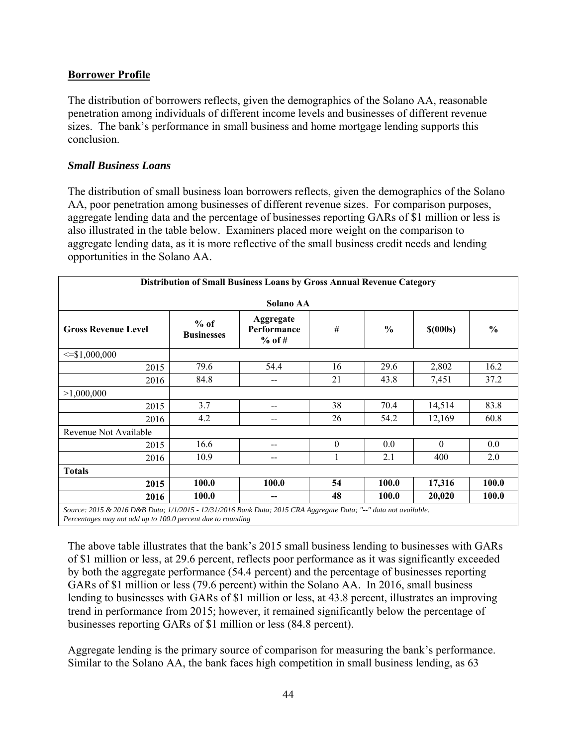## Borrower Profile

The distribution of borrowers reflects, given the demographics of the Solano AA, reasonable penetration among individuals of different income levels and businesses of different revenue sizes. The bank's performance in small business and home mortgage lending supports this conclusion.

### *Small Business Loans*

The distribution of small business loan borrowers reflects, given the demographics of the Solano AA, poor penetration among businesses of different revenue sizes. For comparison purposes, aggregate lending data and the percentage of businesses reporting GARs of $1 million or less is also illustrated in the table below. Examiners placed more weight on the comparison to aggregate lending data, as it is more reflective of the small business credit needs and lending opportunities in the Solano AA.

**Distribution of Small Business Loans by Gross Annual Revenue Category**

**Solano AA**

| Gross Revenue Level | % of Businesses | Aggregate Performance % of # | # | % | $(000s) | % |
|---|---|---|---|---|---|---|
| <=$1,000,000 | | | | | | |
| 2015 | 79.6 | 54.4 | 16 | 29.6 | 2,802 | 16.2 |
| 2016 | 84.8 | -- | 21 | 43.8 | 7,451 | 37.2 |
| >1,000,000 | | | | | | |
| 2015 | 3.7 | -- | 38 | 70.4 | 14,514 | 83.8 |
| 2016 | 4.2 | -- | 26 | 54.2 | 12,169 | 60.8 |
| Revenue Not Available | | | | | | |
| 2015 | 16.6 | -- | 0 | 0.0 | 0 | 0.0 |
| 2016 | 10.9 | -- | 1 | 2.1 | 400 | 2.0 |
| **Totals** | | | | | | |
| **2015** | **100.0** | **100.0** | **54** | **100.0** | **17,316** | **100.0** |
| **2016** | **100.0** | **--** | **48** | **100.0** | **20,020** | **100.0** |

*Source: 2015 & 2016 D&B Data; 1/1/2015 - 12/31/2016 Bank Data; 2015 CRA Aggregate Data; "--" data not available.*
*Percentages may not add up to 100.0 percent due to rounding*

The above table illustrates that the bank's 2015 small business lending to businesses with GARs of $1 million or less, at 29.6 percent, reflects poor performance as it was significantly exceeded by both the aggregate performance (54.4 percent) and the percentage of businesses reporting GARs of $1 million or less (79.6 percent) within the Solano AA. In 2016, small business lending to businesses with GARs of $1 million or less, at 43.8 percent, illustrates an improving trend in performance from 2015; however, it remained significantly below the percentage of businesses reporting GARs of $1 million or less (84.8 percent).

Aggregate lending is the primary source of comparison for measuring the bank's performance. Similar to the Solano AA, the bank faces high competition in small business lending, as 63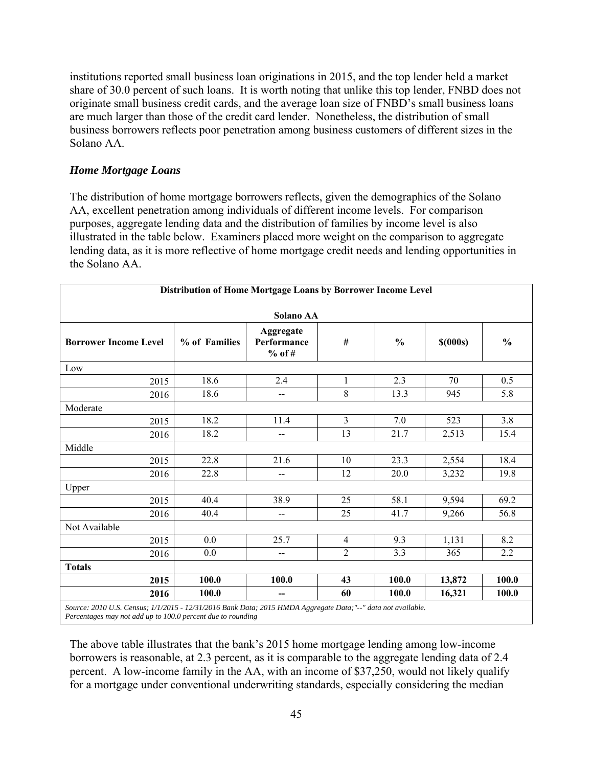institutions reported small business loan originations in 2015, and the top lender held a market share of 30.0 percent of such loans. It is worth noting that unlike this top lender, FNBD does not originate small business credit cards, and the average loan size of FNBD's small business loans are much larger than those of the credit card lender. Nonetheless, the distribution of small business borrowers reflects poor penetration among business customers of different sizes in the Solano AA.

### *Home Mortgage Loans*

The distribution of home mortgage borrowers reflects, given the demographics of the Solano AA, excellent penetration among individuals of different income levels. For comparison purposes, aggregate lending data and the distribution of families by income level is also illustrated in the table below. Examiners placed more weight on the comparison to aggregate lending data, as it is more reflective of home mortgage credit needs and lending opportunities in the Solano AA.

**Distribution of Home Mortgage Loans by Borrower Income Level**

**Solano AA**

| Borrower Income Level | % of Families | Aggregate Performance % of # | # | % | $(000s) | % |
|---|---|---|---|---|---|---|
| Low | | | | | | |
| 2015 | 18.6 | 2.4 | 1 | 2.3 | 70 | 0.5 |
| 2016 | 18.6 | -- | 8 | 13.3 | 945 | 5.8 |
| Moderate | | | | | | |
| 2015 | 18.2 | 11.4 | 3 | 7.0 | 523 | 3.8 |
| 2016 | 18.2 | -- | 13 | 21.7 | 2,513 | 15.4 |
| Middle | | | | | | |
| 2015 | 22.8 | 21.6 | 10 | 23.3 | 2,554 | 18.4 |
| 2016 | 22.8 | -- | 12 | 20.0 | 3,232 | 19.8 |
| Upper | | | | | | |
| 2015 | 40.4 | 38.9 | 25 | 58.1 | 9,594 | 69.2 |
| 2016 | 40.4 | -- | 25 | 41.7 | 9,266 | 56.8 |
| Not Available | | | | | | |
| 2015 | 0.0 | 25.7 | 4 | 9.3 | 1,131 | 8.2 |
| 2016 | 0.0 | -- | 2 | 3.3 | 365 | 2.2 |
| **Totals** | | | | | | |
| **2015** | **100.0** | **100.0** | **43** | **100.0** | **13,872** | **100.0** |
| **2016** | **100.0** | **--** | **60** | **100.0** | **16,321** | **100.0** |

*Source: 2010 U.S. Census; 1/1/2015 - 12/31/2016 Bank Data; 2015 HMDA Aggregate Data;"--" data not available. Percentages may not add up to 100.0 percent due to rounding*

The above table illustrates that the bank's 2015 home mortgage lending among low-income borrowers is reasonable, at 2.3 percent, as it is comparable to the aggregate lending data of 2.4 percent. A low-income family in the AA, with an income of $37,250, would not likely qualify for a mortgage under conventional underwriting standards, especially considering the median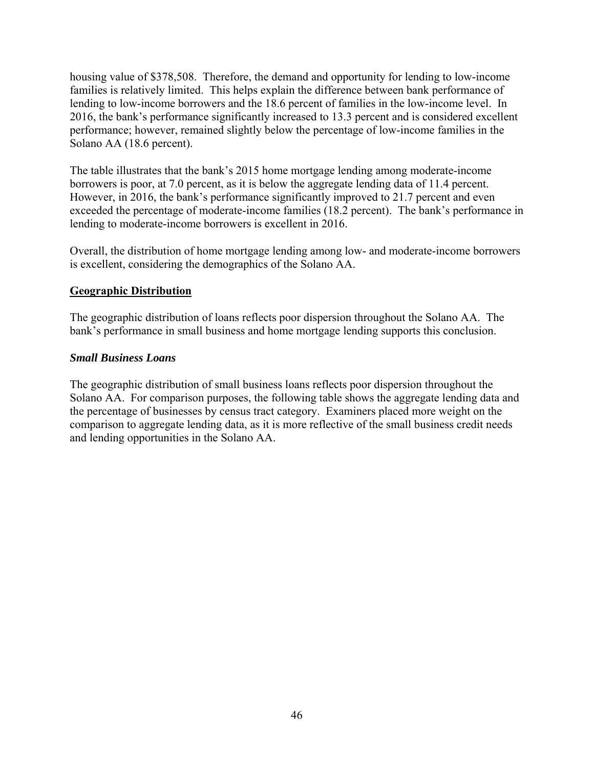housing value of $378,508. Therefore, the demand and opportunity for lending to low-income families is relatively limited. This helps explain the difference between bank performance of lending to low-income borrowers and the 18.6 percent of families in the low-income level. In 2016, the bank's performance significantly increased to 13.3 percent and is considered excellent performance; however, remained slightly below the percentage of low-income families in the Solano AA (18.6 percent).

The table illustrates that the bank's 2015 home mortgage lending among moderate-income borrowers is poor, at 7.0 percent, as it is below the aggregate lending data of 11.4 percent. However, in 2016, the bank's performance significantly improved to 21.7 percent and even exceeded the percentage of moderate-income families (18.2 percent). The bank's performance in lending to moderate-income borrowers is excellent in 2016.

Overall, the distribution of home mortgage lending among low- and moderate-income borrowers is excellent, considering the demographics of the Solano AA.

## Geographic Distribution

The geographic distribution of loans reflects poor dispersion throughout the Solano AA. The bank's performance in small business and home mortgage lending supports this conclusion.

### *Small Business Loans*

The geographic distribution of small business loans reflects poor dispersion throughout the Solano AA. For comparison purposes, the following table shows the aggregate lending data and the percentage of businesses by census tract category. Examiners placed more weight on the comparison to aggregate lending data, as it is more reflective of the small business credit needs and lending opportunities in the Solano AA.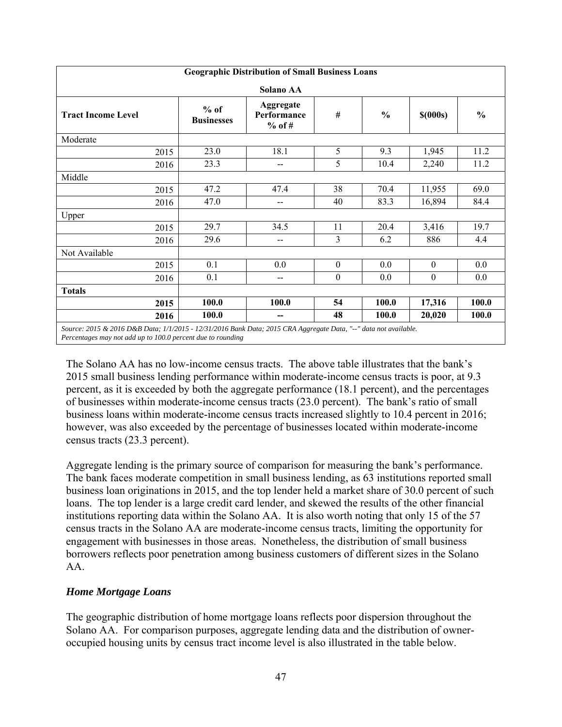| Geographic Distribution of Small Business Loans | | | | | | |
|---|---|---|---|---|---|---|
| Solano AA | | | | | | |
| Tract Income Level | % of Businesses | Aggregate Performance % of # | # | % | $(000s) | % |
| Moderate | | | | | | |
| 2015 | 23.0 | 18.1 | 5 | 9.3 | 1,945 | 11.2 |
| 2016 | 23.3 | -- | 5 | 10.4 | 2,240 | 11.2 |
| Middle | | | | | | |
| 2015 | 47.2 | 47.4 | 38 | 70.4 | 11,955 | 69.0 |
| 2016 | 47.0 | -- | 40 | 83.3 | 16,894 | 84.4 |
| Upper | | | | | | |
| 2015 | 29.7 | 34.5 | 11 | 20.4 | 3,416 | 19.7 |
| 2016 | 29.6 | -- | 3 | 6.2 | 886 | 4.4 |
| Not Available | | | | | | |
| 2015 | 0.1 | 0.0 | 0 | 0.0 | 0 | 0.0 |
| 2016 | 0.1 | -- | 0 | 0.0 | 0 | 0.0 |
| **Totals** | | | | | | |
| **2015** | **100.0** | **100.0** | **54** | **100.0** | **17,316** | **100.0** |
| **2016** | **100.0** | **--** | **48** | **100.0** | **20,020** | **100.0** |

*Source: 2015 & 2016 D&B Data; 1/1/2015 - 12/31/2016 Bank Data; 2015 CRA Aggregate Data, "--" data not available. Percentages may not add up to 100.0 percent due to rounding*

The Solano AA has no low-income census tracts. The above table illustrates that the bank's 2015 small business lending performance within moderate-income census tracts is poor, at 9.3 percent, as it is exceeded by both the aggregate performance (18.1 percent), and the percentages of businesses within moderate-income census tracts (23.0 percent). The bank's ratio of small business loans within moderate-income census tracts increased slightly to 10.4 percent in 2016; however, was also exceeded by the percentage of businesses located within moderate-income census tracts (23.3 percent).

Aggregate lending is the primary source of comparison for measuring the bank's performance. The bank faces moderate competition in small business lending, as 63 institutions reported small business loan originations in 2015, and the top lender held a market share of 30.0 percent of such loans. The top lender is a large credit card lender, and skewed the results of the other financial institutions reporting data within the Solano AA. It is also worth noting that only 15 of the 57 census tracts in the Solano AA are moderate-income census tracts, limiting the opportunity for engagement with businesses in those areas. Nonetheless, the distribution of small business borrowers reflects poor penetration among business customers of different sizes in the Solano AA.

### *Home Mortgage Loans*

The geographic distribution of home mortgage loans reflects poor dispersion throughout the Solano AA. For comparison purposes, aggregate lending data and the distribution of owner-occupied housing units by census tract income level is also illustrated in the table below.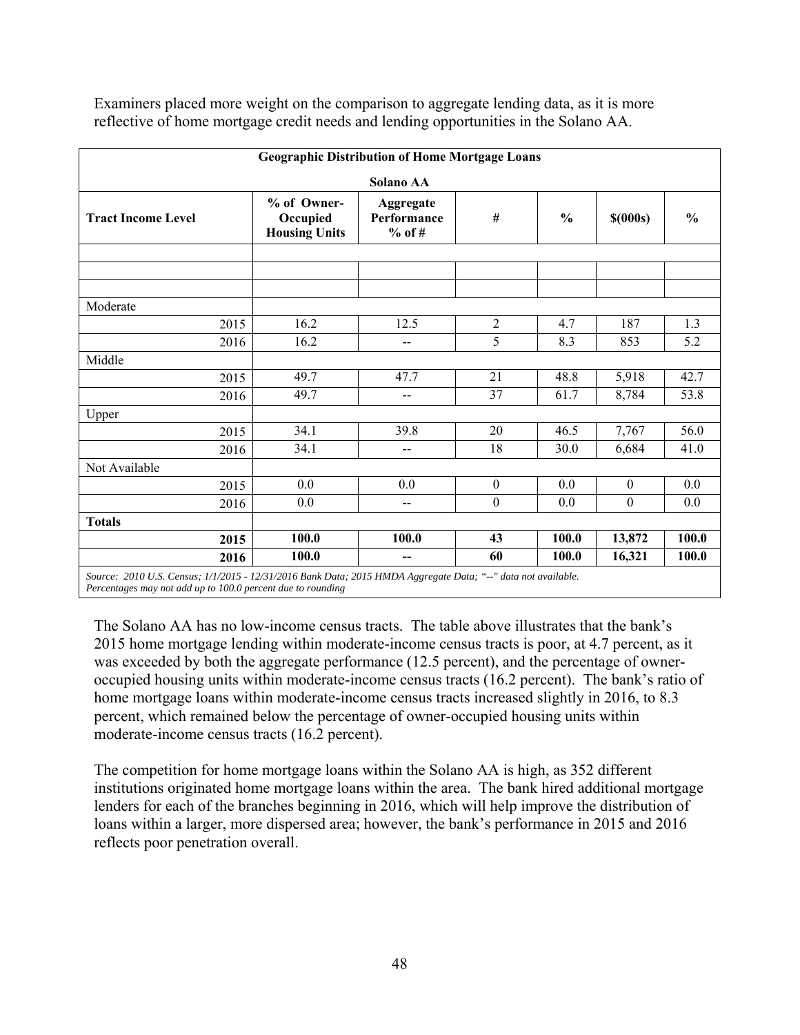Examiners placed more weight on the comparison to aggregate lending data, as it is more reflective of home mortgage credit needs and lending opportunities in the Solano AA.

| Geographic Distribution of Home Mortgage Loans<br>Solano AA | | | | | | |
|---|---|---|---|---|---|---|
| **Tract Income Level** | **% of Owner-Occupied Housing Units** | **Aggregate Performance % of #** | **#** | **%** | **$(000s)** | **%** |
| | | | | | | |
| | | | | | | |
| | | | | | | |
| Moderate | | | | | | |
| 2015 | 16.2 | 12.5 | 2 | 4.7 | 187 | 1.3 |
| 2016 | 16.2 | -- | 5 | 8.3 | 853 | 5.2 |
| Middle | | | | | | |
| 2015 | 49.7 | 47.7 | 21 | 48.8 | 5,918 | 42.7 |
| 2016 | 49.7 | -- | 37 | 61.7 | 8,784 | 53.8 |
| Upper | | | | | | |
| 2015 | 34.1 | 39.8 | 20 | 46.5 | 7,767 | 56.0 |
| 2016 | 34.1 | -- | 18 | 30.0 | 6,684 | 41.0 |
| Not Available | | | | | | |
| 2015 | 0.0 | 0.0 | 0 | 0.0 | 0 | 0.0 |
| 2016 | 0.0 | -- | 0 | 0.0 | 0 | 0.0 |
| **Totals** | | | | | | |
| **2015** | **100.0** | **100.0** | **43** | **100.0** | **13,872** | **100.0** |
| **2016** | **100.0** | **--** | **60** | **100.0** | **16,321** | **100.0** |

*Source: 2010 U.S. Census; 1/1/2015 - 12/31/2016 Bank Data; 2015 HMDA Aggregate Data; "--" data not available. Percentages may not add up to 100.0 percent due to rounding*

The Solano AA has no low-income census tracts. The table above illustrates that the bank's 2015 home mortgage lending within moderate-income census tracts is poor, at 4.7 percent, as it was exceeded by both the aggregate performance (12.5 percent), and the percentage of owner-occupied housing units within moderate-income census tracts (16.2 percent). The bank's ratio of home mortgage loans within moderate-income census tracts increased slightly in 2016, to 8.3 percent, which remained below the percentage of owner-occupied housing units within moderate-income census tracts (16.2 percent).

The competition for home mortgage loans within the Solano AA is high, as 352 different institutions originated home mortgage loans within the area. The bank hired additional mortgage lenders for each of the branches beginning in 2016, which will help improve the distribution of loans within a larger, more dispersed area; however, the bank's performance in 2015 and 2016 reflects poor penetration overall.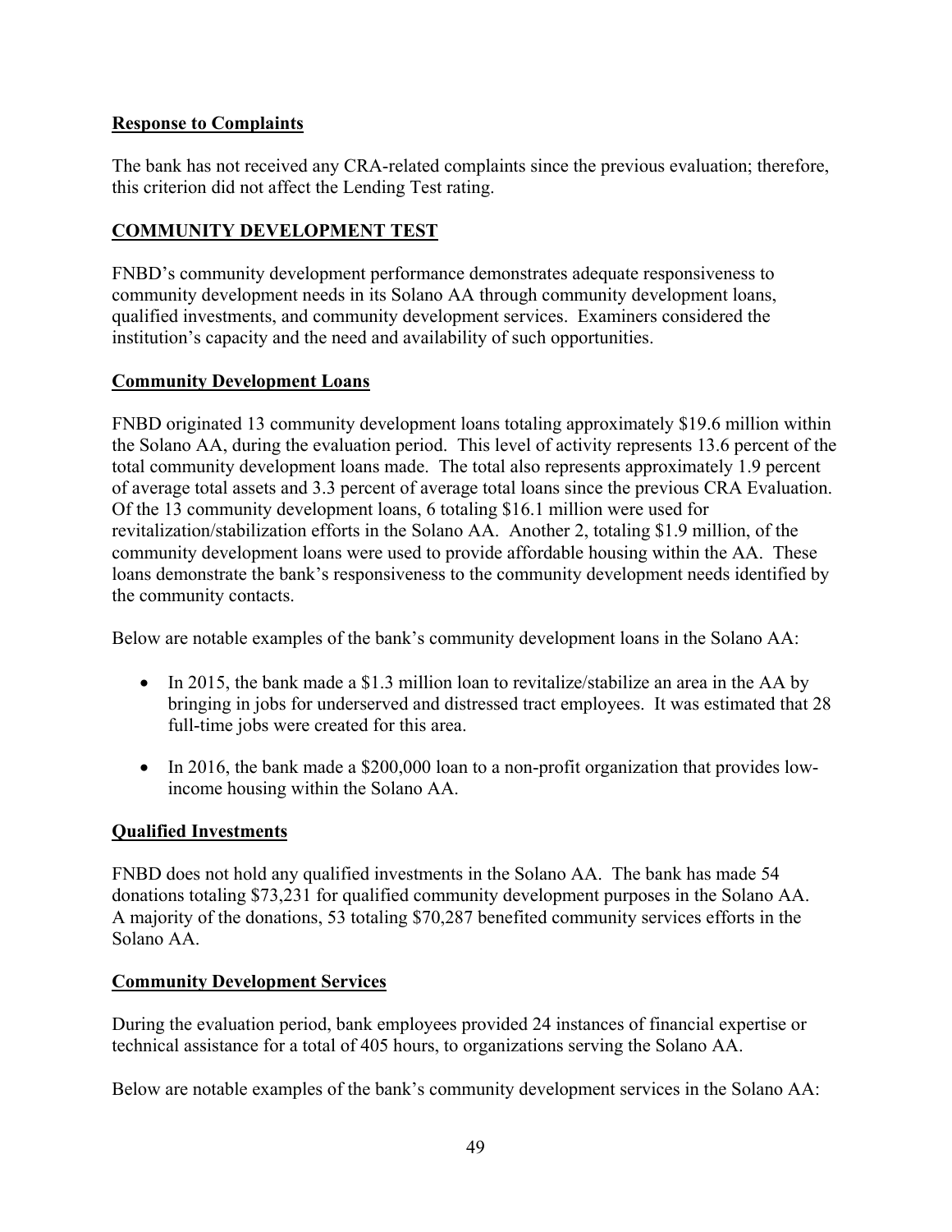**Response to Complaints**

The bank has not received any CRA-related complaints since the previous evaluation; therefore, this criterion did not affect the Lending Test rating.

**COMMUNITY DEVELOPMENT TEST**

FNBD's community development performance demonstrates adequate responsiveness to community development needs in its Solano AA through community development loans, qualified investments, and community development services. Examiners considered the institution's capacity and the need and availability of such opportunities.

**Community Development Loans**

FNBD originated 13 community development loans totaling approximately $19.6 million within the Solano AA, during the evaluation period. This level of activity represents 13.6 percent of the total community development loans made. The total also represents approximately 1.9 percent of average total assets and 3.3 percent of average total loans since the previous CRA Evaluation. Of the 13 community development loans, 6 totaling $16.1 million were used for revitalization/stabilization efforts in the Solano AA. Another 2, totaling $1.9 million, of the community development loans were used to provide affordable housing within the AA. These loans demonstrate the bank's responsiveness to the community development needs identified by the community contacts.

Below are notable examples of the bank's community development loans in the Solano AA:

- In 2015, the bank made a $1.3 million loan to revitalize/stabilize an area in the AA by bringing in jobs for underserved and distressed tract employees. It was estimated that 28 full-time jobs were created for this area.
- In 2016, the bank made a $200,000 loan to a non-profit organization that provides low-income housing within the Solano AA.

**Qualified Investments**

FNBD does not hold any qualified investments in the Solano AA. The bank has made 54 donations totaling $73,231 for qualified community development purposes in the Solano AA. A majority of the donations, 53 totaling $70,287 benefited community services efforts in the Solano AA.

**Community Development Services**

During the evaluation period, bank employees provided 24 instances of financial expertise or technical assistance for a total of 405 hours, to organizations serving the Solano AA.

Below are notable examples of the bank's community development services in the Solano AA: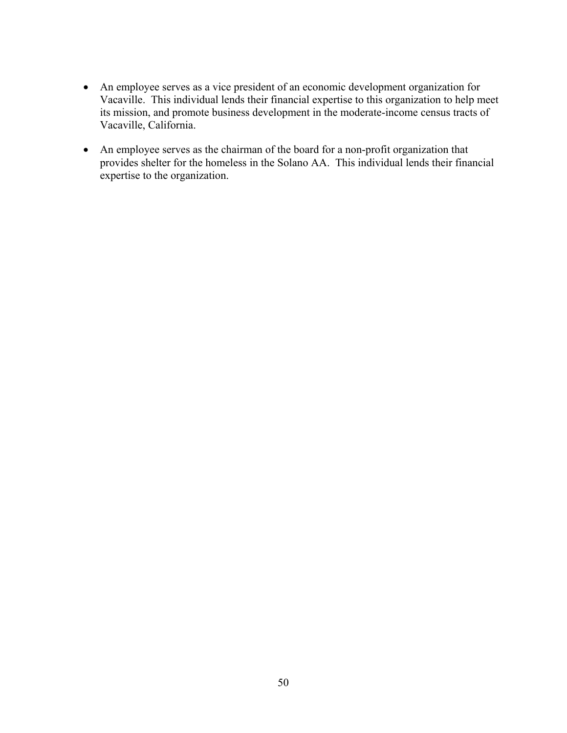- An employee serves as a vice president of an economic development organization for Vacaville. This individual lends their financial expertise to this organization to help meet its mission, and promote business development in the moderate-income census tracts of Vacaville, California.

- An employee serves as the chairman of the board for a non-profit organization that provides shelter for the homeless in the Solano AA. This individual lends their financial expertise to the organization.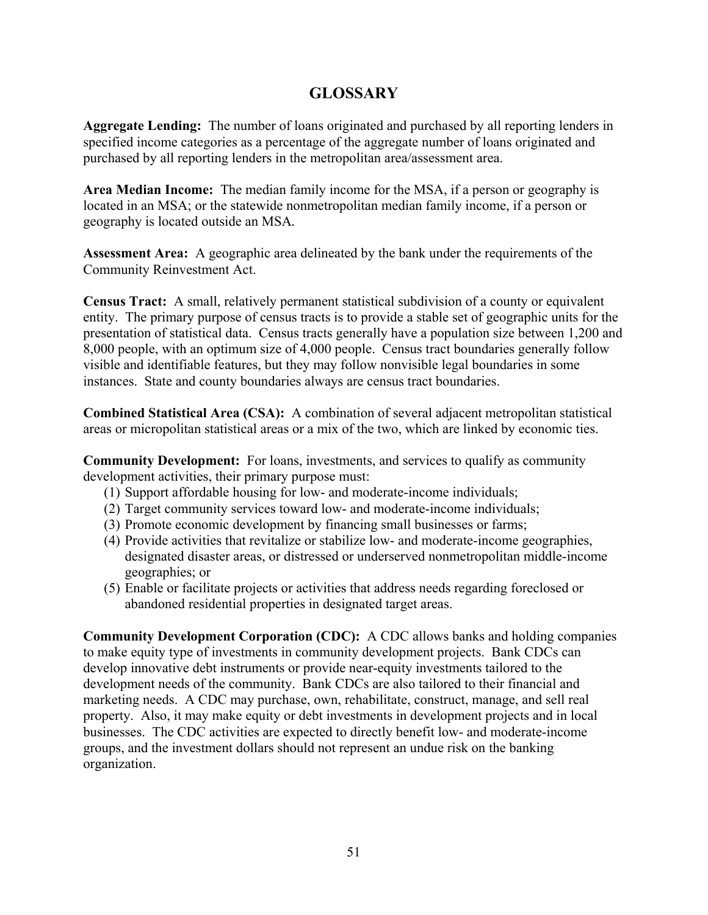# GLOSSARY

**Aggregate Lending:** The number of loans originated and purchased by all reporting lenders in specified income categories as a percentage of the aggregate number of loans originated and purchased by all reporting lenders in the metropolitan area/assessment area.

**Area Median Income:** The median family income for the MSA, if a person or geography is located in an MSA; or the statewide nonmetropolitan median family income, if a person or geography is located outside an MSA.

**Assessment Area:** A geographic area delineated by the bank under the requirements of the Community Reinvestment Act.

**Census Tract:** A small, relatively permanent statistical subdivision of a county or equivalent entity. The primary purpose of census tracts is to provide a stable set of geographic units for the presentation of statistical data. Census tracts generally have a population size between 1,200 and 8,000 people, with an optimum size of 4,000 people. Census tract boundaries generally follow visible and identifiable features, but they may follow nonvisible legal boundaries in some instances. State and county boundaries always are census tract boundaries.

**Combined Statistical Area (CSA):** A combination of several adjacent metropolitan statistical areas or micropolitan statistical areas or a mix of the two, which are linked by economic ties.

**Community Development:** For loans, investments, and services to qualify as community development activities, their primary purpose must:

(1) Support affordable housing for low- and moderate-income individuals;
(2) Target community services toward low- and moderate-income individuals;
(3) Promote economic development by financing small businesses or farms;
(4) Provide activities that revitalize or stabilize low- and moderate-income geographies, designated disaster areas, or distressed or underserved nonmetropolitan middle-income geographies; or
(5) Enable or facilitate projects or activities that address needs regarding foreclosed or abandoned residential properties in designated target areas.

**Community Development Corporation (CDC):** A CDC allows banks and holding companies to make equity type of investments in community development projects. Bank CDCs can develop innovative debt instruments or provide near-equity investments tailored to the development needs of the community. Bank CDCs are also tailored to their financial and marketing needs. A CDC may purchase, own, rehabilitate, construct, manage, and sell real property. Also, it may make equity or debt investments in development projects and in local businesses. The CDC activities are expected to directly benefit low- and moderate-income groups, and the investment dollars should not represent an undue risk on the banking organization.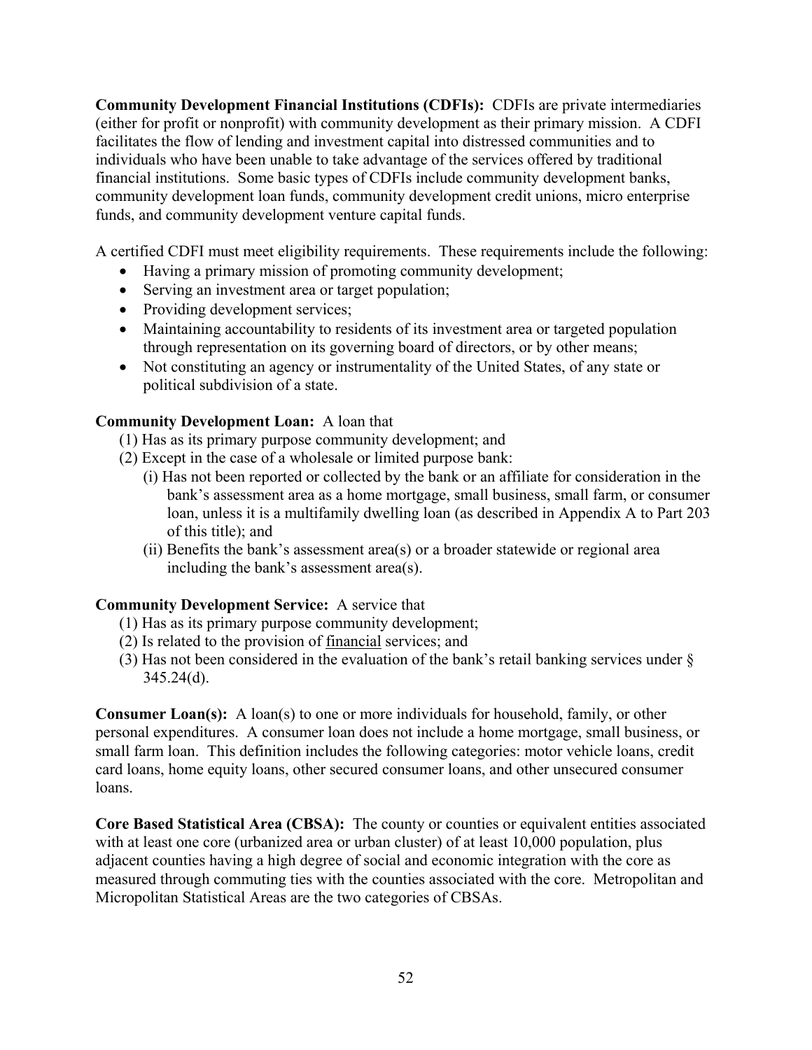**Community Development Financial Institutions (CDFIs):** CDFIs are private intermediaries (either for profit or nonprofit) with community development as their primary mission. A CDFI facilitates the flow of lending and investment capital into distressed communities and to individuals who have been unable to take advantage of the services offered by traditional financial institutions. Some basic types of CDFIs include community development banks, community development loan funds, community development credit unions, micro enterprise funds, and community development venture capital funds.

A certified CDFI must meet eligibility requirements. These requirements include the following:

- Having a primary mission of promoting community development;
- Serving an investment area or target population;
- Providing development services;
- Maintaining accountability to residents of its investment area or targeted population through representation on its governing board of directors, or by other means;
- Not constituting an agency or instrumentality of the United States, of any state or political subdivision of a state.

**Community Development Loan:** A loan that

(1) Has as its primary purpose community development; and

(2) Except in the case of a wholesale or limited purpose bank:

 (i) Has not been reported or collected by the bank or an affiliate for consideration in the bank's assessment area as a home mortgage, small business, small farm, or consumer loan, unless it is a multifamily dwelling loan (as described in Appendix A to Part 203 of this title); and

 (ii) Benefits the bank's assessment area(s) or a broader statewide or regional area including the bank's assessment area(s).

**Community Development Service:** A service that

(1) Has as its primary purpose community development;

(2) Is related to the provision of <u>financial</u> services; and

(3) Has not been considered in the evaluation of the bank's retail banking services under § 345.24(d).

**Consumer Loan(s):** A loan(s) to one or more individuals for household, family, or other personal expenditures. A consumer loan does not include a home mortgage, small business, or small farm loan. This definition includes the following categories: motor vehicle loans, credit card loans, home equity loans, other secured consumer loans, and other unsecured consumer loans.

**Core Based Statistical Area (CBSA):** The county or counties or equivalent entities associated with at least one core (urbanized area or urban cluster) of at least 10,000 population, plus adjacent counties having a high degree of social and economic integration with the core as measured through commuting ties with the counties associated with the core. Metropolitan and Micropolitan Statistical Areas are the two categories of CBSAs.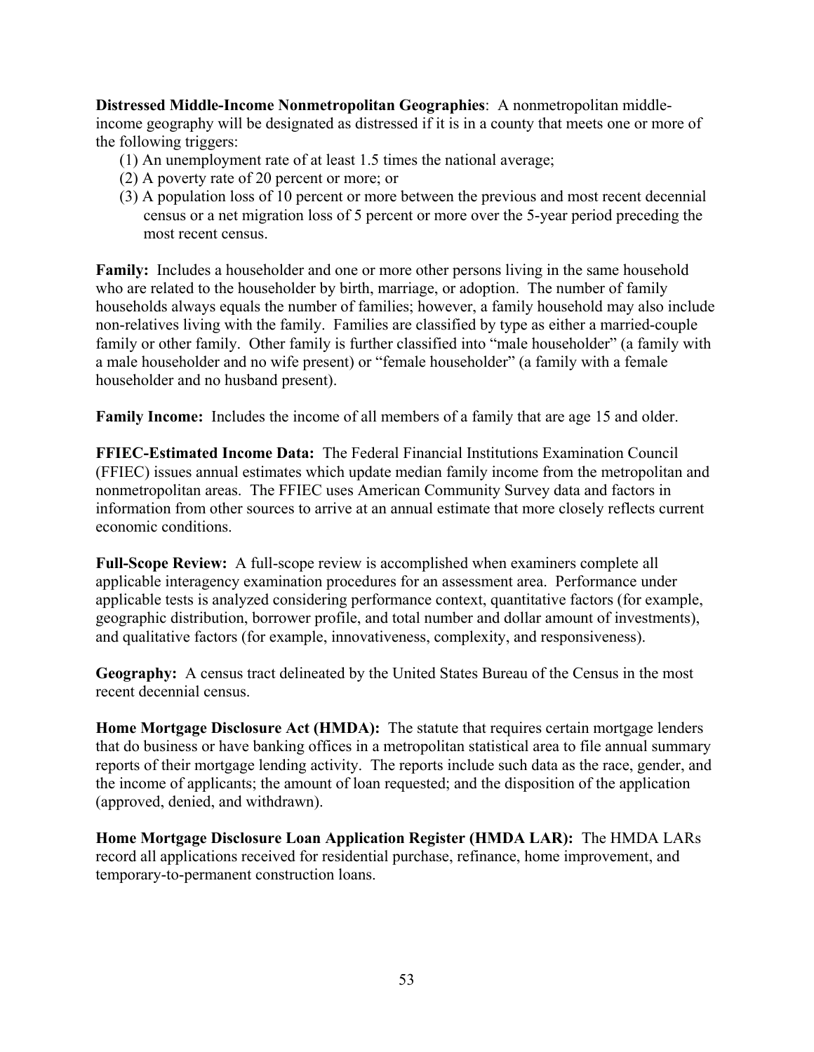**Distressed Middle-Income Nonmetropolitan Geographies**: A nonmetropolitan middle-income geography will be designated as distressed if it is in a county that meets one or more of the following triggers:

(1) An unemployment rate of at least 1.5 times the national average;
(2) A poverty rate of 20 percent or more; or
(3) A population loss of 10 percent or more between the previous and most recent decennial census or a net migration loss of 5 percent or more over the 5-year period preceding the most recent census.

**Family:** Includes a householder and one or more other persons living in the same household who are related to the householder by birth, marriage, or adoption. The number of family households always equals the number of families; however, a family household may also include non-relatives living with the family. Families are classified by type as either a married-couple family or other family. Other family is further classified into "male householder" (a family with a male householder and no wife present) or "female householder" (a family with a female householder and no husband present).

**Family Income:** Includes the income of all members of a family that are age 15 and older.

**FFIEC-Estimated Income Data:** The Federal Financial Institutions Examination Council (FFIEC) issues annual estimates which update median family income from the metropolitan and nonmetropolitan areas. The FFIEC uses American Community Survey data and factors in information from other sources to arrive at an annual estimate that more closely reflects current economic conditions.

**Full-Scope Review:** A full-scope review is accomplished when examiners complete all applicable interagency examination procedures for an assessment area. Performance under applicable tests is analyzed considering performance context, quantitative factors (for example, geographic distribution, borrower profile, and total number and dollar amount of investments), and qualitative factors (for example, innovativeness, complexity, and responsiveness).

**Geography:** A census tract delineated by the United States Bureau of the Census in the most recent decennial census.

**Home Mortgage Disclosure Act (HMDA):** The statute that requires certain mortgage lenders that do business or have banking offices in a metropolitan statistical area to file annual summary reports of their mortgage lending activity. The reports include such data as the race, gender, and the income of applicants; the amount of loan requested; and the disposition of the application (approved, denied, and withdrawn).

**Home Mortgage Disclosure Loan Application Register (HMDA LAR):** The HMDA LARs record all applications received for residential purchase, refinance, home improvement, and temporary-to-permanent construction loans.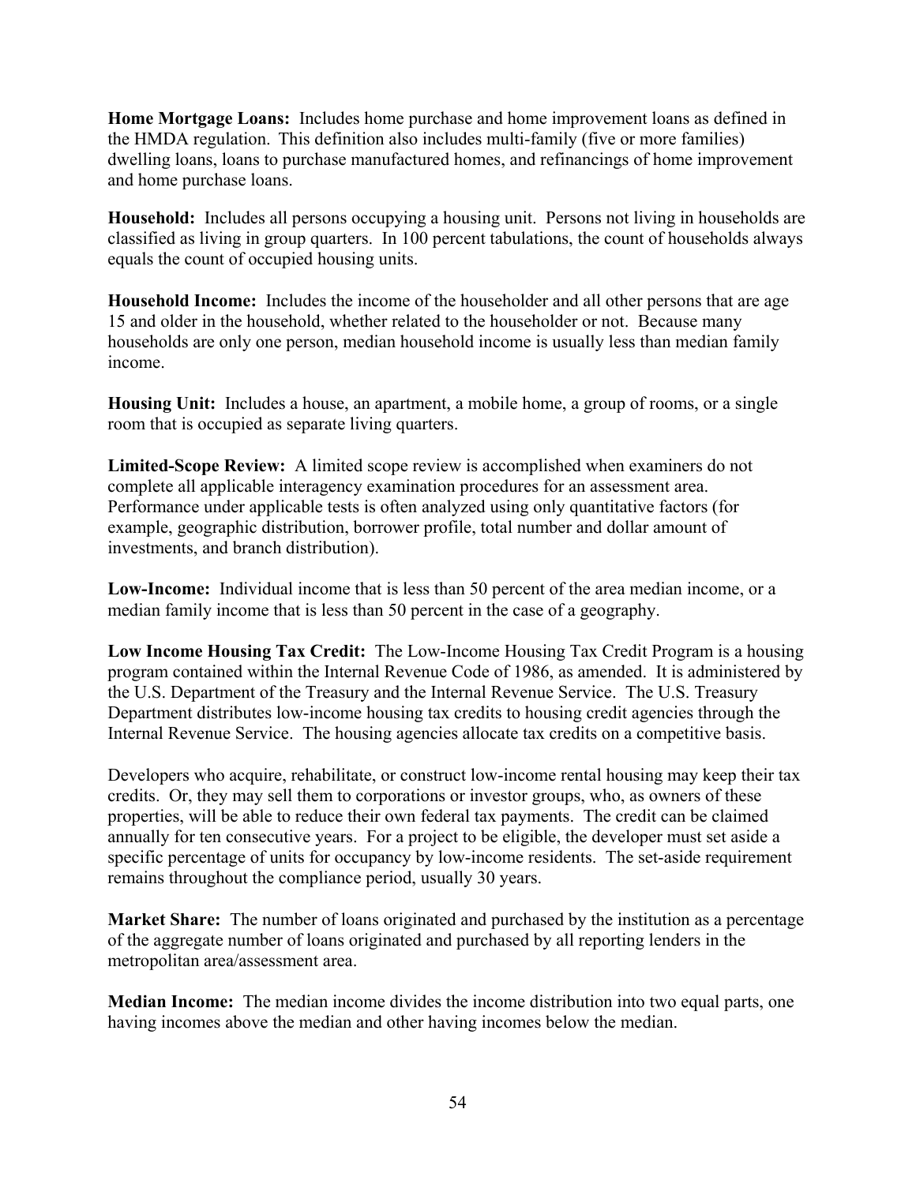**Home Mortgage Loans:** Includes home purchase and home improvement loans as defined in the HMDA regulation. This definition also includes multi-family (five or more families) dwelling loans, loans to purchase manufactured homes, and refinancings of home improvement and home purchase loans.

**Household:** Includes all persons occupying a housing unit. Persons not living in households are classified as living in group quarters. In 100 percent tabulations, the count of households always equals the count of occupied housing units.

**Household Income:** Includes the income of the householder and all other persons that are age 15 and older in the household, whether related to the householder or not. Because many households are only one person, median household income is usually less than median family income.

**Housing Unit:** Includes a house, an apartment, a mobile home, a group of rooms, or a single room that is occupied as separate living quarters.

**Limited-Scope Review:** A limited scope review is accomplished when examiners do not complete all applicable interagency examination procedures for an assessment area. Performance under applicable tests is often analyzed using only quantitative factors (for example, geographic distribution, borrower profile, total number and dollar amount of investments, and branch distribution).

**Low-Income:** Individual income that is less than 50 percent of the area median income, or a median family income that is less than 50 percent in the case of a geography.

**Low Income Housing Tax Credit:** The Low-Income Housing Tax Credit Program is a housing program contained within the Internal Revenue Code of 1986, as amended. It is administered by the U.S. Department of the Treasury and the Internal Revenue Service. The U.S. Treasury Department distributes low-income housing tax credits to housing credit agencies through the Internal Revenue Service. The housing agencies allocate tax credits on a competitive basis.

Developers who acquire, rehabilitate, or construct low-income rental housing may keep their tax credits. Or, they may sell them to corporations or investor groups, who, as owners of these properties, will be able to reduce their own federal tax payments. The credit can be claimed annually for ten consecutive years. For a project to be eligible, the developer must set aside a specific percentage of units for occupancy by low-income residents. The set-aside requirement remains throughout the compliance period, usually 30 years.

**Market Share:** The number of loans originated and purchased by the institution as a percentage of the aggregate number of loans originated and purchased by all reporting lenders in the metropolitan area/assessment area.

**Median Income:** The median income divides the income distribution into two equal parts, one having incomes above the median and other having incomes below the median.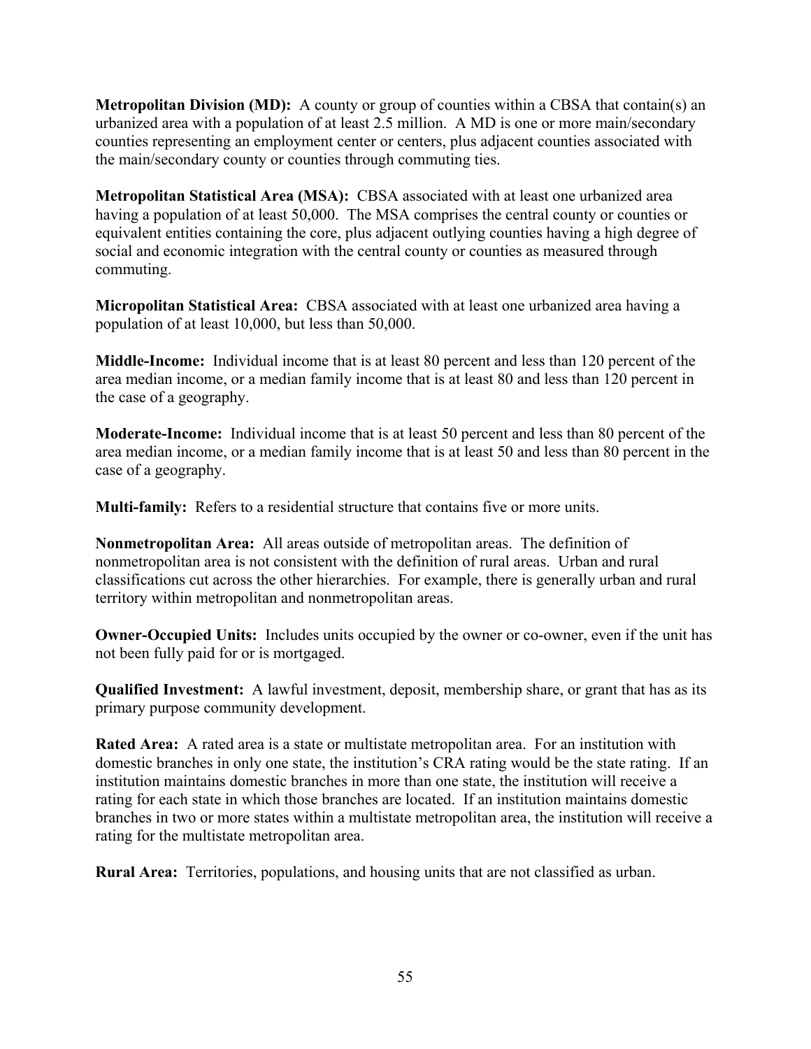**Metropolitan Division (MD):** A county or group of counties within a CBSA that contain(s) an urbanized area with a population of at least 2.5 million. A MD is one or more main/secondary counties representing an employment center or centers, plus adjacent counties associated with the main/secondary county or counties through commuting ties.

**Metropolitan Statistical Area (MSA):** CBSA associated with at least one urbanized area having a population of at least 50,000. The MSA comprises the central county or counties or equivalent entities containing the core, plus adjacent outlying counties having a high degree of social and economic integration with the central county or counties as measured through commuting.

**Micropolitan Statistical Area:** CBSA associated with at least one urbanized area having a population of at least 10,000, but less than 50,000.

**Middle-Income:** Individual income that is at least 80 percent and less than 120 percent of the area median income, or a median family income that is at least 80 and less than 120 percent in the case of a geography.

**Moderate-Income:** Individual income that is at least 50 percent and less than 80 percent of the area median income, or a median family income that is at least 50 and less than 80 percent in the case of a geography.

**Multi-family:** Refers to a residential structure that contains five or more units.

**Nonmetropolitan Area:** All areas outside of metropolitan areas. The definition of nonmetropolitan area is not consistent with the definition of rural areas. Urban and rural classifications cut across the other hierarchies. For example, there is generally urban and rural territory within metropolitan and nonmetropolitan areas.

**Owner-Occupied Units:** Includes units occupied by the owner or co-owner, even if the unit has not been fully paid for or is mortgaged.

**Qualified Investment:** A lawful investment, deposit, membership share, or grant that has as its primary purpose community development.

**Rated Area:** A rated area is a state or multistate metropolitan area. For an institution with domestic branches in only one state, the institution's CRA rating would be the state rating. If an institution maintains domestic branches in more than one state, the institution will receive a rating for each state in which those branches are located. If an institution maintains domestic branches in two or more states within a multistate metropolitan area, the institution will receive a rating for the multistate metropolitan area.

**Rural Area:** Territories, populations, and housing units that are not classified as urban.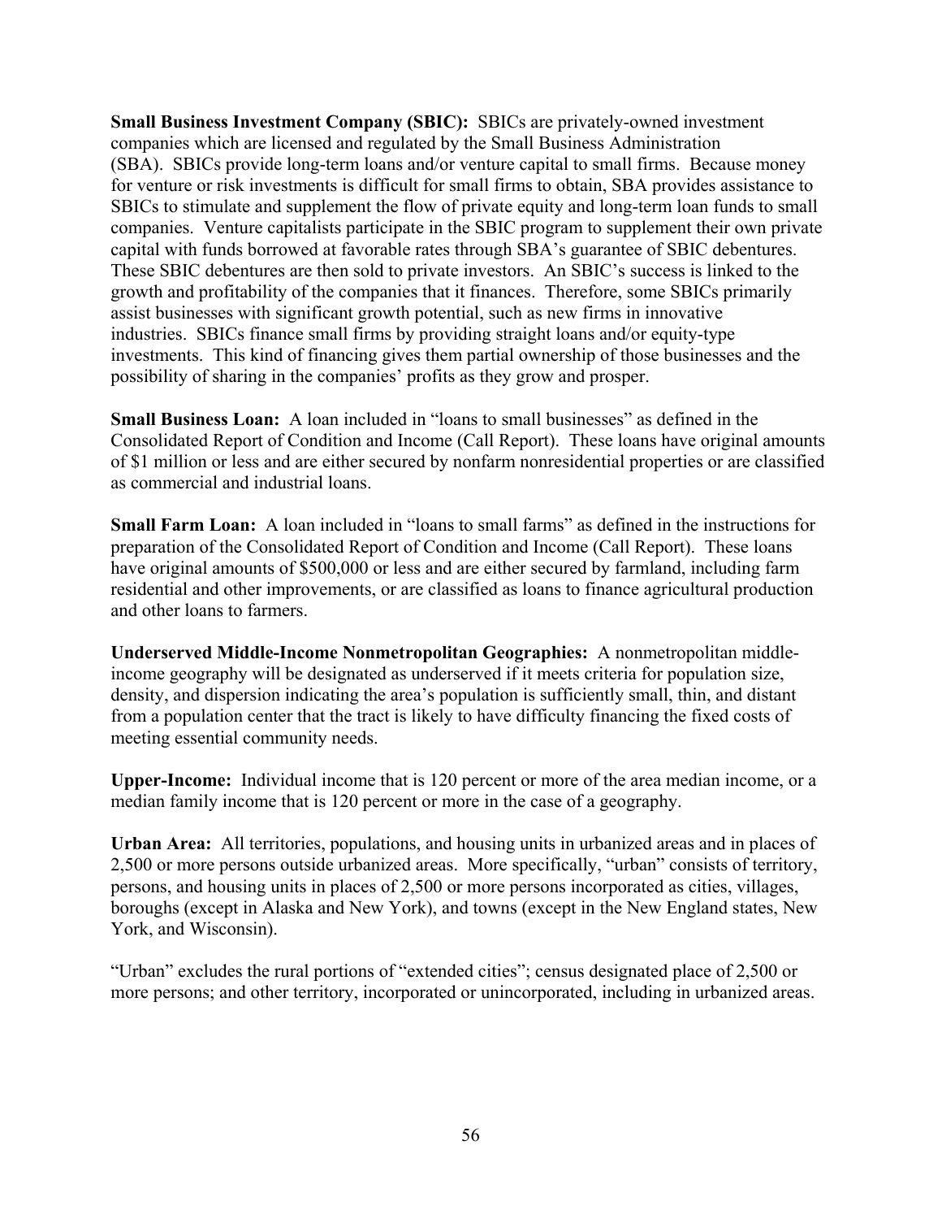**Small Business Investment Company (SBIC):** SBICs are privately-owned investment companies which are licensed and regulated by the Small Business Administration (SBA). SBICs provide long-term loans and/or venture capital to small firms. Because money for venture or risk investments is difficult for small firms to obtain, SBA provides assistance to SBICs to stimulate and supplement the flow of private equity and long-term loan funds to small companies. Venture capitalists participate in the SBIC program to supplement their own private capital with funds borrowed at favorable rates through SBA's guarantee of SBIC debentures. These SBIC debentures are then sold to private investors. An SBIC's success is linked to the growth and profitability of the companies that it finances. Therefore, some SBICs primarily assist businesses with significant growth potential, such as new firms in innovative industries. SBICs finance small firms by providing straight loans and/or equity-type investments. This kind of financing gives them partial ownership of those businesses and the possibility of sharing in the companies' profits as they grow and prosper.

**Small Business Loan:** A loan included in "loans to small businesses" as defined in the Consolidated Report of Condition and Income (Call Report). These loans have original amounts of $1 million or less and are either secured by nonfarm nonresidential properties or are classified as commercial and industrial loans.

**Small Farm Loan:** A loan included in "loans to small farms" as defined in the instructions for preparation of the Consolidated Report of Condition and Income (Call Report). These loans have original amounts of $500,000 or less and are either secured by farmland, including farm residential and other improvements, or are classified as loans to finance agricultural production and other loans to farmers.

**Underserved Middle-Income Nonmetropolitan Geographies:** A nonmetropolitan middle-income geography will be designated as underserved if it meets criteria for population size, density, and dispersion indicating the area's population is sufficiently small, thin, and distant from a population center that the tract is likely to have difficulty financing the fixed costs of meeting essential community needs.

**Upper-Income:** Individual income that is 120 percent or more of the area median income, or a median family income that is 120 percent or more in the case of a geography.

**Urban Area:** All territories, populations, and housing units in urbanized areas and in places of 2,500 or more persons outside urbanized areas. More specifically, "urban" consists of territory, persons, and housing units in places of 2,500 or more persons incorporated as cities, villages, boroughs (except in Alaska and New York), and towns (except in the New England states, New York, and Wisconsin).

"Urban" excludes the rural portions of "extended cities"; census designated place of 2,500 or more persons; and other territory, incorporated or unincorporated, including in urbanized areas.